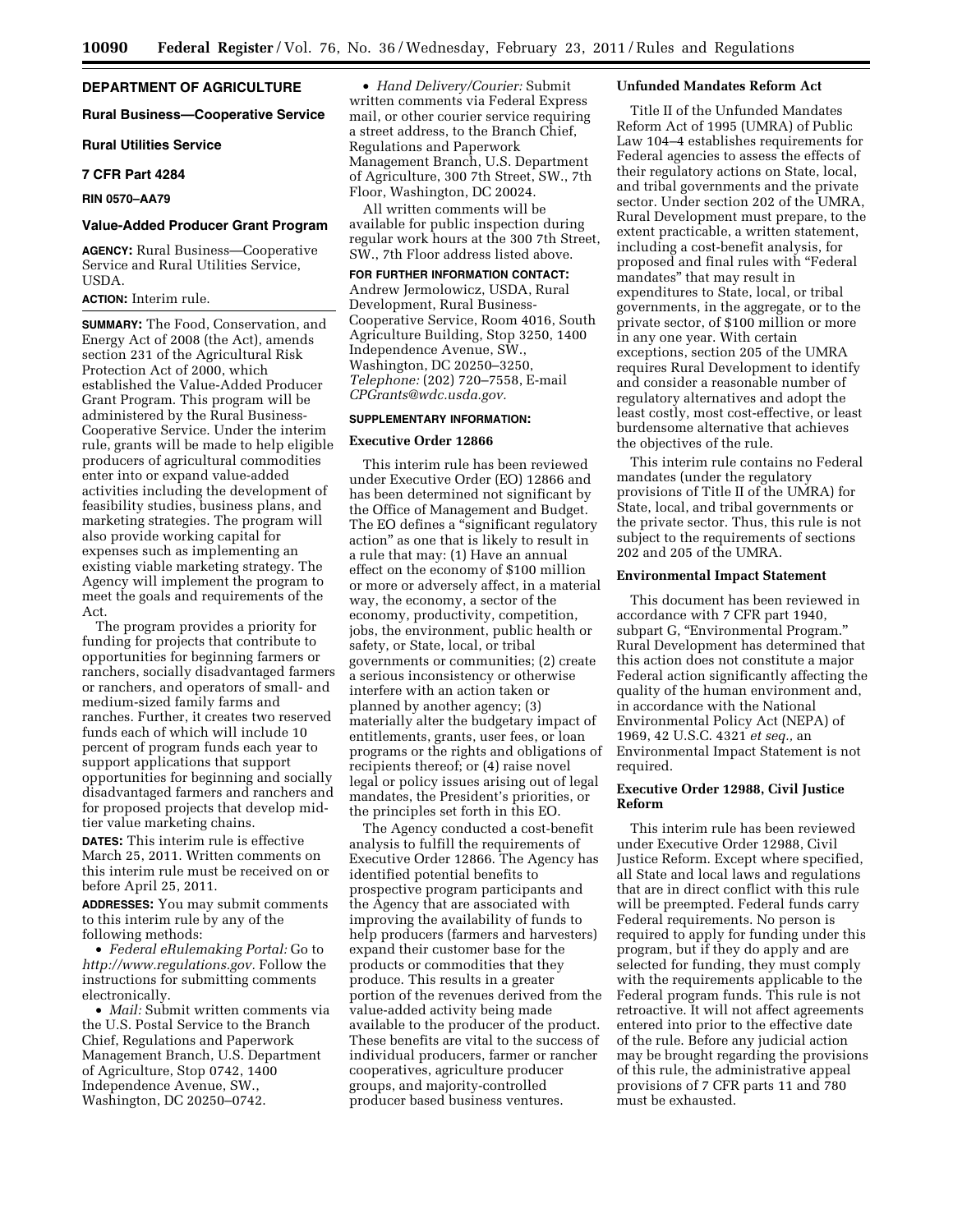## DEPARTMENT OF AGRICULTURE

### Rural Business—Cooperative Service

### Rural Utilities Service

### 7 CFR Part 4284

**RIN 0570–AA79**

### Value-Added Producer Grant Program

**AGENCY:** Rural Business—Cooperative Service and Rural Utilities Service, USDA.

**ACTION:** Interim rule.

**SUMMARY:** The Food, Conservation, and Energy Act of 2008 (the Act), amends section 231 of the Agricultural Risk Protection Act of 2000, which established the Value-Added Producer Grant Program. This program will be administered by the Rural Business-Cooperative Service. Under the interim rule, grants will be made to help eligible producers of agricultural commodities enter into or expand value-added activities including the development of feasibility studies, business plans, and marketing strategies. The program will also provide working capital for expenses such as implementing an existing viable marketing strategy. The Agency will implement the program to meet the goals and requirements of the Act.

The program provides a priority for funding for projects that contribute to opportunities for beginning farmers or ranchers, socially disadvantaged farmers or ranchers, and operators of small- and medium-sized family farms and ranches. Further, it creates two reserved funds each of which will include 10 percent of program funds each year to support applications that support opportunities for beginning and socially disadvantaged farmers and ranchers and for proposed projects that develop mid-tier value marketing chains.

**DATES:** This interim rule is effective March 25, 2011. Written comments on this interim rule must be received on or before April 25, 2011.

**ADDRESSES:** You may submit comments to this interim rule by any of the following methods:

- *Federal eRulemaking Portal:* Go to *http://www.regulations.gov.* Follow the instructions for submitting comments electronically.
- *Mail:* Submit written comments via the U.S. Postal Service to the Branch Chief, Regulations and Paperwork Management Branch, U.S. Department of Agriculture, Stop 0742, 1400 Independence Avenue, SW., Washington, DC 20250–0742.
- *Hand Delivery/Courier:* Submit written comments via Federal Express mail, or other courier service requiring a street address, to the Branch Chief, Regulations and Paperwork Management Branch, U.S. Department of Agriculture, 300 7th Street, SW., 7th Floor, Washington, DC 20024.

All written comments will be available for public inspection during regular work hours at the 300 7th Street, SW., 7th Floor address listed above.

**FOR FURTHER INFORMATION CONTACT:** Andrew Jermolowicz, USDA, Rural Development, Rural Business-Cooperative Service, Room 4016, South Agriculture Building, Stop 3250, 1400 Independence Avenue, SW., Washington, DC 20250–3250, *Telephone:* (202) 720–7558, E-mail *CPGrants@wdc.usda.gov.*

**SUPPLEMENTARY INFORMATION:**

### Executive Order 12866

This interim rule has been reviewed under Executive Order (EO) 12866 and has been determined not significant by the Office of Management and Budget. The EO defines a "significant regulatory action" as one that is likely to result in a rule that may: (1) Have an annual effect on the economy of $100 million or more or adversely affect, in a material way, the economy, a sector of the economy, productivity, competition, jobs, the environment, public health or safety, or State, local, or tribal governments or communities; (2) create a serious inconsistency or otherwise interfere with an action taken or planned by another agency; (3) materially alter the budgetary impact of entitlements, grants, user fees, or loan programs or the rights and obligations of recipients thereof; or (4) raise novel legal or policy issues arising out of legal mandates, the President's priorities, or the principles set forth in this EO.

The Agency conducted a cost-benefit analysis to fulfill the requirements of Executive Order 12866. The Agency has identified potential benefits to prospective program participants and the Agency that are associated with improving the availability of funds to help producers (farmers and harvesters) expand their customer base for the products or commodities that they produce. This results in a greater portion of the revenues derived from the value-added activity being made available to the producer of the product. These benefits are vital to the success of individual producers, farmer or rancher cooperatives, agriculture producer groups, and majority-controlled producer based business ventures.

### Unfunded Mandates Reform Act

Title II of the Unfunded Mandates Reform Act of 1995 (UMRA) of Public Law 104–4 establishes requirements for Federal agencies to assess the effects of their regulatory actions on State, local, and tribal governments and the private sector. Under section 202 of the UMRA, Rural Development must prepare, to the extent practicable, a written statement, including a cost-benefit analysis, for proposed and final rules with "Federal mandates" that may result in expenditures to State, local, or tribal governments, in the aggregate, or to the private sector, of $100 million or more in any one year. With certain exceptions, section 205 of the UMRA requires Rural Development to identify and consider a reasonable number of regulatory alternatives and adopt the least costly, most cost-effective, or least burdensome alternative that achieves the objectives of the rule.

This interim rule contains no Federal mandates (under the regulatory provisions of Title II of the UMRA) for State, local, and tribal governments or the private sector. Thus, this rule is not subject to the requirements of sections 202 and 205 of the UMRA.

### Environmental Impact Statement

This document has been reviewed in accordance with 7 CFR part 1940, subpart G, "Environmental Program." Rural Development has determined that this action does not constitute a major Federal action significantly affecting the quality of the human environment and, in accordance with the National Environmental Policy Act (NEPA) of 1969, 42 U.S.C. 4321 *et seq.,* an Environmental Impact Statement is not required.

### Executive Order 12988, Civil Justice Reform

This interim rule has been reviewed under Executive Order 12988, Civil Justice Reform. Except where specified, all State and local laws and regulations that are in direct conflict with this rule will be preempted. Federal funds carry Federal requirements. No person is required to apply for funding under this program, but if they do apply and are selected for funding, they must comply with the requirements applicable to the Federal program funds. This rule is not retroactive. It will not affect agreements entered into prior to the effective date of the rule. Before any judicial action may be brought regarding the provisions of this rule, the administrative appeal provisions of 7 CFR parts 11 and 780 must be exhausted.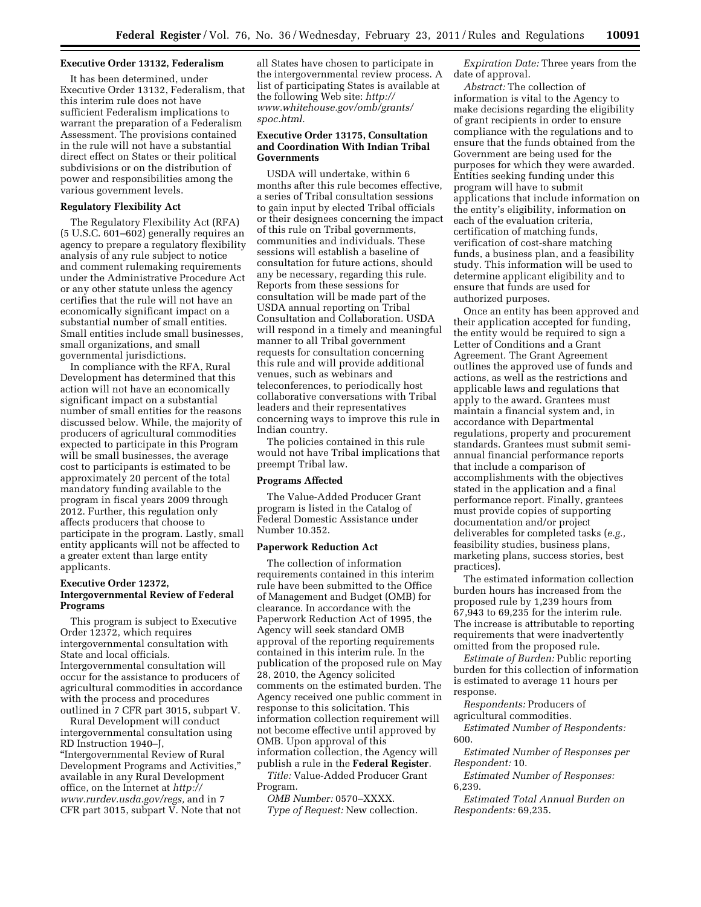### Executive Order 13132, Federalism

It has been determined, under Executive Order 13132, Federalism, that this interim rule does not have sufficient Federalism implications to warrant the preparation of a Federalism Assessment. The provisions contained in the rule will not have a substantial direct effect on States or their political subdivisions or on the distribution of power and responsibilities among the various government levels.

### Regulatory Flexibility Act

The Regulatory Flexibility Act (RFA) (5 U.S.C. 601–602) generally requires an agency to prepare a regulatory flexibility analysis of any rule subject to notice and comment rulemaking requirements under the Administrative Procedure Act or any other statute unless the agency certifies that the rule will not have an economically significant impact on a substantial number of small entities. Small entities include small businesses, small organizations, and small governmental jurisdictions.

In compliance with the RFA, Rural Development has determined that this action will not have an economically significant impact on a substantial number of small entities for the reasons discussed below. While, the majority of producers of agricultural commodities expected to participate in this Program will be small businesses, the average cost to participants is estimated to be approximately 20 percent of the total mandatory funding available to the program in fiscal years 2009 through 2012. Further, this regulation only affects producers that choose to participate in the program. Lastly, small entity applicants will not be affected to a greater extent than large entity applicants.

### Executive Order 12372, Intergovernmental Review of Federal Programs

This program is subject to Executive Order 12372, which requires intergovernmental consultation with State and local officials. Intergovernmental consultation will occur for the assistance to producers of agricultural commodities in accordance with the process and procedures outlined in 7 CFR part 3015, subpart V.

Rural Development will conduct intergovernmental consultation using RD Instruction 1940–J, "Intergovernmental Review of Rural Development Programs and Activities," available in any Rural Development office, on the Internet at *http://www.rurdev.usda.gov/regs,* and in 7 CFR part 3015, subpart V. Note that not all States have chosen to participate in the intergovernmental review process. A list of participating States is available at the following Web site: *http://www.whitehouse.gov/omb/grants/spoc.html.*

### Executive Order 13175, Consultation and Coordination With Indian Tribal Governments

USDA will undertake, within 6 months after this rule becomes effective, a series of Tribal consultation sessions to gain input by elected Tribal officials or their designees concerning the impact of this rule on Tribal governments, communities and individuals. These sessions will establish a baseline of consultation for future actions, should any be necessary, regarding this rule. Reports from these sessions for consultation will be made part of the USDA annual reporting on Tribal Consultation and Collaboration. USDA will respond in a timely and meaningful manner to all Tribal government requests for consultation concerning this rule and will provide additional venues, such as webinars and teleconferences, to periodically host collaborative conversations with Tribal leaders and their representatives concerning ways to improve this rule in Indian country.

The policies contained in this rule would not have Tribal implications that preempt Tribal law.

### Programs Affected

The Value-Added Producer Grant program is listed in the Catalog of Federal Domestic Assistance under Number 10.352.

### Paperwork Reduction Act

The collection of information requirements contained in this interim rule have been submitted to the Office of Management and Budget (OMB) for clearance. In accordance with the Paperwork Reduction Act of 1995, the Agency will seek standard OMB approval of the reporting requirements contained in this interim rule. In the publication of the proposed rule on May 28, 2010, the Agency solicited comments on the estimated burden. The Agency received one public comment in response to this solicitation. This information collection requirement will not become effective until approved by OMB. Upon approval of this information collection, the Agency will publish a rule in the **Federal Register**.

*Title:* Value-Added Producer Grant Program.

*OMB Number:* 0570–XXXX.

*Type of Request:* New collection.

*Expiration Date:* Three years from the date of approval.

*Abstract:* The collection of information is vital to the Agency to make decisions regarding the eligibility of grant recipients in order to ensure compliance with the regulations and to ensure that the funds obtained from the Government are being used for the purposes for which they were awarded. Entities seeking funding under this program will have to submit applications that include information on the entity's eligibility, information on each of the evaluation criteria, certification of matching funds, verification of cost-share matching funds, a business plan, and a feasibility study. This information will be used to determine applicant eligibility and to ensure that funds are used for authorized purposes.

Once an entity has been approved and their application accepted for funding, the entity would be required to sign a Letter of Conditions and a Grant Agreement. The Grant Agreement outlines the approved use of funds and actions, as well as the restrictions and applicable laws and regulations that apply to the award. Grantees must maintain a financial system and, in accordance with Departmental regulations, property and procurement standards. Grantees must submit semi-annual financial performance reports that include a comparison of accomplishments with the objectives stated in the application and a final performance report. Finally, grantees must provide copies of supporting documentation and/or project deliverables for completed tasks (*e.g.,* feasibility studies, business plans, marketing plans, success stories, best practices).

The estimated information collection burden hours has increased from the proposed rule by 1,239 hours from 67,943 to 69,235 for the interim rule. The increase is attributable to reporting requirements that were inadvertently omitted from the proposed rule.

*Estimate of Burden:* Public reporting burden for this collection of information is estimated to average 11 hours per response.

*Respondents:* Producers of agricultural commodities.

*Estimated Number of Respondents:* 600.

*Estimated Number of Responses per Respondent:* 10.

*Estimated Number of Responses:* 6,239.

*Estimated Total Annual Burden on Respondents:* 69,235.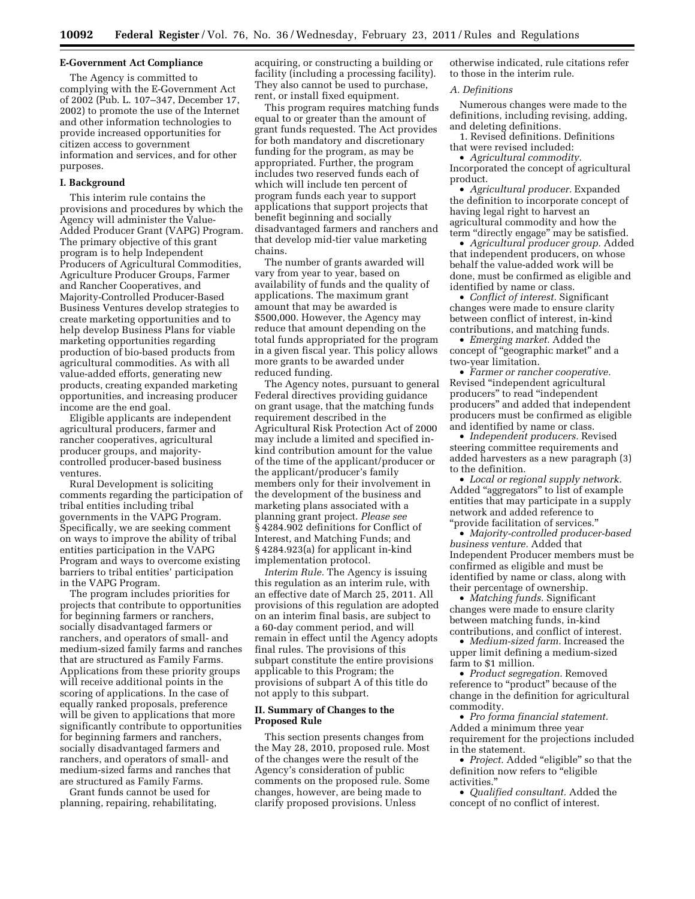**E-Government Act Compliance**

The Agency is committed to complying with the E-Government Act of 2002 (Pub. L. 107–347, December 17, 2002) to promote the use of the Internet and other information technologies to provide increased opportunities for citizen access to government information and services, and for other purposes.

**I. Background**

This interim rule contains the provisions and procedures by which the Agency will administer the Value-Added Producer Grant (VAPG) Program. The primary objective of this grant program is to help Independent Producers of Agricultural Commodities, Agriculture Producer Groups, Farmer and Rancher Cooperatives, and Majority-Controlled Producer-Based Business Ventures develop strategies to create marketing opportunities and to help develop Business Plans for viable marketing opportunities regarding production of bio-based products from agricultural commodities. As with all value-added efforts, generating new products, creating expanded marketing opportunities, and increasing producer income are the end goal.

Eligible applicants are independent agricultural producers, farmer and rancher cooperatives, agricultural producer groups, and majority-controlled producer-based business ventures.

Rural Development is soliciting comments regarding the participation of tribal entities including tribal governments in the VAPG Program. Specifically, we are seeking comment on ways to improve the ability of tribal entities participation in the VAPG Program and ways to overcome existing barriers to tribal entities' participation in the VAPG Program.

The program includes priorities for projects that contribute to opportunities for beginning farmers or ranchers, socially disadvantaged farmers or ranchers, and operators of small- and medium-sized family farms and ranches that are structured as Family Farms. Applications from these priority groups will receive additional points in the scoring of applications. In the case of equally ranked proposals, preference will be given to applications that more significantly contribute to opportunities for beginning farmers and ranchers, socially disadvantaged farmers and ranchers, and operators of small- and medium-sized farms and ranches that are structured as Family Farms.

Grant funds cannot be used for planning, repairing, rehabilitating, acquiring, or constructing a building or facility (including a processing facility). They also cannot be used to purchase, rent, or install fixed equipment.

This program requires matching funds equal to or greater than the amount of grant funds requested. The Act provides for both mandatory and discretionary funding for the program, as may be appropriated. Further, the program includes two reserved funds each of which will include ten percent of program funds each year to support applications that support projects that benefit beginning and socially disadvantaged farmers and ranchers and that develop mid-tier value marketing chains.

The number of grants awarded will vary from year to year, based on availability of funds and the quality of applications. The maximum grant amount that may be awarded is $500,000. However, the Agency may reduce that amount depending on the total funds appropriated for the program in a given fiscal year. This policy allows more grants to be awarded under reduced funding.

The Agency notes, pursuant to general Federal directives providing guidance on grant usage, that the matching funds requirement described in the Agricultural Risk Protection Act of 2000 may include a limited and specified in-kind contribution amount for the value of the time of the applicant/producer or the applicant/producer's family members only for their involvement in the development of the business and marketing plans associated with a planning grant project. *Please see* § 4284.902 definitions for Conflict of Interest, and Matching Funds; and § 4284.923(a) for applicant in-kind implementation protocol.

*Interim Rule.* The Agency is issuing this regulation as an interim rule, with an effective date of March 25, 2011. All provisions of this regulation are adopted on an interim final basis, are subject to a 60-day comment period, and will remain in effect until the Agency adopts final rules. The provisions of this subpart constitute the entire provisions applicable to this Program; the provisions of subpart A of this title do not apply to this subpart.

**II. Summary of Changes to the Proposed Rule**

This section presents changes from the May 28, 2010, proposed rule. Most of the changes were the result of the Agency's consideration of public comments on the proposed rule. Some changes, however, are being made to clarify proposed provisions. Unless otherwise indicated, rule citations refer to those in the interim rule.

*A. Definitions*

Numerous changes were made to the definitions, including revising, adding, and deleting definitions.

1. Revised definitions. Definitions that were revised included:

- *Agricultural commodity.* Incorporated the concept of agricultural product.
- *Agricultural producer.* Expanded the definition to incorporate concept of having legal right to harvest an agricultural commodity and how the term "directly engage" may be satisfied.
- *Agricultural producer group.* Added that independent producers, on whose behalf the value-added work will be done, must be confirmed as eligible and identified by name or class.
- *Conflict of interest.* Significant changes were made to ensure clarity between conflict of interest, in-kind contributions, and matching funds.
- *Emerging market.* Added the concept of "geographic market" and a two-year limitation.
- *Farmer or rancher cooperative.* Revised "independent agricultural producers" to read "independent producers" and added that independent producers must be confirmed as eligible and identified by name or class.
- *Independent producers.* Revised steering committee requirements and added harvesters as a new paragraph (3) to the definition.
- *Local or regional supply network.* Added "aggregators" to list of example entities that may participate in a supply network and added reference to "provide facilitation of services."
- *Majority-controlled producer-based business venture.* Added that Independent Producer members must be confirmed as eligible and must be identified by name or class, along with their percentage of ownership.
- *Matching funds.* Significant changes were made to ensure clarity between matching funds, in-kind contributions, and conflict of interest.
- *Medium-sized farm.* Increased the upper limit defining a medium-sized farm to $1 million.
- *Product segregation.* Removed reference to "product" because of the change in the definition for agricultural commodity.
- *Pro forma financial statement.* Added a minimum three year requirement for the projections included in the statement.
- *Project.* Added "eligible" so that the definition now refers to "eligible activities."
- *Qualified consultant.* Added the concept of no conflict of interest.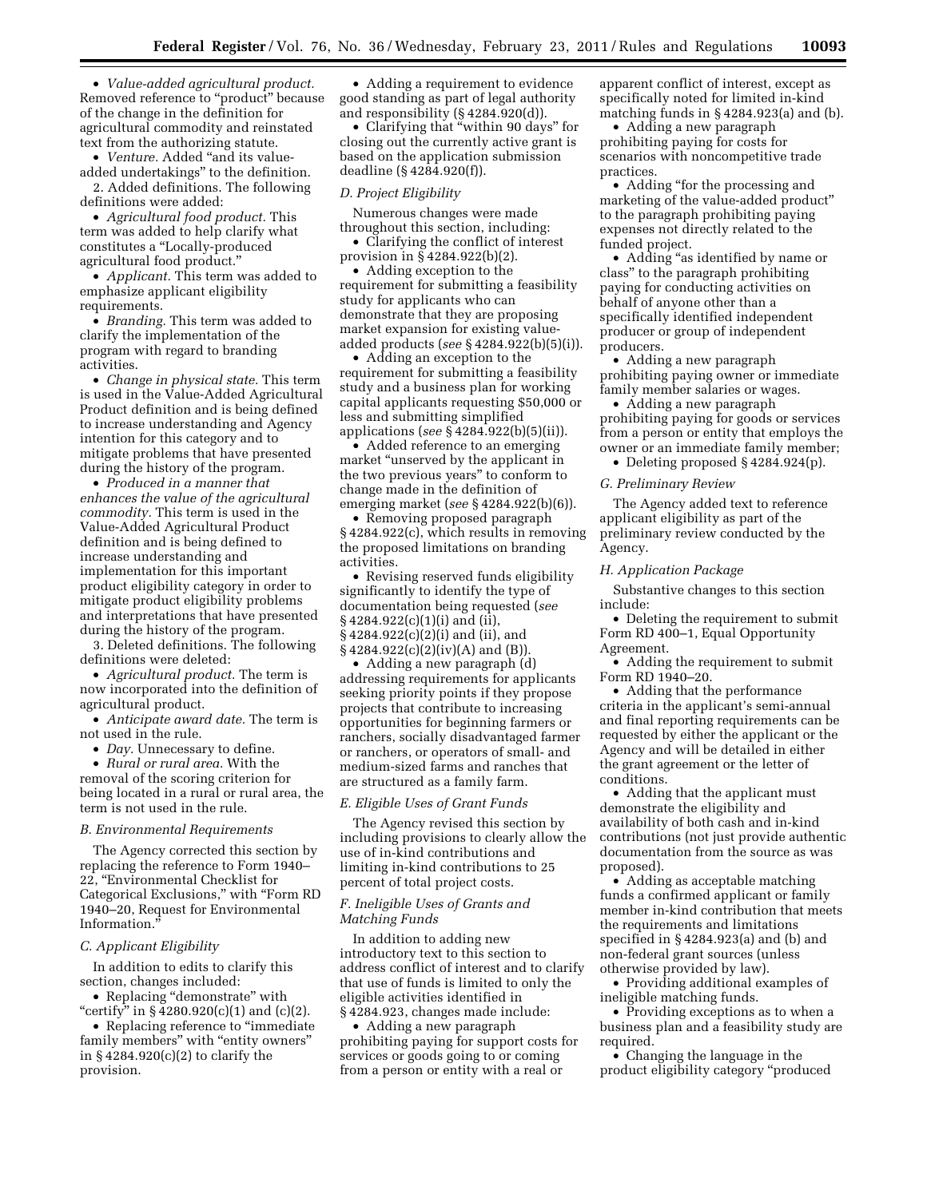• *Value-added agricultural product.* Removed reference to "product" because of the change in the definition for agricultural commodity and reinstated text from the authorizing statute.

• *Venture.* Added "and its value-added undertakings" to the definition.

2. Added definitions. The following definitions were added:

• *Agricultural food product.* This term was added to help clarify what constitutes a "Locally-produced agricultural food product."

• *Applicant.* This term was added to emphasize applicant eligibility requirements.

• *Branding.* This term was added to clarify the implementation of the program with regard to branding activities.

• *Change in physical state.* This term is used in the Value-Added Agricultural Product definition and is being defined to increase understanding and Agency intention for this category and to mitigate problems that have presented during the history of the program.

• *Produced in a manner that enhances the value of the agricultural commodity.* This term is used in the Value-Added Agricultural Product definition and is being defined to increase understanding and implementation for this important product eligibility category in order to mitigate product eligibility problems and interpretations that have presented during the history of the program.

3. Deleted definitions. The following definitions were deleted:

• *Agricultural product.* The term is now incorporated into the definition of agricultural product.

• *Anticipate award date.* The term is not used in the rule.

• *Day.* Unnecessary to define.

• *Rural or rural area.* With the removal of the scoring criterion for being located in a rural or rural area, the term is not used in the rule.

### *B. Environmental Requirements*

The Agency corrected this section by replacing the reference to Form 1940–22, "Environmental Checklist for Categorical Exclusions," with "Form RD 1940–20, Request for Environmental Information."

### *C. Applicant Eligibility*

In addition to edits to clarify this section, changes included:

• Replacing "demonstrate" with "certify" in § 4280.920(c)(1) and (c)(2).

• Replacing reference to "immediate family members" with "entity owners" in § 4284.920(c)(2) to clarify the provision.

• Adding a requirement to evidence good standing as part of legal authority and responsibility (§ 4284.920(d)).

• Clarifying that "within 90 days" for closing out the currently active grant is based on the application submission deadline (§ 4284.920(f)).

### *D. Project Eligibility*

Numerous changes were made throughout this section, including:

• Clarifying the conflict of interest provision in § 4284.922(b)(2).

• Adding exception to the requirement for submitting a feasibility study for applicants who can demonstrate that they are proposing market expansion for existing value-added products (*see* § 4284.922(b)(5)(i)).

• Adding an exception to the requirement for submitting a feasibility study and a business plan for working capital applicants requesting $50,000 or less and submitting simplified applications (*see* § 4284.922(b)(5)(ii)).

• Added reference to an emerging market "unserved by the applicant in the two previous years" to conform to change made in the definition of emerging market (*see* § 4284.922(b)(6)).

• Removing proposed paragraph § 4284.922(c), which results in removing the proposed limitations on branding activities.

• Revising reserved funds eligibility significantly to identify the type of documentation being requested (*see* § 4284.922(c)(1)(i) and (ii), § 4284.922(c)(2)(i) and (ii), and § 4284.922(c)(2)(iv)(A) and (B)).

• Adding a new paragraph (d) addressing requirements for applicants seeking priority points if they propose projects that contribute to increasing opportunities for beginning farmers or ranchers, socially disadvantaged farmer or ranchers, or operators of small- and medium-sized farms and ranches that are structured as a family farm.

### *E. Eligible Uses of Grant Funds*

The Agency revised this section by including provisions to clearly allow the use of in-kind contributions and limiting in-kind contributions to 25 percent of total project costs.

### *F. Ineligible Uses of Grants and Matching Funds*

In addition to adding new introductory text to this section to address conflict of interest and to clarify that use of funds is limited to only the eligible activities identified in § 4284.923, changes made include:

• Adding a new paragraph prohibiting paying for support costs for services or goods going to or coming from a person or entity with a real or apparent conflict of interest, except as specifically noted for limited in-kind matching funds in § 4284.923(a) and (b).

• Adding a new paragraph prohibiting paying for costs for scenarios with noncompetitive trade practices.

• Adding "for the processing and marketing of the value-added product" to the paragraph prohibiting paying expenses not directly related to the funded project.

• Adding "as identified by name or class" to the paragraph prohibiting paying for conducting activities on behalf of anyone other than a specifically identified independent producer or group of independent producers.

• Adding a new paragraph prohibiting paying owner or immediate family member salaries or wages.

• Adding a new paragraph prohibiting paying for goods or services from a person or entity that employs the owner or an immediate family member;

• Deleting proposed § 4284.924(p).

### *G. Preliminary Review*

The Agency added text to reference applicant eligibility as part of the preliminary review conducted by the Agency.

### *H. Application Package*

Substantive changes to this section include:

• Deleting the requirement to submit Form RD 400–1, Equal Opportunity Agreement.

• Adding the requirement to submit Form RD 1940–20.

• Adding that the performance criteria in the applicant's semi-annual and final reporting requirements can be requested by either the applicant or the Agency and will be detailed in either the grant agreement or the letter of conditions.

• Adding that the applicant must demonstrate the eligibility and availability of both cash and in-kind contributions (not just provide authentic documentation from the source as was proposed).

• Adding as acceptable matching funds a confirmed applicant or family member in-kind contribution that meets the requirements and limitations specified in § 4284.923(a) and (b) and non-federal grant sources (unless otherwise provided by law).

• Providing additional examples of ineligible matching funds.

• Providing exceptions as to when a business plan and a feasibility study are required.

• Changing the language in the product eligibility category "produced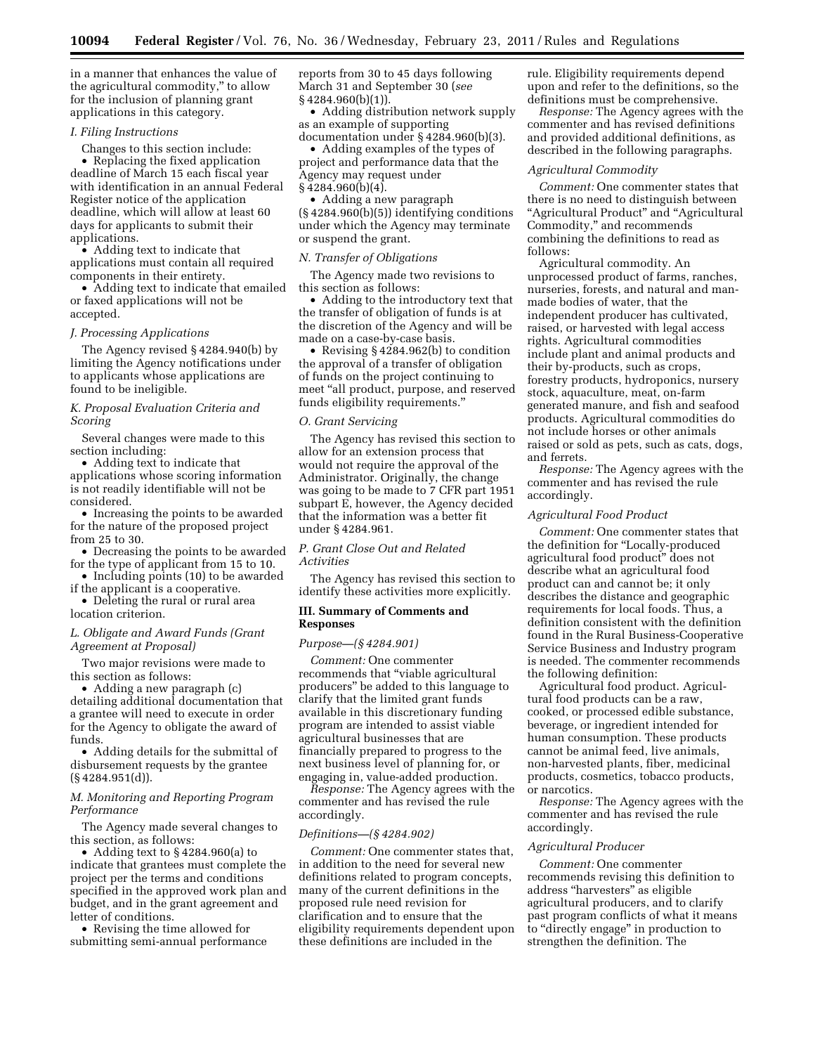in a manner that enhances the value of the agricultural commodity," to allow for the inclusion of planning grant applications in this category.

*I. Filing Instructions*

Changes to this section include:

- Replacing the fixed application deadline of March 15 each fiscal year with identification in an annual Federal Register notice of the application deadline, which will allow at least 60 days for applicants to submit their applications.
- Adding text to indicate that applications must contain all required components in their entirety.
- Adding text to indicate that emailed or faxed applications will not be accepted.

*J. Processing Applications*

The Agency revised § 4284.940(b) by limiting the Agency notifications under to applicants whose applications are found to be ineligible.

*K. Proposal Evaluation Criteria and Scoring*

Several changes were made to this section including:

- Adding text to indicate that applications whose scoring information is not readily identifiable will not be considered.
- Increasing the points to be awarded for the nature of the proposed project from 25 to 30.
- Decreasing the points to be awarded for the type of applicant from 15 to 10.
- Including points (10) to be awarded if the applicant is a cooperative.
- Deleting the rural or rural area location criterion.

*L. Obligate and Award Funds (Grant Agreement at Proposal)*

Two major revisions were made to this section as follows:

- Adding a new paragraph (c) detailing additional documentation that a grantee will need to execute in order for the Agency to obligate the award of funds.
- Adding details for the submittal of disbursement requests by the grantee (§ 4284.951(d)).

*M. Monitoring and Reporting Program Performance*

The Agency made several changes to this section, as follows:

- Adding text to § 4284.960(a) to indicate that grantees must complete the project per the terms and conditions specified in the approved work plan and budget, and in the grant agreement and letter of conditions.
- Revising the time allowed for submitting semi-annual performance reports from 30 to 45 days following March 31 and September 30 (*see* § 4284.960(b)(1)).
- Adding distribution network supply as an example of supporting documentation under § 4284.960(b)(3).
- Adding examples of the types of project and performance data that the Agency may request under § 4284.960(b)(4).
- Adding a new paragraph (§ 4284.960(b)(5)) identifying conditions under which the Agency may terminate or suspend the grant.

*N. Transfer of Obligations*

The Agency made two revisions to this section as follows:

- Adding to the introductory text that the transfer of obligation of funds is at the discretion of the Agency and will be made on a case-by-case basis.
- Revising § 4284.962(b) to condition the approval of a transfer of obligation of funds on the project continuing to meet "all product, purpose, and reserved funds eligibility requirements."

*O. Grant Servicing*

The Agency has revised this section to allow for an extension process that would not require the approval of the Administrator. Originally, the change was going to be made to 7 CFR part 1951 subpart E, however, the Agency decided that the information was a better fit under § 4284.961.

*P. Grant Close Out and Related Activities*

The Agency has revised this section to identify these activities more explicitly.

## III. Summary of Comments and Responses

*Purpose—(§ 4284.901)*

*Comment:* One commenter recommends that "viable agricultural producers" be added to this language to clarify that the limited grant funds available in this discretionary funding program are intended to assist viable agricultural businesses that are financially prepared to progress to the next business level of planning for, or engaging in, value-added production.

*Response:* The Agency agrees with the commenter and has revised the rule accordingly.

*Definitions—(§ 4284.902)*

*Comment:* One commenter states that, in addition to the need for several new definitions related to program concepts, many of the current definitions in the proposed rule need revision for clarification and to ensure that the eligibility requirements dependent upon these definitions are included in the rule. Eligibility requirements depend upon and refer to the definitions, so the definitions must be comprehensive.

*Response:* The Agency agrees with the commenter and has revised definitions and provided additional definitions, as described in the following paragraphs.

*Agricultural Commodity*

*Comment:* One commenter states that there is no need to distinguish between "Agricultural Product" and "Agricultural Commodity," and recommends combining the definitions to read as follows:

Agricultural commodity. An unprocessed product of farms, ranches, nurseries, forests, and natural and man-made bodies of water, that the independent producer has cultivated, raised, or harvested with legal access rights. Agricultural commodities include plant and animal products and their by-products, such as crops, forestry products, hydroponics, nursery stock, aquaculture, meat, on-farm generated manure, and fish and seafood products. Agricultural commodities do not include horses or other animals raised or sold as pets, such as cats, dogs, and ferrets.

*Response:* The Agency agrees with the commenter and has revised the rule accordingly.

*Agricultural Food Product*

*Comment:* One commenter states that the definition for "Locally-produced agricultural food product" does not describe what an agricultural food product can and cannot be; it only describes the distance and geographic requirements for local foods. Thus, a definition consistent with the definition found in the Rural Business-Cooperative Service Business and Industry program is needed. The commenter recommends the following definition:

Agricultural food product. Agricultural food products can be a raw, cooked, or processed edible substance, beverage, or ingredient intended for human consumption. These products cannot be animal feed, live animals, non-harvested plants, fiber, medicinal products, cosmetics, tobacco products, or narcotics.

*Response:* The Agency agrees with the commenter and has revised the rule accordingly.

*Agricultural Producer*

*Comment:* One commenter recommends revising this definition to address "harvesters" as eligible agricultural producers, and to clarify past program conflicts of what it means to "directly engage" in production to strengthen the definition. The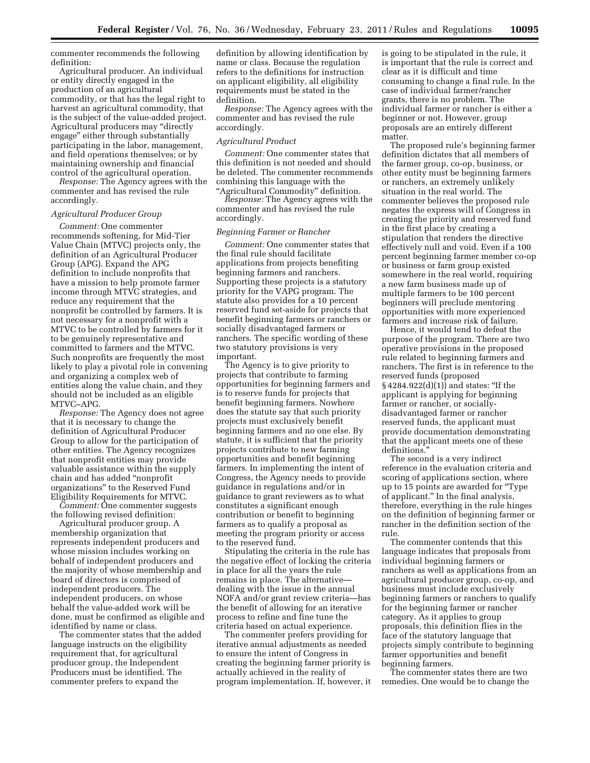commenter recommends the following definition:

Agricultural producer. An individual or entity directly engaged in the production of an agricultural commodity, or that has the legal right to harvest an agricultural commodity, that is the subject of the value-added project. Agricultural producers may "directly engage" either through substantially participating in the labor, management, and field operations themselves; or by maintaining ownership and financial control of the agricultural operation.

*Response:* The Agency agrees with the commenter and has revised the rule accordingly.

### *Agricultural Producer Group*

*Comment:* One commenter recommends softening, for Mid-Tier Value Chain (MTVC) projects only, the definition of an Agricultural Producer Group (APG). Expand the APG definition to include nonprofits that have a mission to help promote farmer income through MTVC strategies, and reduce any requirement that the nonprofit be controlled by farmers. It is not necessary for a nonprofit with a MTVC to be controlled by farmers for it to be genuinely representative and committed to farmers and the MTVC. Such nonprofits are frequently the most likely to play a pivotal role in convening and organizing a complex web of entities along the value chain, and they should not be included as an eligible MTVC–APG.

*Response:* The Agency does not agree that it is necessary to change the definition of Agricultural Producer Group to allow for the participation of other entities. The Agency recognizes that nonprofit entities may provide valuable assistance within the supply chain and has added "nonprofit organizations" to the Reserved Fund Eligibility Requirements for MTVC.

*Comment:* One commenter suggests the following revised definition:

Agricultural producer group. A membership organization that represents independent producers and whose mission includes working on behalf of independent producers and the majority of whose membership and board of directors is comprised of independent producers. The independent producers, on whose behalf the value-added work will be done, must be confirmed as eligible and identified by name or class.

The commenter states that the added language instructs on the eligibility requirement that, for agricultural producer group, the Independent Producers must be identified. The commenter prefers to expand the definition by allowing identification by name or class. Because the regulation refers to the definitions for instruction on applicant eligibility, all eligibility requirements must be stated in the definition.

*Response:* The Agency agrees with the commenter and has revised the rule accordingly.

### *Agricultural Product*

*Comment:* One commenter states that this definition is not needed and should be deleted. The commenter recommends combining this language with the "Agricultural Commodity" definition.

*Response:* The Agency agrees with the commenter and has revised the rule accordingly.

### *Beginning Farmer or Rancher*

*Comment:* One commenter states that the final rule should facilitate applications from projects benefiting beginning farmers and ranchers. Supporting these projects is a statutory priority for the VAPG program. The statute also provides for a 10 percent reserved fund set-aside for projects that benefit beginning farmers or ranchers or socially disadvantaged farmers or ranchers. The specific wording of these two statutory provisions is very important.

The Agency is to give priority to projects that contribute to farming opportunities for beginning farmers and is to reserve funds for projects that benefit beginning farmers. Nowhere does the statute say that such priority projects must exclusively benefit beginning farmers and no one else. By statute, it is sufficient that the priority projects contribute to new farming opportunities and benefit beginning farmers. In implementing the intent of Congress, the Agency needs to provide guidance in regulations and/or in guidance to grant reviewers as to what constitutes a significant enough contribution or benefit to beginning farmers as to qualify a proposal as meeting the program priority or access to the reserved fund.

Stipulating the criteria in the rule has the negative effect of locking the criteria in place for all the years the rule remains in place. The alternative—dealing with the issue in the annual NOFA and/or grant review criteria—has the benefit of allowing for an iterative process to refine and fine tune the criteria based on actual experience.

The commenter prefers providing for iterative annual adjustments as needed to ensure the intent of Congress in creating the beginning farmer priority is actually achieved in the reality of program implementation. If, however, it is going to be stipulated in the rule, it is important that the rule is correct and clear as it is difficult and time consuming to change a final rule. In the case of individual farmer/rancher grants, there is no problem. The individual farmer or rancher is either a beginner or not. However, group proposals are an entirely different matter.

The proposed rule's beginning farmer definition dictates that all members of the farmer group, co-op, business, or other entity must be beginning farmers or ranchers, an extremely unlikely situation in the real world. The commenter believes the proposed rule negates the express will of Congress in creating the priority and reserved fund in the first place by creating a stipulation that renders the directive effectively null and void. Even if a 100 percent beginning farmer member co-op or business or farm group existed somewhere in the real world, requiring a new farm business made up of multiple farmers to be 100 percent beginners will preclude mentoring opportunities with more experienced farmers and increase risk of failure.

Hence, it would tend to defeat the purpose of the program. There are two operative provisions in the proposed rule related to beginning farmers and ranchers. The first is in reference to the reserved funds (proposed § 4284.922(d)(1)) and states: "If the applicant is applying for beginning farmer or rancher, or socially-disadvantaged farmer or rancher reserved funds, the applicant must provide documentation demonstrating that the applicant meets one of these definitions."

The second is a very indirect reference in the evaluation criteria and scoring of applications section, where up to 15 points are awarded for "Type of applicant." In the final analysis, therefore, everything in the rule hinges on the definition of beginning farmer or rancher in the definition section of the rule.

The commenter contends that this language indicates that proposals from individual beginning farmers or ranchers as well as applications from an agricultural producer group, co-op, and business must include exclusively beginning farmers or ranchers to qualify for the beginning farmer or rancher category. As it applies to group proposals, this definition flies in the face of the statutory language that projects simply contribute to beginning farmer opportunities and benefit beginning farmers.

The commenter states there are two remedies. One would be to change the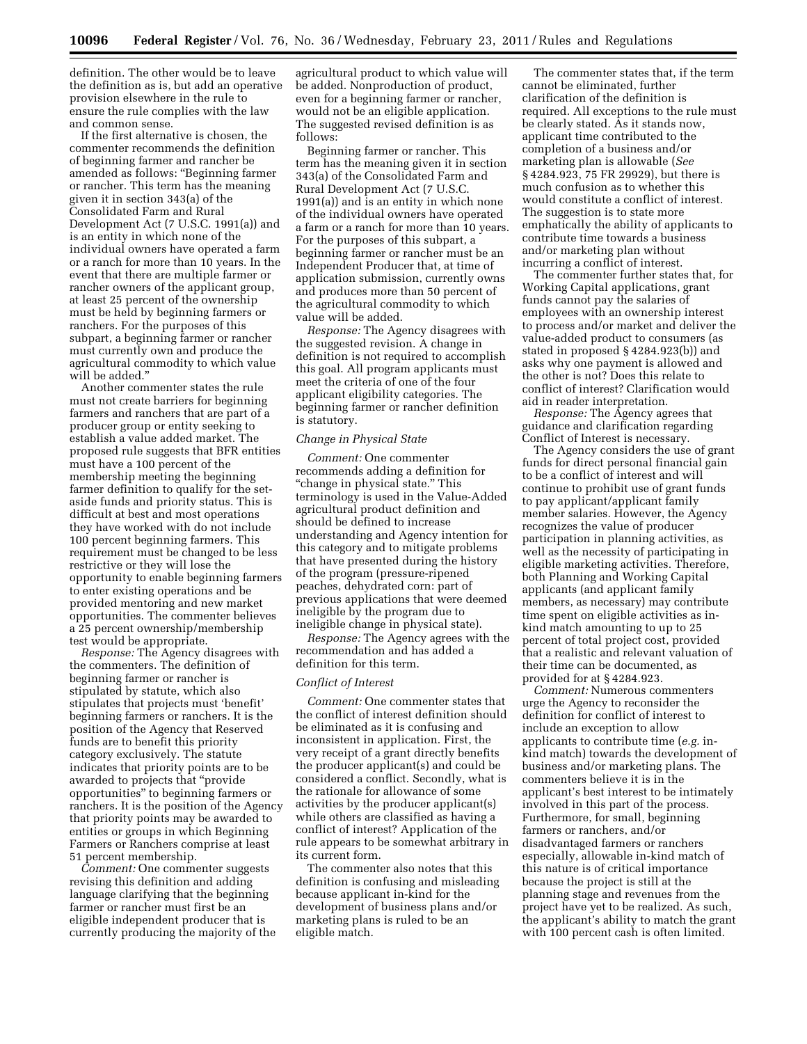definition. The other would be to leave the definition as is, but add an operative provision elsewhere in the rule to ensure the rule complies with the law and common sense.

If the first alternative is chosen, the commenter recommends the definition of beginning farmer and rancher be amended as follows: "Beginning farmer or rancher. This term has the meaning given it in section 343(a) of the Consolidated Farm and Rural Development Act (7 U.S.C. 1991(a)) and is an entity in which none of the individual owners have operated a farm or a ranch for more than 10 years. In the event that there are multiple farmer or rancher owners of the applicant group, at least 25 percent of the ownership must be held by beginning farmers or ranchers. For the purposes of this subpart, a beginning farmer or rancher must currently own and produce the agricultural commodity to which value will be added."

Another commenter states the rule must not create barriers for beginning farmers and ranchers that are part of a producer group or entity seeking to establish a value added market. The proposed rule suggests that BFR entities must have a 100 percent of the membership meeting the beginning farmer definition to qualify for the set-aside funds and priority status. This is difficult at best and most operations they have worked with do not include 100 percent beginning farmers. This requirement must be changed to be less restrictive or they will lose the opportunity to enable beginning farmers to enter existing operations and be provided mentoring and new market opportunities. The commenter believes a 25 percent ownership/membership test would be appropriate.

*Response:* The Agency disagrees with the commenters. The definition of beginning farmer or rancher is stipulated by statute, which also stipulates that projects must 'benefit' beginning farmers or ranchers. It is the position of the Agency that Reserved funds are to benefit this priority category exclusively. The statute indicates that priority points are to be awarded to projects that "provide opportunities" to beginning farmers or ranchers. It is the position of the Agency that priority points may be awarded to entities or groups in which Beginning Farmers or Ranchers comprise at least 51 percent membership.

*Comment:* One commenter suggests revising this definition and adding language clarifying that the beginning farmer or rancher must first be an eligible independent producer that is currently producing the majority of the agricultural product to which value will be added. Nonproduction of product, even for a beginning farmer or rancher, would not be an eligible application. The suggested revised definition is as follows:

Beginning farmer or rancher. This term has the meaning given it in section 343(a) of the Consolidated Farm and Rural Development Act (7 U.S.C. 1991(a)) and is an entity in which none of the individual owners have operated a farm or a ranch for more than 10 years. For the purposes of this subpart, a beginning farmer or rancher must be an Independent Producer that, at time of application submission, currently owns and produces more than 50 percent of the agricultural commodity to which value will be added.

*Response:* The Agency disagrees with the suggested revision. A change in definition is not required to accomplish this goal. All program applicants must meet the criteria of one of the four applicant eligibility categories. The beginning farmer or rancher definition is statutory.

### *Change in Physical State*

*Comment:* One commenter recommends adding a definition for "change in physical state." This terminology is used in the Value-Added agricultural product definition and should be defined to increase understanding and Agency intention for this category and to mitigate problems that have presented during the history of the program (pressure-ripened peaches, dehydrated corn: part of previous applications that were deemed ineligible by the program due to ineligible change in physical state).

*Response:* The Agency agrees with the recommendation and has added a definition for this term.

### *Conflict of Interest*

*Comment:* One commenter states that the conflict of interest definition should be eliminated as it is confusing and inconsistent in application. First, the very receipt of a grant directly benefits the producer applicant(s) and could be considered a conflict. Secondly, what is the rationale for allowance of some activities by the producer applicant(s) while others are classified as having a conflict of interest? Application of the rule appears to be somewhat arbitrary in its current form.

The commenter also notes that this definition is confusing and misleading because applicant in-kind for the development of business plans and/or marketing plans is ruled to be an eligible match.

The commenter states that, if the term cannot be eliminated, further clarification of the definition is required. All exceptions to the rule must be clearly stated. As it stands now, applicant time contributed to the completion of a business and/or marketing plan is allowable (*See* § 4284.923, 75 FR 29929), but there is much confusion as to whether this would constitute a conflict of interest. The suggestion is to state more emphatically the ability of applicants to contribute time towards a business and/or marketing plan without incurring a conflict of interest.

The commenter further states that, for Working Capital applications, grant funds cannot pay the salaries of employees with an ownership interest to process and/or market and deliver the value-added product to consumers (as stated in proposed § 4284.923(b)) and asks why one payment is allowed and the other is not? Does this relate to conflict of interest? Clarification would aid in reader interpretation.

*Response:* The Agency agrees that guidance and clarification regarding Conflict of Interest is necessary.

The Agency considers the use of grant funds for direct personal financial gain to be a conflict of interest and will continue to prohibit use of grant funds to pay applicant/applicant family member salaries. However, the Agency recognizes the value of producer participation in planning activities, as well as the necessity of participating in eligible marketing activities. Therefore, both Planning and Working Capital applicants (and applicant family members, as necessary) may contribute time spent on eligible activities as in-kind match amounting to up to 25 percent of total project cost, provided that a realistic and relevant valuation of their time can be documented, as provided for at § 4284.923.

*Comment:* Numerous commenters urge the Agency to reconsider the definition for conflict of interest to include an exception to allow applicants to contribute time (*e.g.* in-kind match) towards the development of business and/or marketing plans. The commenters believe it is in the applicant's best interest to be intimately involved in this part of the process. Furthermore, for small, beginning farmers or ranchers, and/or disadvantaged farmers or ranchers especially, allowable in-kind match of this nature is of critical importance because the project is still at the planning stage and revenues from the project have yet to be realized. As such, the applicant's ability to match the grant with 100 percent cash is often limited.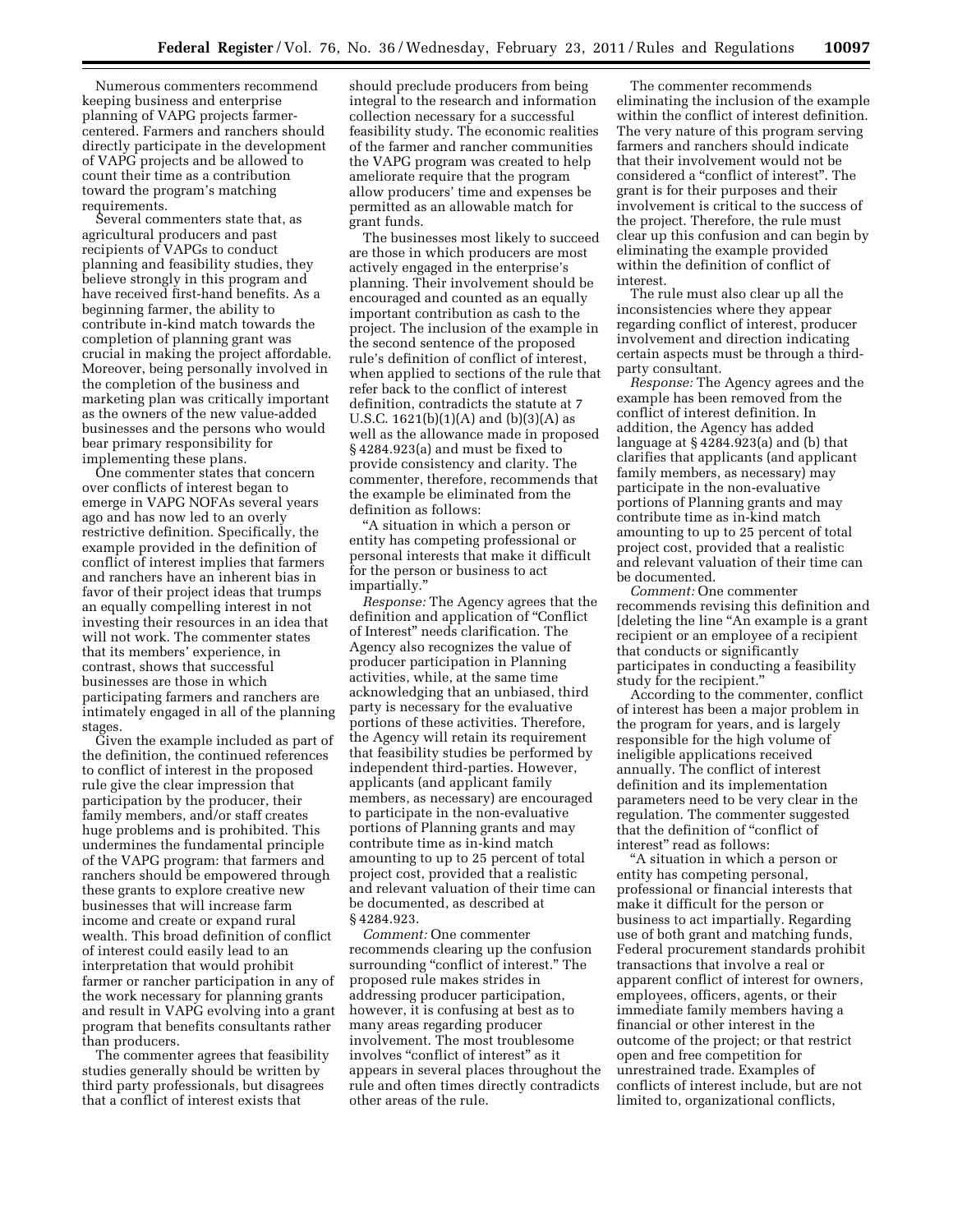Numerous commenters recommend keeping business and enterprise planning of VAPG projects farmer-centered. Farmers and ranchers should directly participate in the development of VAPG projects and be allowed to count their time as a contribution toward the program's matching requirements.

Several commenters state that, as agricultural producers and past recipients of VAPGs to conduct planning and feasibility studies, they believe strongly in this program and have received first-hand benefits. As a beginning farmer, the ability to contribute in-kind match towards the completion of planning grant was crucial in making the project affordable. Moreover, being personally involved in the completion of the business and marketing plan was critically important as the owners of the new value-added businesses and the persons who would bear primary responsibility for implementing these plans.

One commenter states that concern over conflicts of interest began to emerge in VAPG NOFAs several years ago and has now led to an overly restrictive definition. Specifically, the example provided in the definition of conflict of interest implies that farmers and ranchers have an inherent bias in favor of their project ideas that trumps an equally compelling interest in not investing their resources in an idea that will not work. The commenter states that its members' experience, in contrast, shows that successful businesses are those in which participating farmers and ranchers are intimately engaged in all of the planning stages.

Given the example included as part of the definition, the continued references to conflict of interest in the proposed rule give the clear impression that participation by the producer, their family members, and/or staff creates huge problems and is prohibited. This undermines the fundamental principle of the VAPG program: that farmers and ranchers should be empowered through these grants to explore creative new businesses that will increase farm income and create or expand rural wealth. This broad definition of conflict of interest could easily lead to an interpretation that would prohibit farmer or rancher participation in any of the work necessary for planning grants and result in VAPG evolving into a grant program that benefits consultants rather than producers.

The commenter agrees that feasibility studies generally should be written by third party professionals, but disagrees that a conflict of interest exists that should preclude producers from being integral to the research and information collection necessary for a successful feasibility study. The economic realities of the farmer and rancher communities the VAPG program was created to help ameliorate require that the program allow producers' time and expenses be permitted as an allowable match for grant funds.

The businesses most likely to succeed are those in which producers are most actively engaged in the enterprise's planning. Their involvement should be encouraged and counted as an equally important contribution as cash to the project. The inclusion of the example in the second sentence of the proposed rule's definition of conflict of interest, when applied to sections of the rule that refer back to the conflict of interest definition, contradicts the statute at 7 U.S.C. 1621(b)(1)(A) and (b)(3)(A) as well as the allowance made in proposed § 4284.923(a) and must be fixed to provide consistency and clarity. The commenter, therefore, recommends that the example be eliminated from the definition as follows:

"A situation in which a person or entity has competing professional or personal interests that make it difficult for the person or business to act impartially."

*Response:* The Agency agrees that the definition and application of "Conflict of Interest" needs clarification. The Agency also recognizes the value of producer participation in Planning activities, while, at the same time acknowledging that an unbiased, third party is necessary for the evaluative portions of these activities. Therefore, the Agency will retain its requirement that feasibility studies be performed by independent third-parties. However, applicants (and applicant family members, as necessary) are encouraged to participate in the non-evaluative portions of Planning grants and may contribute time as in-kind match amounting to up to 25 percent of total project cost, provided that a realistic and relevant valuation of their time can be documented, as described at § 4284.923.

*Comment:* One commenter recommends clearing up the confusion surrounding "conflict of interest." The proposed rule makes strides in addressing producer participation, however, it is confusing at best as to many areas regarding producer involvement. The most troublesome involves "conflict of interest" as it appears in several places throughout the rule and often times directly contradicts other areas of the rule.

The commenter recommends eliminating the inclusion of the example within the conflict of interest definition. The very nature of this program serving farmers and ranchers should indicate that their involvement would not be considered a "conflict of interest". The grant is for their purposes and their involvement is critical to the success of the project. Therefore, the rule must clear up this confusion and can begin by eliminating the example provided within the definition of conflict of interest.

The rule must also clear up all the inconsistencies where they appear regarding conflict of interest, producer involvement and direction indicating certain aspects must be through a third-party consultant.

*Response:* The Agency agrees and the example has been removed from the conflict of interest definition. In addition, the Agency has added language at § 4284.923(a) and (b) that clarifies that applicants (and applicant family members, as necessary) may participate in the non-evaluative portions of Planning grants and may contribute time as in-kind match amounting to up to 25 percent of total project cost, provided that a realistic and relevant valuation of their time can be documented.

*Comment:* One commenter recommends revising this definition and [deleting the line "An example is a grant recipient or an employee of a recipient that conducts or significantly participates in conducting a feasibility study for the recipient."

According to the commenter, conflict of interest has been a major problem in the program for years, and is largely responsible for the high volume of ineligible applications received annually. The conflict of interest definition and its implementation parameters need to be very clear in the regulation. The commenter suggested that the definition of "conflict of interest" read as follows:

"A situation in which a person or entity has competing personal, professional or financial interests that make it difficult for the person or business to act impartially. Regarding use of both grant and matching funds, Federal procurement standards prohibit transactions that involve a real or apparent conflict of interest for owners, employees, officers, agents, or their immediate family members having a financial or other interest in the outcome of the project; or that restrict open and free competition for unrestrained trade. Examples of conflicts of interest include, but are not limited to, organizational conflicts,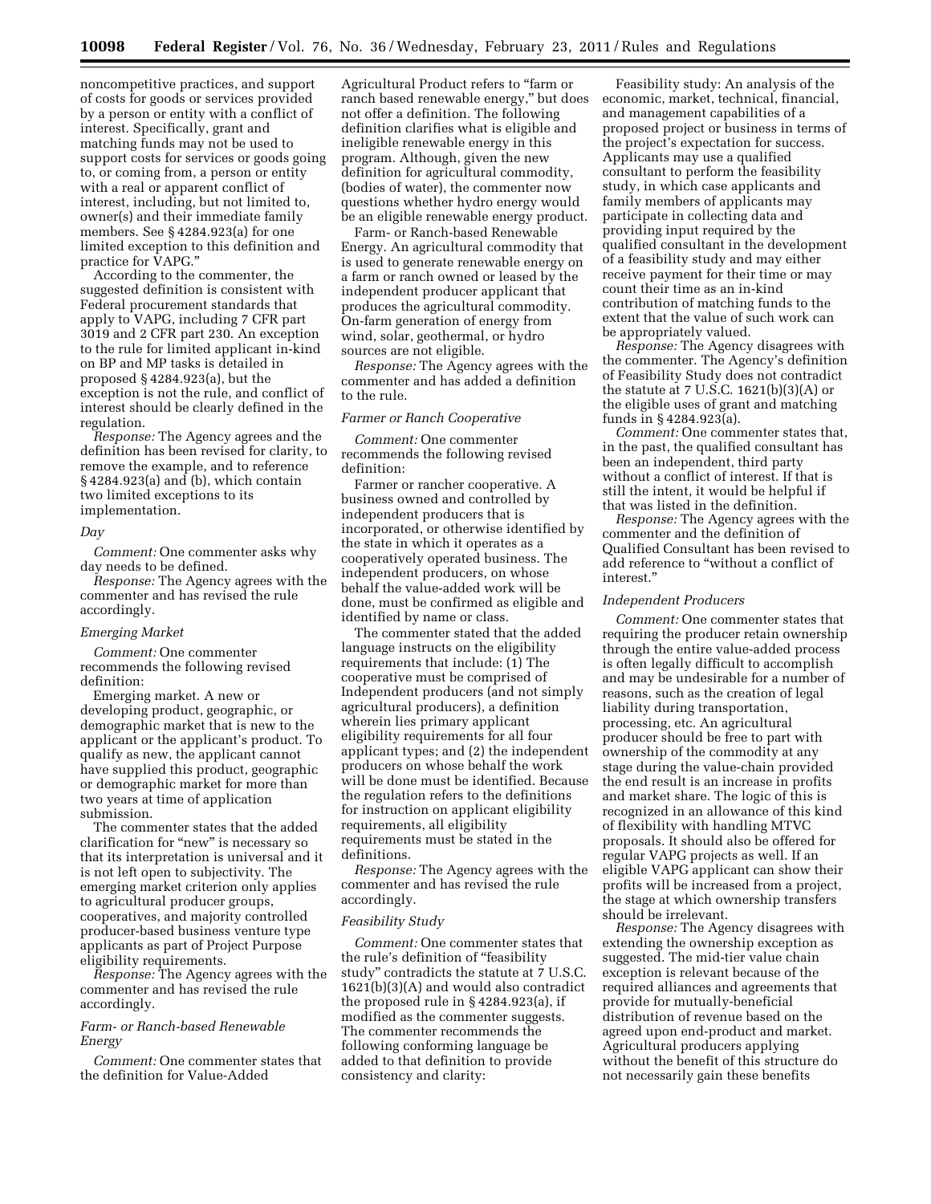noncompetitive practices, and support of costs for goods or services provided by a person or entity with a conflict of interest. Specifically, grant and matching funds may not be used to support costs for services or goods going to, or coming from, a person or entity with a real or apparent conflict of interest, including, but not limited to, owner(s) and their immediate family members. See § 4284.923(a) for one limited exception to this definition and practice for VAPG."

According to the commenter, the suggested definition is consistent with Federal procurement standards that apply to VAPG, including 7 CFR part 3019 and 2 CFR part 230. An exception to the rule for limited applicant in-kind on BP and MP tasks is detailed in proposed § 4284.923(a), but the exception is not the rule, and conflict of interest should be clearly defined in the regulation.

*Response:* The Agency agrees and the definition has been revised for clarity, to remove the example, and to reference § 4284.923(a) and (b), which contain two limited exceptions to its implementation.

### *Day*

*Comment:* One commenter asks why day needs to be defined.

*Response:* The Agency agrees with the commenter and has revised the rule accordingly.

### *Emerging Market*

*Comment:* One commenter recommends the following revised definition:

Emerging market. A new or developing product, geographic, or demographic market that is new to the applicant or the applicant's product. To qualify as new, the applicant cannot have supplied this product, geographic or demographic market for more than two years at time of application submission.

The commenter states that the added clarification for "new" is necessary so that its interpretation is universal and it is not left open to subjectivity. The emerging market criterion only applies to agricultural producer groups, cooperatives, and majority controlled producer-based business venture type applicants as part of Project Purpose eligibility requirements.

*Response:* The Agency agrees with the commenter and has revised the rule accordingly.

### *Farm- or Ranch-based Renewable Energy*

*Comment:* One commenter states that the definition for Value-Added Agricultural Product refers to "farm or ranch based renewable energy," but does not offer a definition. The following definition clarifies what is eligible and ineligible renewable energy in this program. Although, given the new definition for agricultural commodity, (bodies of water), the commenter now questions whether hydro energy would be an eligible renewable energy product.

Farm- or Ranch-based Renewable Energy. An agricultural commodity that is used to generate renewable energy on a farm or ranch owned or leased by the independent producer applicant that produces the agricultural commodity. On-farm generation of energy from wind, solar, geothermal, or hydro sources are not eligible.

*Response:* The Agency agrees with the commenter and has added a definition to the rule.

### *Farmer or Ranch Cooperative*

*Comment:* One commenter recommends the following revised definition:

Farmer or rancher cooperative. A business owned and controlled by independent producers that is incorporated, or otherwise identified by the state in which it operates as a cooperatively operated business. The independent producers, on whose behalf the value-added work will be done, must be confirmed as eligible and identified by name or class.

The commenter stated that the added language instructs on the eligibility requirements that include: (1) The cooperative must be comprised of Independent producers (and not simply agricultural producers), a definition wherein lies primary applicant eligibility requirements for all four applicant types; and (2) the independent producers on whose behalf the work will be done must be identified. Because the regulation refers to the definitions for instruction on applicant eligibility requirements, all eligibility requirements must be stated in the definitions.

*Response:* The Agency agrees with the commenter and has revised the rule accordingly.

### *Feasibility Study*

*Comment:* One commenter states that the rule's definition of "feasibility study" contradicts the statute at 7 U.S.C. 1621(b)(3)(A) and would also contradict the proposed rule in § 4284.923(a), if modified as the commenter suggests. The commenter recommends the following conforming language be added to that definition to provide consistency and clarity:

Feasibility study: An analysis of the economic, market, technical, financial, and management capabilities of a proposed project or business in terms of the project's expectation for success. Applicants may use a qualified consultant to perform the feasibility study, in which case applicants and family members of applicants may participate in collecting data and providing input required by the qualified consultant in the development of a feasibility study and may either receive payment for their time or may count their time as an in-kind contribution of matching funds to the extent that the value of such work can be appropriately valued.

*Response:* The Agency disagrees with the commenter. The Agency's definition of Feasibility Study does not contradict the statute at 7 U.S.C. 1621(b)(3)(A) or the eligible uses of grant and matching funds in § 4284.923(a).

*Comment:* One commenter states that, in the past, the qualified consultant has been an independent, third party without a conflict of interest. If that is still the intent, it would be helpful if that was listed in the definition.

*Response:* The Agency agrees with the commenter and the definition of Qualified Consultant has been revised to add reference to "without a conflict of interest."

### *Independent Producers*

*Comment:* One commenter states that requiring the producer retain ownership through the entire value-added process is often legally difficult to accomplish and may be undesirable for a number of reasons, such as the creation of legal liability during transportation, processing, etc. An agricultural producer should be free to part with ownership of the commodity at any stage during the value-chain provided the end result is an increase in profits and market share. The logic of this is recognized in an allowance of this kind of flexibility with handling MTVC proposals. It should also be offered for regular VAPG projects as well. If an eligible VAPG applicant can show their profits will be increased from a project, the stage at which ownership transfers should be irrelevant.

*Response:* The Agency disagrees with extending the ownership exception as suggested. The mid-tier value chain exception is relevant because of the required alliances and agreements that provide for mutually-beneficial distribution of revenue based on the agreed upon end-product and market. Agricultural producers applying without the benefit of this structure do not necessarily gain these benefits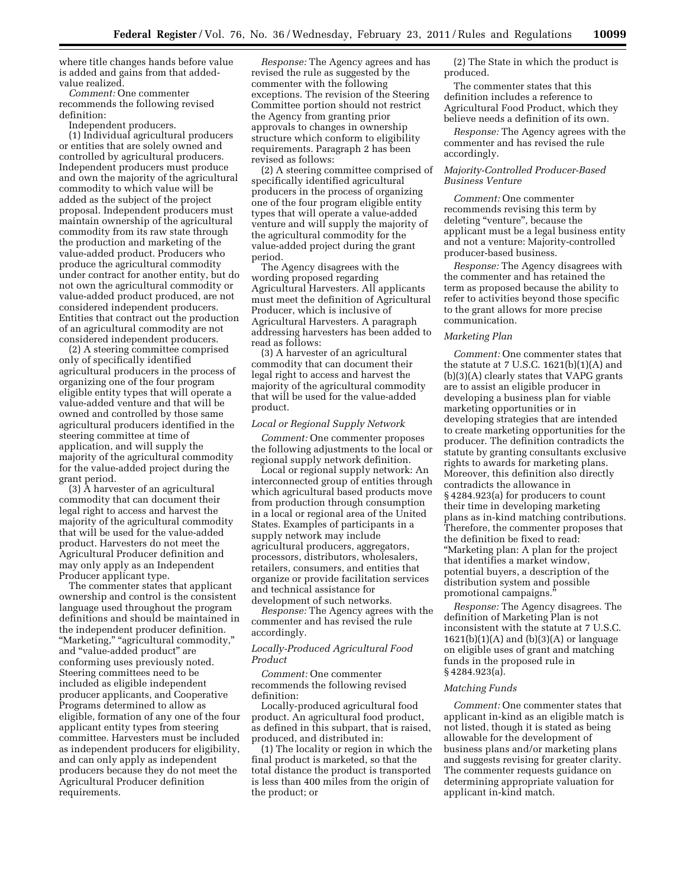where title changes hands before value is added and gains from that added-value realized.

*Comment:* One commenter recommends the following revised definition:

Independent producers.

(1) Individual agricultural producers or entities that are solely owned and controlled by agricultural producers. Independent producers must produce and own the majority of the agricultural commodity to which value will be added as the subject of the project proposal. Independent producers must maintain ownership of the agricultural commodity from its raw state through the production and marketing of the value-added product. Producers who produce the agricultural commodity under contract for another entity, but do not own the agricultural commodity or value-added product produced, are not considered independent producers. Entities that contract out the production of an agricultural commodity are not considered independent producers.

(2) A steering committee comprised only of specifically identified agricultural producers in the process of organizing one of the four program eligible entity types that will operate a value-added venture and that will be owned and controlled by those same agricultural producers identified in the steering committee at time of application, and will supply the majority of the agricultural commodity for the value-added project during the grant period.

(3) A harvester of an agricultural commodity that can document their legal right to access and harvest the majority of the agricultural commodity that will be used for the value-added product. Harvesters do not meet the Agricultural Producer definition and may only apply as an Independent Producer applicant type.

The commenter states that applicant ownership and control is the consistent language used throughout the program definitions and should be maintained in the independent producer definition. "Marketing," "agricultural commodity," and "value-added product" are conforming uses previously noted. Steering committees need to be included as eligible independent producer applicants, and Cooperative Programs determined to allow as eligible, formation of any one of the four applicant entity types from steering committee. Harvesters must be included as independent producers for eligibility, and can only apply as independent producers because they do not meet the Agricultural Producer definition requirements.

*Response:* The Agency agrees and has revised the rule as suggested by the commenter with the following exceptions. The revision of the Steering Committee portion should not restrict the Agency from granting prior approvals to changes in ownership structure which conform to eligibility requirements. Paragraph 2 has been revised as follows:

(2) A steering committee comprised of specifically identified agricultural producers in the process of organizing one of the four program eligible entity types that will operate a value-added venture and will supply the majority of the agricultural commodity for the value-added project during the grant period.

The Agency disagrees with the wording proposed regarding Agricultural Harvesters. All applicants must meet the definition of Agricultural Producer, which is inclusive of Agricultural Harvesters. A paragraph addressing harvesters has been added to read as follows:

(3) A harvester of an agricultural commodity that can document their legal right to access and harvest the majority of the agricultural commodity that will be used for the value-added product.

*Local or Regional Supply Network*

*Comment:* One commenter proposes the following adjustments to the local or regional supply network definition.

Local or regional supply network: An interconnected group of entities through which agricultural based products move from production through consumption in a local or regional area of the United States. Examples of participants in a supply network may include agricultural producers, aggregators, processors, distributors, wholesalers, retailers, consumers, and entities that organize or provide facilitation services and technical assistance for development of such networks.

*Response:* The Agency agrees with the commenter and has revised the rule accordingly.

*Locally-Produced Agricultural Food Product*

*Comment:* One commenter recommends the following revised definition:

Locally-produced agricultural food product. An agricultural food product, as defined in this subpart, that is raised, produced, and distributed in:

(1) The locality or region in which the final product is marketed, so that the total distance the product is transported is less than 400 miles from the origin of the product; or

(2) The State in which the product is produced.

The commenter states that this definition includes a reference to Agricultural Food Product, which they believe needs a definition of its own.

*Response:* The Agency agrees with the commenter and has revised the rule accordingly.

*Majority-Controlled Producer-Based Business Venture*

*Comment:* One commenter recommends revising this term by deleting "venture", because the applicant must be a legal business entity and not a venture: Majority-controlled producer-based business.

*Response:* The Agency disagrees with the commenter and has retained the term as proposed because the ability to refer to activities beyond those specific to the grant allows for more precise communication.

*Marketing Plan*

*Comment:* One commenter states that the statute at 7 U.S.C. 1621(b)(1)(A) and (b)(3)(A) clearly states that VAPG grants are to assist an eligible producer in developing a business plan for viable marketing opportunities or in developing strategies that are intended to create marketing opportunities for the producer. The definition contradicts the statute by granting consultants exclusive rights to awards for marketing plans. Moreover, this definition also directly contradicts the allowance in § 4284.923(a) for producers to count their time in developing marketing plans as in-kind matching contributions. Therefore, the commenter proposes that the definition be fixed to read: "Marketing plan: A plan for the project that identifies a market window, potential buyers, a description of the distribution system and possible promotional campaigns."

*Response:* The Agency disagrees. The definition of Marketing Plan is not inconsistent with the statute at 7 U.S.C. 1621(b)(1)(A) and (b)(3)(A) or language on eligible uses of grant and matching funds in the proposed rule in § 4284.923(a).

*Matching Funds*

*Comment:* One commenter states that applicant in-kind as an eligible match is not listed, though it is stated as being allowable for the development of business plans and/or marketing plans and suggests revising for greater clarity. The commenter requests guidance on determining appropriate valuation for applicant in-kind match.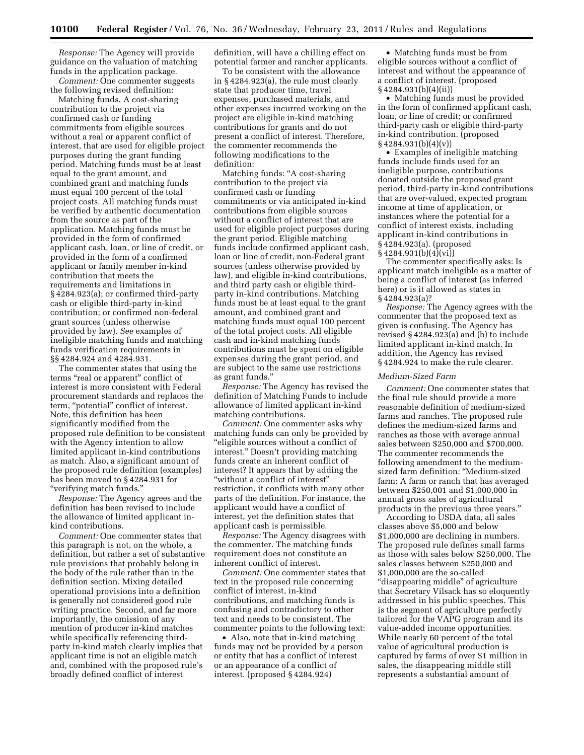*Response:* The Agency will provide guidance on the valuation of matching funds in the application package.

*Comment:* One commenter suggests the following revised definition:

Matching funds. A cost-sharing contribution to the project via confirmed cash or funding commitments from eligible sources without a real or apparent conflict of interest, that are used for eligible project purposes during the grant funding period. Matching funds must be at least equal to the grant amount, and combined grant and matching funds must equal 100 percent of the total project costs. All matching funds must be verified by authentic documentation from the source as part of the application. Matching funds must be provided in the form of confirmed applicant cash, loan, or line of credit, or provided in the form of a confirmed applicant or family member in-kind contribution that meets the requirements and limitations in § 4284.923(a); or confirmed third-party cash or eligible third-party in-kind contribution; or confirmed non-federal grant sources (unless otherwise provided by law). *See* examples of ineligible matching funds and matching funds verification requirements in §§ 4284.924 and 4284.931.

The commenter states that using the terms "real or apparent" conflict of interest is more consistent with Federal procurement standards and replaces the term, "potential" conflict of interest. Note, this definition has been significantly modified from the proposed rule definition to be consistent with the Agency intention to allow limited applicant in-kind contributions as match. Also, a significant amount of the proposed rule definition (examples) has been moved to § 4284.931 for "verifying match funds."

*Response:* The Agency agrees and the definition has been revised to include the allowance of limited applicant in-kind contributions.

*Comment:* One commenter states that this paragraph is not, on the whole, a definition, but rather a set of substantive rule provisions that probably belong in the body of the rule rather than in the definition section. Mixing detailed operational provisions into a definition is generally not considered good rule writing practice. Second, and far more importantly, the omission of any mention of producer in-kind matches while specifically referencing third-party in-kind match clearly implies that applicant time is not an eligible match and, combined with the proposed rule's broadly defined conflict of interest definition, will have a chilling effect on potential farmer and rancher applicants.

To be consistent with the allowance in § 4284.923(a), the rule must clearly state that producer time, travel expenses, purchased materials, and other expenses incurred working on the project are eligible in-kind matching contributions for grants and do not present a conflict of interest. Therefore, the commenter recommends the following modifications to the definition:

Matching funds: "A cost-sharing contribution to the project via confirmed cash or funding commitments or via anticipated in-kind contributions from eligible sources without a conflict of interest that are used for eligible project purposes during the grant period. Eligible matching funds include confirmed applicant cash, loan or line of credit, non-Federal grant sources (unless otherwise provided by law), and eligible in-kind contributions, and third party cash or eligible third-party in-kind contributions. Matching funds must be at least equal to the grant amount, and combined grant and matching funds must equal 100 percent of the total project costs. All eligible cash and in-kind matching funds contributions must be spent on eligible expenses during the grant period, and are subject to the same use restrictions as grant funds."

*Response:* The Agency has revised the definition of Matching Funds to include allowance of limited applicant in-kind matching contributions.

*Comment:* One commenter asks why matching funds can only be provided by "eligible sources without a conflict of interest." Doesn't providing matching funds create an inherent conflict of interest? It appears that by adding the "without a conflict of interest" restriction, it conflicts with many other parts of the definition. For instance, the applicant would have a conflict of interest, yet the definition states that applicant cash is permissible.

*Response:* The Agency disagrees with the commenter. The matching funds requirement does not constitute an inherent conflict of interest.

*Comment:* One commenter states that text in the proposed rule concerning conflict of interest, in-kind contributions, and matching funds is confusing and contradictory to other text and needs to be consistent. The commenter points to the following text:

- Also, note that in-kind matching funds may not be provided by a person or entity that has a conflict of interest or an appearance of a conflict of interest. (proposed § 4284.924)
- Matching funds must be from eligible sources without a conflict of interest and without the appearance of a conflict of interest. (proposed § 4284.931(b)(4)(ii))
- Matching funds must be provided in the form of confirmed applicant cash, loan, or line of credit; or confirmed third-party cash or eligible third-party in-kind contribution. (proposed § 4284.931(b)(4)(v))
- Examples of ineligible matching funds include funds used for an ineligible purpose, contributions donated outside the proposed grant period, third-party in-kind contributions that are over-valued, expected program income at time of application, or instances where the potential for a conflict of interest exists, including applicant in-kind contributions in § 4284.923(a). (proposed § 4284.931(b)(4)(vi))

The commenter specifically asks: Is applicant match ineligible as a matter of being a conflict of interest (as inferred here) or is it allowed as states in § 4284.923(a)?

*Response:* The Agency agrees with the commenter that the proposed text as given is confusing. The Agency has revised § 4284.923(a) and (b) to include limited applicant in-kind match. In addition, the Agency has revised § 4284.924 to make the rule clearer.

### *Medium-Sized Farm*

*Comment:* One commenter states that the final rule should provide a more reasonable definition of medium-sized farms and ranches. The proposed rule defines the medium-sized farms and ranches as those with average annual sales between $250,000 and $700,000. The commenter recommends the following amendment to the medium-sized farm definition: "Medium-sized farm: A farm or ranch that has averaged between $250,001 and $1,000,000 in annual gross sales of agricultural products in the previous three years."

According to USDA data, all sales classes above $5,000 and below $1,000,000 are declining in numbers. The proposed rule defines small farms as those with sales below $250,000. The sales classes between $250,000 and $1,000,000 are the so-called "disappearing middle" of agriculture that Secretary Vilsack has so eloquently addressed in his public speeches. This is the segment of agriculture perfectly tailored for the VAPG program and its value-added income opportunities. While nearly 60 percent of the total value of agricultural production is captured by farms of over $1 million in sales, the disappearing middle still represents a substantial amount of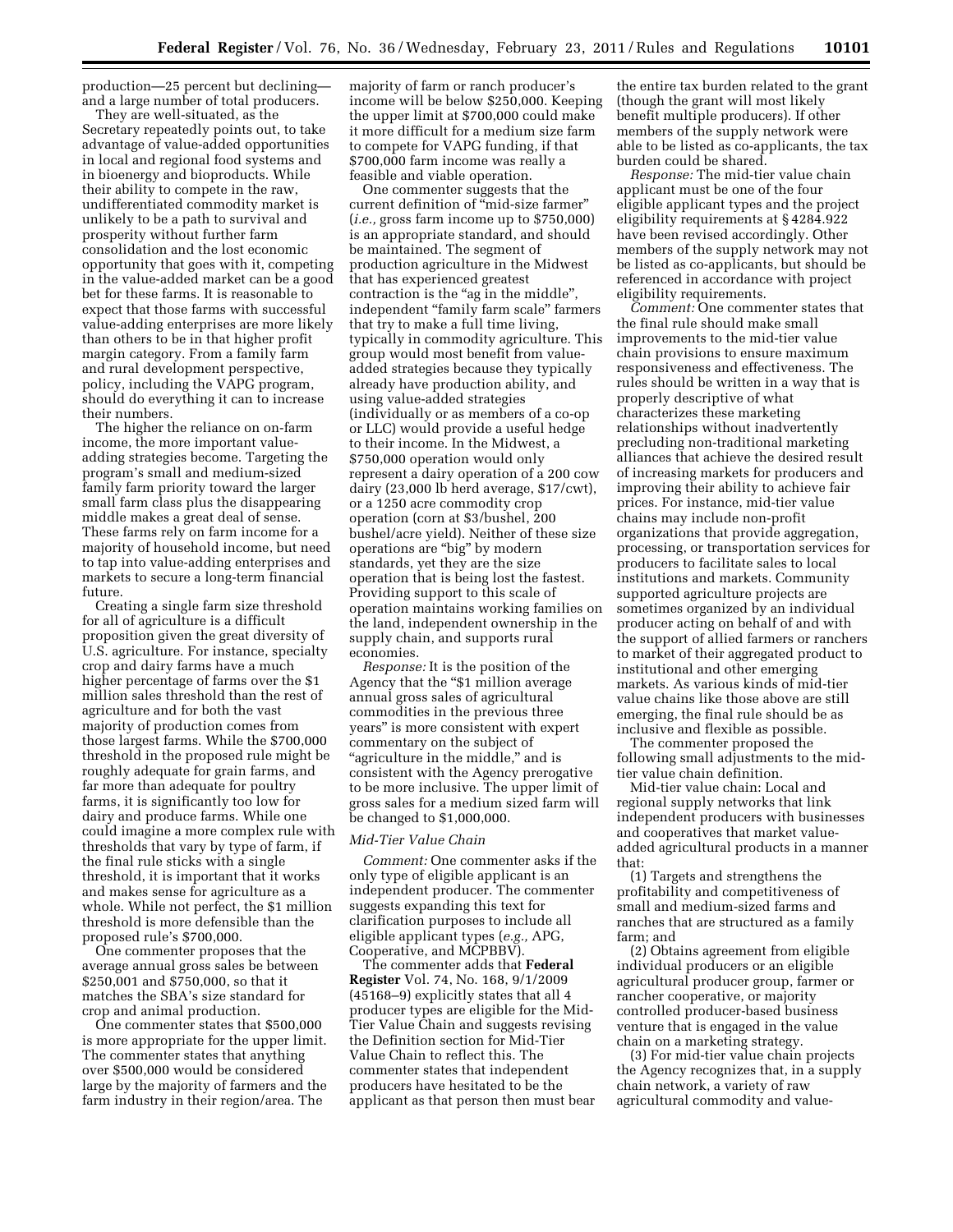production—25 percent but declining—and a large number of total producers.

They are well-situated, as the Secretary repeatedly points out, to take advantage of value-added opportunities in local and regional food systems and in bioenergy and bioproducts. While their ability to compete in the raw, undifferentiated commodity market is unlikely to be a path to survival and prosperity without further farm consolidation and the lost economic opportunity that goes with it, competing in the value-added market can be a good bet for these farms. It is reasonable to expect that those farms with successful value-adding enterprises are more likely than others to be in that higher profit margin category. From a family farm and rural development perspective, policy, including the VAPG program, should do everything it can to increase their numbers.

The higher the reliance on on-farm income, the more important value-adding strategies become. Targeting the program's small and medium-sized family farm priority toward the larger small farm class plus the disappearing middle makes a great deal of sense. These farms rely on farm income for a majority of household income, but need to tap into value-adding enterprises and markets to secure a long-term financial future.

Creating a single farm size threshold for all of agriculture is a difficult proposition given the great diversity of U.S. agriculture. For instance, specialty crop and dairy farms have a much higher percentage of farms over the $1 million sales threshold than the rest of agriculture and for both the vast majority of production comes from those largest farms. While the $700,000 threshold in the proposed rule might be roughly adequate for grain farms, and far more than adequate for poultry farms, it is significantly too low for dairy and produce farms. While one could imagine a more complex rule with thresholds that vary by type of farm, if the final rule sticks with a single threshold, it is important that it works and makes sense for agriculture as a whole. While not perfect, the $1 million threshold is more defensible than the proposed rule's $700,000.

One commenter proposes that the average annual gross sales be between $250,001 and $750,000, so that it matches the SBA's size standard for crop and animal production.

One commenter states that $500,000 is more appropriate for the upper limit. The commenter states that anything over $500,000 would be considered large by the majority of farmers and the farm industry in their region/area. The majority of farm or ranch producer's income will be below $250,000. Keeping the upper limit at $700,000 could make it more difficult for a medium size farm to compete for VAPG funding, if that $700,000 farm income was really a feasible and viable operation.

One commenter suggests that the current definition of "mid-size farmer" (*i.e.,* gross farm income up to $750,000) is an appropriate standard, and should be maintained. The segment of production agriculture in the Midwest that has experienced greatest contraction is the "ag in the middle", independent "family farm scale" farmers that try to make a full time living, typically in commodity agriculture. This group would most benefit from value-added strategies because they typically already have production ability, and using value-added strategies (individually or as members of a co-op or LLC) would provide a useful hedge to their income. In the Midwest, a $750,000 operation would only represent a dairy operation of a 200 cow dairy (23,000 lb herd average, $17/cwt), or a 1250 acre commodity crop operation (corn at $3/bushel, 200 bushel/acre yield). Neither of these size operations are "big" by modern standards, yet they are the size operation that is being lost the fastest. Providing support to this scale of operation maintains working families on the land, independent ownership in the supply chain, and supports rural economies.

*Response:* It is the position of the Agency that the "$1 million average annual gross sales of agricultural commodities in the previous three years" is more consistent with expert commentary on the subject of "agriculture in the middle," and is consistent with the Agency prerogative to be more inclusive. The upper limit of gross sales for a medium sized farm will be changed to $1,000,000.

### *Mid-Tier Value Chain*

*Comment:* One commenter asks if the only type of eligible applicant is an independent producer. The commenter suggests expanding this text for clarification purposes to include all eligible applicant types (*e.g.,* APG, Cooperative, and MCPBBV).

The commenter adds that **Federal Register** Vol. 74, No. 168, 9/1/2009 (45168–9) explicitly states that all 4 producer types are eligible for the Mid-Tier Value Chain and suggests revising the Definition section for Mid-Tier Value Chain to reflect this. The commenter states that independent producers have hesitated to be the applicant as that person then must bear the entire tax burden related to the grant (though the grant will most likely benefit multiple producers). If other members of the supply network were able to be listed as co-applicants, the tax burden could be shared.

*Response:* The mid-tier value chain applicant must be one of the four eligible applicant types and the project eligibility requirements at § 4284.922 have been revised accordingly. Other members of the supply network may not be listed as co-applicants, but should be referenced in accordance with project eligibility requirements.

*Comment:* One commenter states that the final rule should make small improvements to the mid-tier value chain provisions to ensure maximum responsiveness and effectiveness. The rules should be written in a way that is properly descriptive of what characterizes these marketing relationships without inadvertently precluding non-traditional marketing alliances that achieve the desired result of increasing markets for producers and improving their ability to achieve fair prices. For instance, mid-tier value chains may include non-profit organizations that provide aggregation, processing, or transportation services for producers to facilitate sales to local institutions and markets. Community supported agriculture projects are sometimes organized by an individual producer acting on behalf of and with the support of allied farmers or ranchers to market of their aggregated product to institutional and other emerging markets. As various kinds of mid-tier value chains like those above are still emerging, the final rule should be as inclusive and flexible as possible.

The commenter proposed the following small adjustments to the mid-tier value chain definition.

Mid-tier value chain: Local and regional supply networks that link independent producers with businesses and cooperatives that market value-added agricultural products in a manner that:

(1) Targets and strengthens the profitability and competitiveness of small and medium-sized farms and ranches that are structured as a family farm; and

(2) Obtains agreement from eligible individual producers or an eligible agricultural producer group, farmer or rancher cooperative, or majority controlled producer-based business venture that is engaged in the value chain on a marketing strategy.

(3) For mid-tier value chain projects the Agency recognizes that, in a supply chain network, a variety of raw agricultural commodity and value-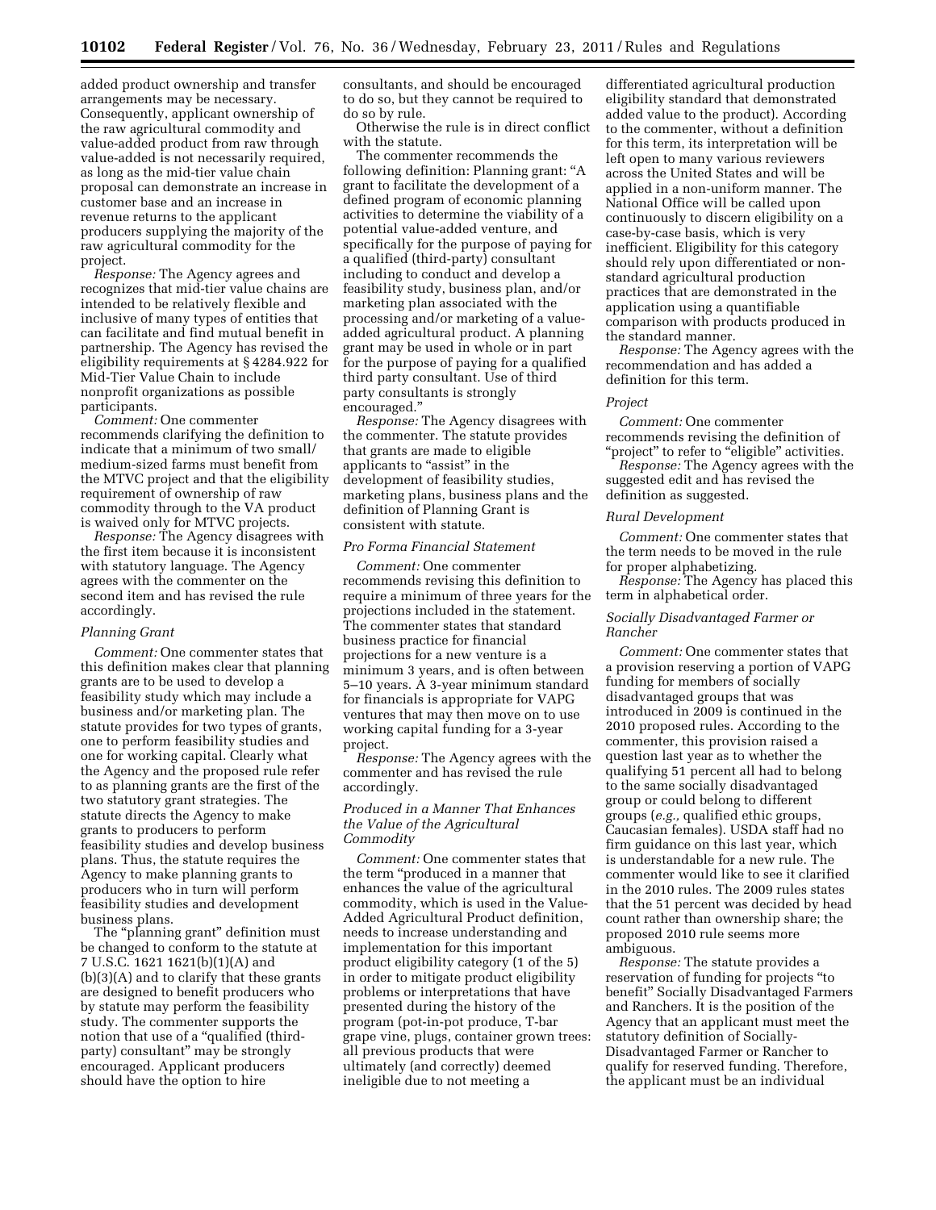added product ownership and transfer arrangements may be necessary. Consequently, applicant ownership of the raw agricultural commodity and value-added product from raw through value-added is not necessarily required, as long as the mid-tier value chain proposal can demonstrate an increase in customer base and an increase in revenue returns to the applicant producers supplying the majority of the raw agricultural commodity for the project.

*Response:* The Agency agrees and recognizes that mid-tier value chains are intended to be relatively flexible and inclusive of many types of entities that can facilitate and find mutual benefit in partnership. The Agency has revised the eligibility requirements at § 4284.922 for Mid-Tier Value Chain to include nonprofit organizations as possible participants.

*Comment:* One commenter recommends clarifying the definition to indicate that a minimum of two small/medium-sized farms must benefit from the MTVC project and that the eligibility requirement of ownership of raw commodity through to the VA product is waived only for MTVC projects.

*Response:* The Agency disagrees with the first item because it is inconsistent with statutory language. The Agency agrees with the commenter on the second item and has revised the rule accordingly.

#### *Planning Grant*

*Comment:* One commenter states that this definition makes clear that planning grants are to be used to develop a feasibility study which may include a business and/or marketing plan. The statute provides for two types of grants, one to perform feasibility studies and one for working capital. Clearly what the Agency and the proposed rule refer to as planning grants are the first of the two statutory grant strategies. The statute directs the Agency to make grants to producers to perform feasibility studies and develop business plans. Thus, the statute requires the Agency to make planning grants to producers who in turn will perform feasibility studies and development business plans.

The "planning grant" definition must be changed to conform to the statute at 7 U.S.C. 1621 1621(b)(1)(A) and (b)(3)(A) and to clarify that these grants are designed to benefit producers who by statute may perform the feasibility study. The commenter supports the notion that use of a "qualified (third-party) consultant" may be strongly encouraged. Applicant producers should have the option to hire consultants, and should be encouraged to do so, but they cannot be required to do so by rule.

Otherwise the rule is in direct conflict with the statute.

The commenter recommends the following definition: Planning grant: "A grant to facilitate the development of a defined program of economic planning activities to determine the viability of a potential value-added venture, and specifically for the purpose of paying for a qualified (third-party) consultant including to conduct and develop a feasibility study, business plan, and/or marketing plan associated with the processing and/or marketing of a value-added agricultural product. A planning grant may be used in whole or in part for the purpose of paying for a qualified third party consultant. Use of third party consultants is strongly encouraged."

*Response:* The Agency disagrees with the commenter. The statute provides that grants are made to eligible applicants to "assist" in the development of feasibility studies, marketing plans, business plans and the definition of Planning Grant is consistent with statute.

#### *Pro Forma Financial Statement*

*Comment:* One commenter recommends revising this definition to require a minimum of three years for the projections included in the statement. The commenter states that standard business practice for financial projections for a new venture is a minimum 3 years, and is often between 5–10 years. A 3-year minimum standard for financials is appropriate for VAPG ventures that may then move on to use working capital funding for a 3-year project.

*Response:* The Agency agrees with the commenter and has revised the rule accordingly.

#### *Produced in a Manner That Enhances the Value of the Agricultural Commodity*

*Comment:* One commenter states that the term "produced in a manner that enhances the value of the agricultural commodity, which is used in the Value-Added Agricultural Product definition, needs to increase understanding and implementation for this important product eligibility category (1 of the 5) in order to mitigate product eligibility problems or interpretations that have presented during the history of the program (pot-in-pot produce, T-bar grape vine, plugs, container grown trees: all previous products that were ultimately (and correctly) deemed ineligible due to not meeting a differentiated agricultural production eligibility standard that demonstrated added value to the product). According to the commenter, without a definition for this term, its interpretation will be left open to many various reviewers across the United States and will be applied in a non-uniform manner. The National Office will be called upon continuously to discern eligibility on a case-by-case basis, which is very inefficient. Eligibility for this category should rely upon differentiated or non-standard agricultural production practices that are demonstrated in the application using a quantifiable comparison with products produced in the standard manner.

*Response:* The Agency agrees with the recommendation and has added a definition for this term.

#### *Project*

*Comment:* One commenter recommends revising the definition of "project" to refer to "eligible" activities.

*Response:* The Agency agrees with the suggested edit and has revised the definition as suggested.

#### *Rural Development*

*Comment:* One commenter states that the term needs to be moved in the rule for proper alphabetizing.

*Response:* The Agency has placed this term in alphabetical order.

#### *Socially Disadvantaged Farmer or Rancher*

*Comment:* One commenter states that a provision reserving a portion of VAPG funding for members of socially disadvantaged groups that was introduced in 2009 is continued in the 2010 proposed rules. According to the commenter, this provision raised a question last year as to whether the qualifying 51 percent all had to belong to the same socially disadvantaged group or could belong to different groups (*e.g.,* qualified ethic groups, Caucasian females). USDA staff had no firm guidance on this last year, which is understandable for a new rule. The commenter would like to see it clarified in the 2010 rules. The 2009 rules states that the 51 percent was decided by head count rather than ownership share; the proposed 2010 rule seems more ambiguous.

*Response:* The statute provides a reservation of funding for projects "to benefit" Socially Disadvantaged Farmers and Ranchers. It is the position of the Agency that an applicant must meet the statutory definition of Socially-Disadvantaged Farmer or Rancher to qualify for reserved funding. Therefore, the applicant must be an individual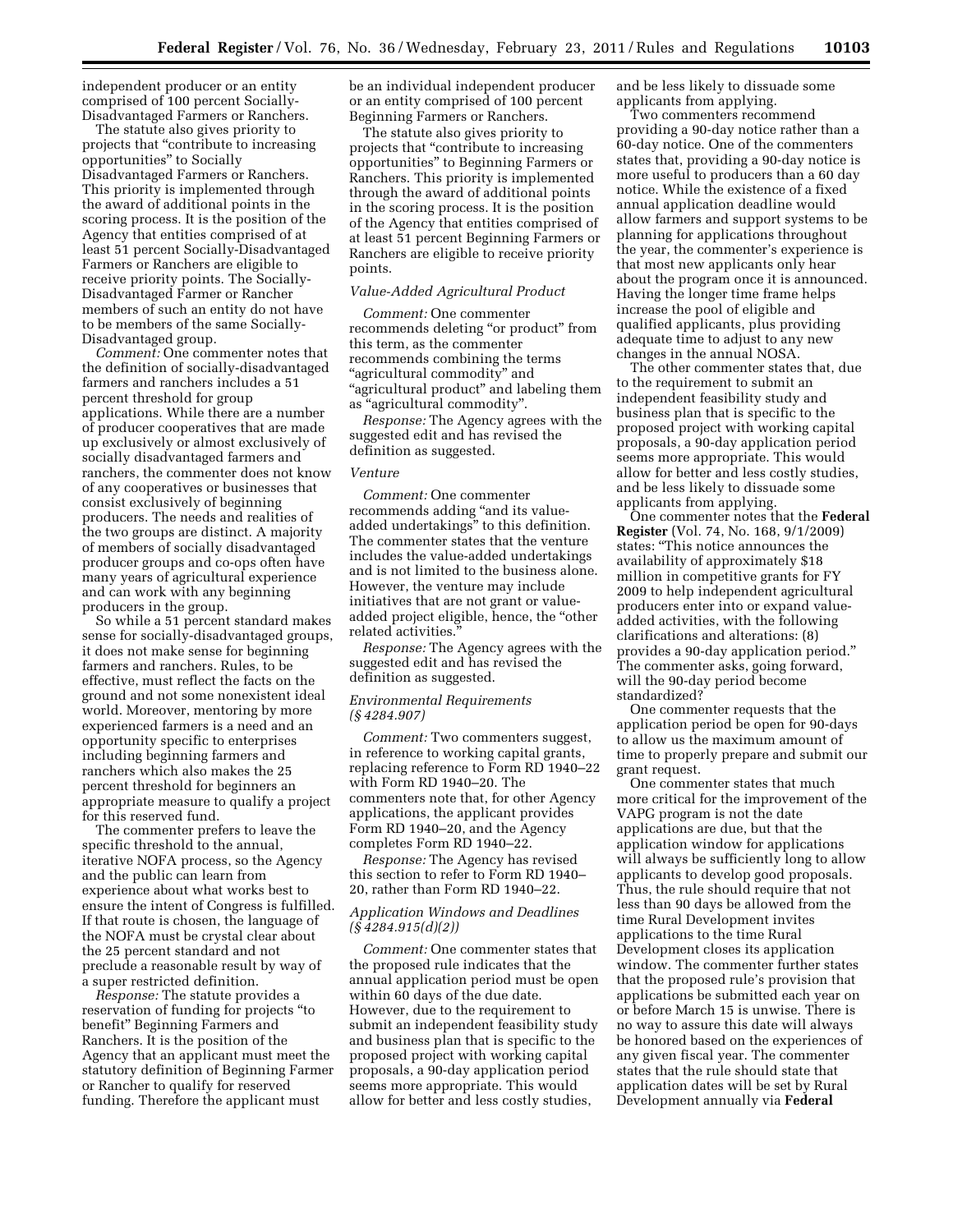independent producer or an entity comprised of 100 percent Socially-Disadvantaged Farmers or Ranchers.

The statute also gives priority to projects that "contribute to increasing opportunities" to Socially Disadvantaged Farmers or Ranchers. This priority is implemented through the award of additional points in the scoring process. It is the position of the Agency that entities comprised of at least 51 percent Socially-Disadvantaged Farmers or Ranchers are eligible to receive priority points. The Socially-Disadvantaged Farmer or Rancher members of such an entity do not have to be members of the same Socially-Disadvantaged group.

*Comment:* One commenter notes that the definition of socially-disadvantaged farmers and ranchers includes a 51 percent threshold for group applications. While there are a number of producer cooperatives that are made up exclusively or almost exclusively of socially disadvantaged farmers and ranchers, the commenter does not know of any cooperatives or businesses that consist exclusively of beginning producers. The needs and realities of the two groups are distinct. A majority of members of socially disadvantaged producer groups and co-ops often have many years of agricultural experience and can work with any beginning producers in the group.

So while a 51 percent standard makes sense for socially-disadvantaged groups, it does not make sense for beginning farmers and ranchers. Rules, to be effective, must reflect the facts on the ground and not some nonexistent ideal world. Moreover, mentoring by more experienced farmers is a need and an opportunity specific to enterprises including beginning farmers and ranchers which also makes the 25 percent threshold for beginners an appropriate measure to qualify a project for this reserved fund.

The commenter prefers to leave the specific threshold to the annual, iterative NOFA process, so the Agency and the public can learn from experience about what works best to ensure the intent of Congress is fulfilled. If that route is chosen, the language of the NOFA must be crystal clear about the 25 percent standard and not preclude a reasonable result by way of a super restricted definition.

*Response:* The statute provides a reservation of funding for projects "to benefit" Beginning Farmers and Ranchers. It is the position of the Agency that an applicant must meet the statutory definition of Beginning Farmer or Rancher to qualify for reserved funding. Therefore the applicant must be an individual independent producer or an entity comprised of 100 percent Beginning Farmers or Ranchers.

The statute also gives priority to projects that "contribute to increasing opportunities" to Beginning Farmers or Ranchers. This priority is implemented through the award of additional points in the scoring process. It is the position of the Agency that entities comprised of at least 51 percent Beginning Farmers or Ranchers are eligible to receive priority points.

*Value-Added Agricultural Product*

*Comment:* One commenter recommends deleting "or product" from this term, as the commenter recommends combining the terms "agricultural commodity" and "agricultural product" and labeling them as "agricultural commodity".

*Response:* The Agency agrees with the suggested edit and has revised the definition as suggested.

*Venture*

*Comment:* One commenter recommends adding "and its value-added undertakings" to this definition. The commenter states that the venture includes the value-added undertakings and is not limited to the business alone. However, the venture may include initiatives that are not grant or value-added project eligible, hence, the "other related activities."

*Response:* The Agency agrees with the suggested edit and has revised the definition as suggested.

*Environmental Requirements (§ 4284.907)*

*Comment:* Two commenters suggest, in reference to working capital grants, replacing reference to Form RD 1940–22 with Form RD 1940–20. The commenters note that, for other Agency applications, the applicant provides Form RD 1940–20, and the Agency completes Form RD 1940–22.

*Response:* The Agency has revised this section to refer to Form RD 1940–20, rather than Form RD 1940–22.

*Application Windows and Deadlines (§ 4284.915(d)(2))*

*Comment:* One commenter states that the proposed rule indicates that the annual application period must be open within 60 days of the due date. However, due to the requirement to submit an independent feasibility study and business plan that is specific to the proposed project with working capital proposals, a 90-day application period seems more appropriate. This would allow for better and less costly studies, and be less likely to dissuade some applicants from applying.

Two commenters recommend providing a 90-day notice rather than a 60-day notice. One of the commenters states that, providing a 90-day notice is more useful to producers than a 60 day notice. While the existence of a fixed annual application deadline would allow farmers and support systems to be planning for applications throughout the year, the commenter's experience is that most new applicants only hear about the program once it is announced. Having the longer time frame helps increase the pool of eligible and qualified applicants, plus providing adequate time to adjust to any new changes in the annual NOSA.

The other commenter states that, due to the requirement to submit an independent feasibility study and business plan that is specific to the proposed project with working capital proposals, a 90-day application period seems more appropriate. This would allow for better and less costly studies, and be less likely to dissuade some applicants from applying.

One commenter notes that the **Federal Register** (Vol. 74, No. 168, 9/1/2009) states: "This notice announces the availability of approximately $18 million in competitive grants for FY 2009 to help independent agricultural producers enter into or expand value-added activities, with the following clarifications and alterations: (8) provides a 90-day application period." The commenter asks, going forward, will the 90-day period become standardized?

One commenter requests that the application period be open for 90-days to allow us the maximum amount of time to properly prepare and submit our grant request.

One commenter states that much more critical for the improvement of the VAPG program is not the date applications are due, but that the application window for applications will always be sufficiently long to allow applicants to develop good proposals. Thus, the rule should require that not less than 90 days be allowed from the time Rural Development invites applications to the time Rural Development closes its application window. The commenter further states that the proposed rule's provision that applications be submitted each year on or before March 15 is unwise. There is no way to assure this date will always be honored based on the experiences of any given fiscal year. The commenter states that the rule should state that application dates will be set by Rural Development annually via **Federal**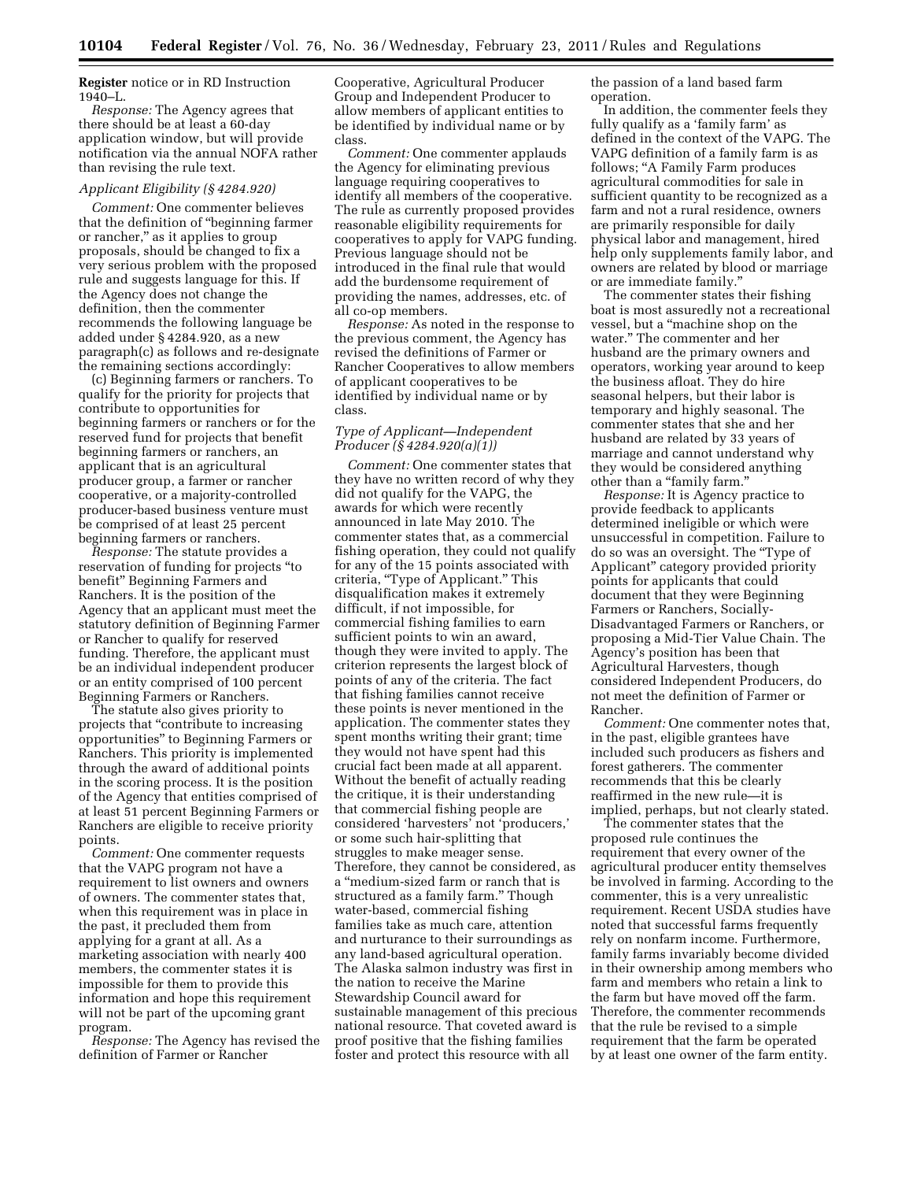**Register** notice or in RD Instruction 1940–L.

*Response:* The Agency agrees that there should be at least a 60-day application window, but will provide notification via the annual NOFA rather than revising the rule text.

### *Applicant Eligibility (§ 4284.920)*

*Comment:* One commenter believes that the definition of "beginning farmer or rancher," as it applies to group proposals, should be changed to fix a very serious problem with the proposed rule and suggests language for this. If the Agency does not change the definition, then the commenter recommends the following language be added under § 4284.920, as a new paragraph(c) as follows and re-designate the remaining sections accordingly:

(c) Beginning farmers or ranchers. To qualify for the priority for projects that contribute to opportunities for beginning farmers or ranchers or for the reserved fund for projects that benefit beginning farmers or ranchers, an applicant that is an agricultural producer group, a farmer or rancher cooperative, or a majority-controlled producer-based business venture must be comprised of at least 25 percent beginning farmers or ranchers.

*Response:* The statute provides a reservation of funding for projects "to benefit" Beginning Farmers and Ranchers. It is the position of the Agency that an applicant must meet the statutory definition of Beginning Farmer or Rancher to qualify for reserved funding. Therefore, the applicant must be an individual independent producer or an entity comprised of 100 percent Beginning Farmers or Ranchers.

The statute also gives priority to projects that "contribute to increasing opportunities" to Beginning Farmers or Ranchers. This priority is implemented through the award of additional points in the scoring process. It is the position of the Agency that entities comprised of at least 51 percent Beginning Farmers or Ranchers are eligible to receive priority points.

*Comment:* One commenter requests that the VAPG program not have a requirement to list owners and owners of owners. The commenter states that, when this requirement was in place in the past, it precluded them from applying for a grant at all. As a marketing association with nearly 400 members, the commenter states it is impossible for them to provide this information and hope this requirement will not be part of the upcoming grant program.

*Response:* The Agency has revised the definition of Farmer or Rancher Cooperative, Agricultural Producer Group and Independent Producer to allow members of applicant entities to be identified by individual name or by class.

*Comment:* One commenter applauds the Agency for eliminating previous language requiring cooperatives to identify all members of the cooperative. The rule as currently proposed provides reasonable eligibility requirements for cooperatives to apply for VAPG funding. Previous language should not be introduced in the final rule that would add the burdensome requirement of providing the names, addresses, etc. of all co-op members.

*Response:* As noted in the response to the previous comment, the Agency has revised the definitions of Farmer or Rancher Cooperatives to allow members of applicant cooperatives to be identified by individual name or by class.

### *Type of Applicant—Independent Producer (§ 4284.920(a)(1))*

*Comment:* One commenter states that they have no written record of why they did not qualify for the VAPG, the awards for which were recently announced in late May 2010. The commenter states that, as a commercial fishing operation, they could not qualify for any of the 15 points associated with criteria, "Type of Applicant." This disqualification makes it extremely difficult, if not impossible, for commercial fishing families to earn sufficient points to win an award, though they were invited to apply. The criterion represents the largest block of points of any of the criteria. The fact that fishing families cannot receive these points is never mentioned in the application. The commenter states they spent months writing their grant; time they would not have spent had this crucial fact been made at all apparent. Without the benefit of actually reading the critique, it is their understanding that commercial fishing people are considered 'harvesters' not 'producers,' or some such hair-splitting that struggles to make meager sense. Therefore, they cannot be considered, as a "medium-sized farm or ranch that is structured as a family farm." Though water-based, commercial fishing families take as much care, attention and nurturance to their surroundings as any land-based agricultural operation. The Alaska salmon industry was first in the nation to receive the Marine Stewardship Council award for sustainable management of this precious national resource. That coveted award is proof positive that the fishing families foster and protect this resource with all the passion of a land based farm operation.

In addition, the commenter feels they fully qualify as a 'family farm' as defined in the context of the VAPG. The VAPG definition of a family farm is as follows; "A Family Farm produces agricultural commodities for sale in sufficient quantity to be recognized as a farm and not a rural residence, owners are primarily responsible for daily physical labor and management, hired help only supplements family labor, and owners are related by blood or marriage or are immediate family."

The commenter states their fishing boat is most assuredly not a recreational vessel, but a "machine shop on the water." The commenter and her husband are the primary owners and operators, working year around to keep the business afloat. They do hire seasonal helpers, but their labor is temporary and highly seasonal. The commenter states that she and her husband are related by 33 years of marriage and cannot understand why they would be considered anything other than a "family farm."

*Response:* It is Agency practice to provide feedback to applicants determined ineligible or which were unsuccessful in competition. Failure to do so was an oversight. The "Type of Applicant" category provided priority points for applicants that could document that they were Beginning Farmers or Ranchers, Socially-Disadvantaged Farmers or Ranchers, or proposing a Mid-Tier Value Chain. The Agency's position has been that Agricultural Harvesters, though considered Independent Producers, do not meet the definition of Farmer or Rancher.

*Comment:* One commenter notes that, in the past, eligible grantees have included such producers as fishers and forest gatherers. The commenter recommends that this be clearly reaffirmed in the new rule—it is implied, perhaps, but not clearly stated.

The commenter states that the proposed rule continues the requirement that every owner of the agricultural producer entity themselves be involved in farming. According to the commenter, this is a very unrealistic requirement. Recent USDA studies have noted that successful farms frequently rely on nonfarm income. Furthermore, family farms invariably become divided in their ownership among members who farm and members who retain a link to the farm but have moved off the farm. Therefore, the commenter recommends that the rule be revised to a simple requirement that the farm be operated by at least one owner of the farm entity.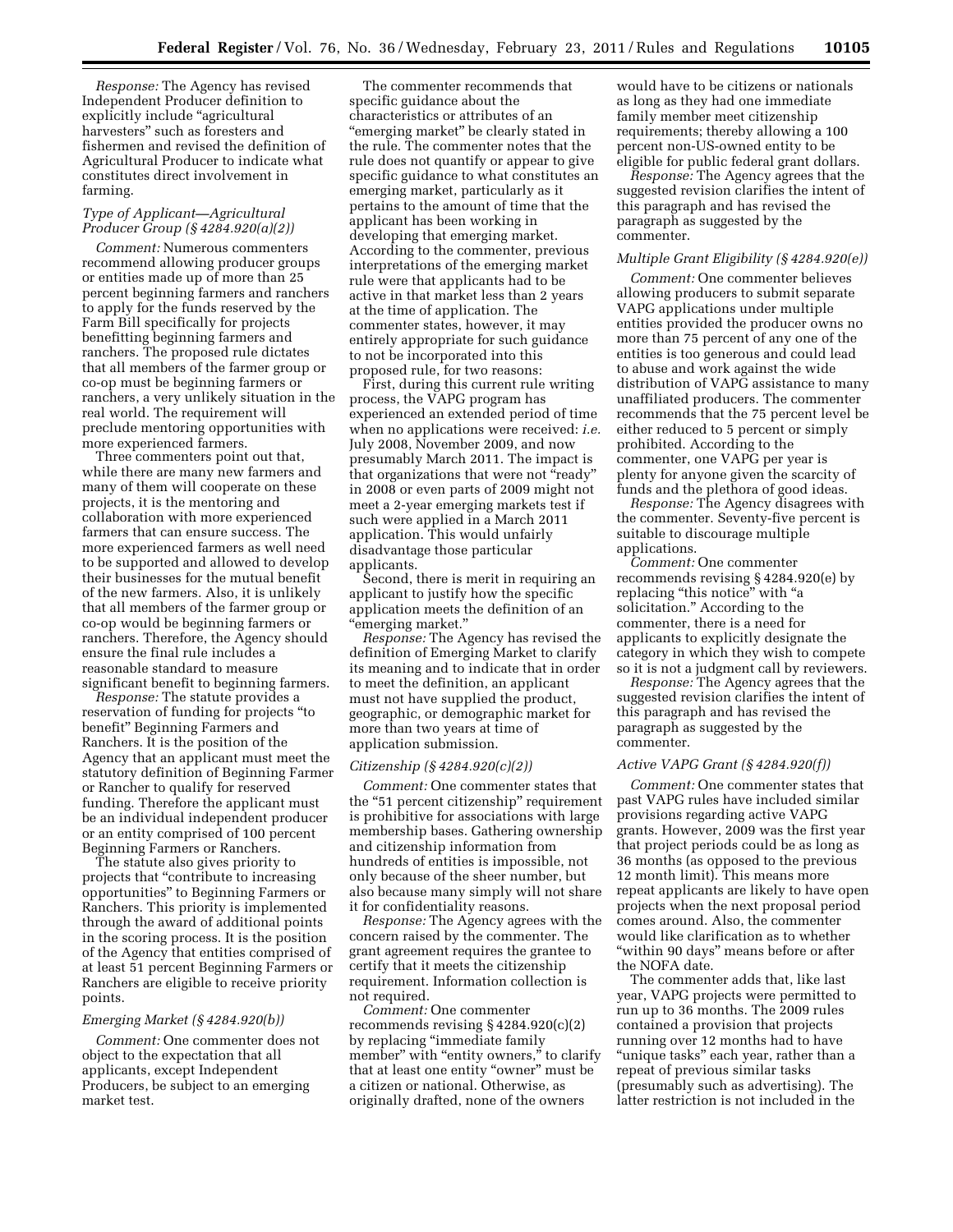*Response:* The Agency has revised Independent Producer definition to explicitly include "agricultural harvesters" such as foresters and fishermen and revised the definition of Agricultural Producer to indicate what constitutes direct involvement in farming.

### *Type of Applicant—Agricultural Producer Group (§ 4284.920(a)(2))*

*Comment:* Numerous commenters recommend allowing producer groups or entities made up of more than 25 percent beginning farmers and ranchers to apply for the funds reserved by the Farm Bill specifically for projects benefitting beginning farmers and ranchers. The proposed rule dictates that all members of the farmer group or co-op must be beginning farmers or ranchers, a very unlikely situation in the real world. The requirement will preclude mentoring opportunities with more experienced farmers.

Three commenters point out that, while there are many new farmers and many of them will cooperate on these projects, it is the mentoring and collaboration with more experienced farmers that can ensure success. The more experienced farmers as well need to be supported and allowed to develop their businesses for the mutual benefit of the new farmers. Also, it is unlikely that all members of the farmer group or co-op would be beginning farmers or ranchers. Therefore, the Agency should ensure the final rule includes a reasonable standard to measure significant benefit to beginning farmers.

*Response:* The statute provides a reservation of funding for projects "to benefit" Beginning Farmers and Ranchers. It is the position of the Agency that an applicant must meet the statutory definition of Beginning Farmer or Rancher to qualify for reserved funding. Therefore the applicant must be an individual independent producer or an entity comprised of 100 percent Beginning Farmers or Ranchers.

The statute also gives priority to projects that "contribute to increasing opportunities" to Beginning Farmers or Ranchers. This priority is implemented through the award of additional points in the scoring process. It is the position of the Agency that entities comprised of at least 51 percent Beginning Farmers or Ranchers are eligible to receive priority points.

### *Emerging Market (§ 4284.920(b))*

*Comment:* One commenter does not object to the expectation that all applicants, except Independent Producers, be subject to an emerging market test.

The commenter recommends that specific guidance about the characteristics or attributes of an "emerging market" be clearly stated in the rule. The commenter notes that the rule does not quantify or appear to give specific guidance to what constitutes an emerging market, particularly as it pertains to the amount of time that the applicant has been working in developing that emerging market. According to the commenter, previous interpretations of the emerging market rule were that applicants had to be active in that market less than 2 years at the time of application. The commenter states, however, it may entirely appropriate for such guidance to not be incorporated into this proposed rule, for two reasons:

First, during this current rule writing process, the VAPG program has experienced an extended period of time when no applications were received: *i.e.* July 2008, November 2009, and now presumably March 2011. The impact is that organizations that were not "ready" in 2008 or even parts of 2009 might not meet a 2-year emerging markets test if such were applied in a March 2011 application. This would unfairly disadvantage those particular applicants.

Second, there is merit in requiring an applicant to justify how the specific application meets the definition of an "emerging market."

*Response:* The Agency has revised the definition of Emerging Market to clarify its meaning and to indicate that in order to meet the definition, an applicant must not have supplied the product, geographic, or demographic market for more than two years at time of application submission.

### *Citizenship (§ 4284.920(c)(2))*

*Comment:* One commenter states that the "51 percent citizenship" requirement is prohibitive for associations with large membership bases. Gathering ownership and citizenship information from hundreds of entities is impossible, not only because of the sheer number, but also because many simply will not share it for confidentiality reasons.

*Response:* The Agency agrees with the concern raised by the commenter. The grant agreement requires the grantee to certify that it meets the citizenship requirement. Information collection is not required.

*Comment:* One commenter recommends revising § 4284.920(c)(2) by replacing "immediate family member" with "entity owners," to clarify that at least one entity "owner" must be a citizen or national. Otherwise, as originally drafted, none of the owners would have to be citizens or nationals as long as they had one immediate family member meet citizenship requirements; thereby allowing a 100 percent non-US-owned entity to be eligible for public federal grant dollars.

*Response:* The Agency agrees that the suggested revision clarifies the intent of this paragraph and has revised the paragraph as suggested by the commenter.

### *Multiple Grant Eligibility (§ 4284.920(e))*

*Comment:* One commenter believes allowing producers to submit separate VAPG applications under multiple entities provided the producer owns no more than 75 percent of any one of the entities is too generous and could lead to abuse and work against the wide distribution of VAPG assistance to many unaffiliated producers. The commenter recommends that the 75 percent level be either reduced to 5 percent or simply prohibited. According to the commenter, one VAPG per year is plenty for anyone given the scarcity of funds and the plethora of good ideas.

*Response:* The Agency disagrees with the commenter. Seventy-five percent is suitable to discourage multiple applications.

*Comment:* One commenter recommends revising § 4284.920(e) by replacing "this notice" with "a solicitation." According to the commenter, there is a need for applicants to explicitly designate the category in which they wish to compete so it is not a judgment call by reviewers.

*Response:* The Agency agrees that the suggested revision clarifies the intent of this paragraph and has revised the paragraph as suggested by the commenter.

### *Active VAPG Grant (§ 4284.920(f))*

*Comment:* One commenter states that past VAPG rules have included similar provisions regarding active VAPG grants. However, 2009 was the first year that project periods could be as long as 36 months (as opposed to the previous 12 month limit). This means more repeat applicants are likely to have open projects when the next proposal period comes around. Also, the commenter would like clarification as to whether "within 90 days" means before or after the NOFA date.

The commenter adds that, like last year, VAPG projects were permitted to run up to 36 months. The 2009 rules contained a provision that projects running over 12 months had to have "unique tasks" each year, rather than a repeat of previous similar tasks (presumably such as advertising). The latter restriction is not included in the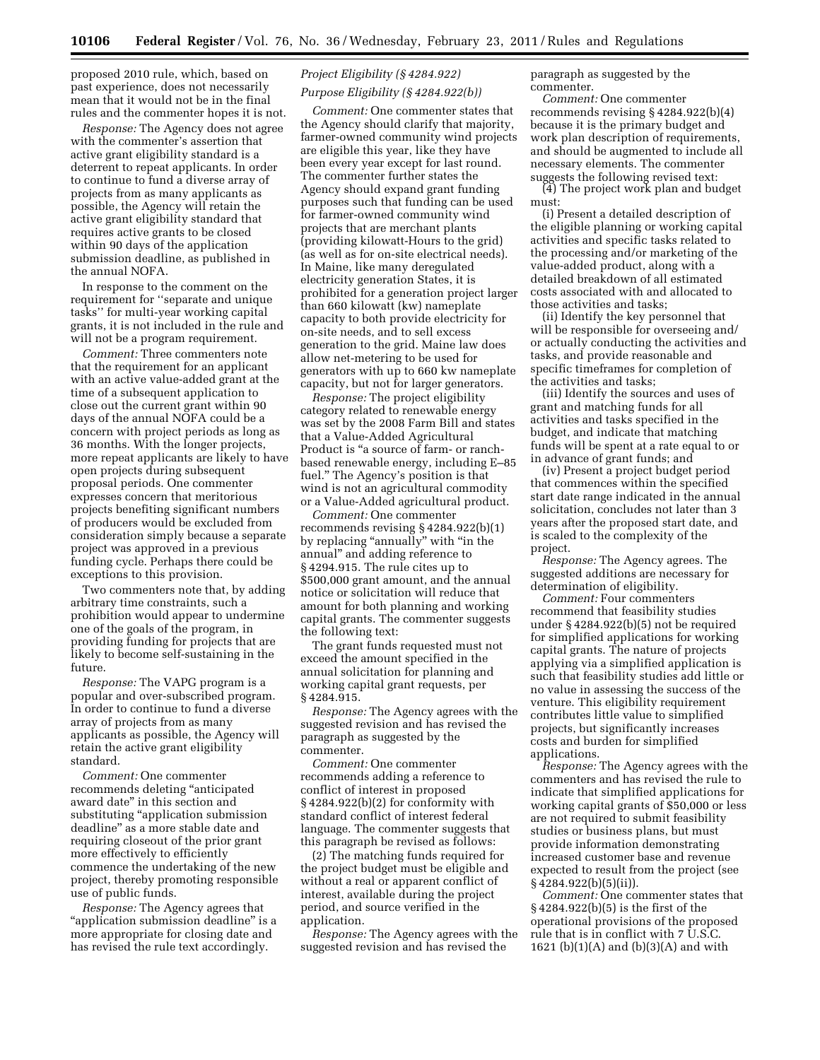proposed 2010 rule, which, based on past experience, does not necessarily mean that it would not be in the final rules and the commenter hopes it is not.

*Response:* The Agency does not agree with the commenter's assertion that active grant eligibility standard is a deterrent to repeat applicants. In order to continue to fund a diverse array of projects from as many applicants as possible, the Agency will retain the active grant eligibility standard that requires active grants to be closed within 90 days of the application submission deadline, as published in the annual NOFA.

In response to the comment on the requirement for ''separate and unique tasks'' for multi-year working capital grants, it is not included in the rule and will not be a program requirement.

*Comment:* Three commenters note that the requirement for an applicant with an active value-added grant at the time of a subsequent application to close out the current grant within 90 days of the annual NOFA could be a concern with project periods as long as 36 months. With the longer projects, more repeat applicants are likely to have open projects during subsequent proposal periods. One commenter expresses concern that meritorious projects benefiting significant numbers of producers would be excluded from consideration simply because a separate project was approved in a previous funding cycle. Perhaps there could be exceptions to this provision.

Two commenters note that, by adding arbitrary time constraints, such a prohibition would appear to undermine one of the goals of the program, in providing funding for projects that are likely to become self-sustaining in the future.

*Response:* The VAPG program is a popular and over-subscribed program. In order to continue to fund a diverse array of projects from as many applicants as possible, the Agency will retain the active grant eligibility standard.

*Comment:* One commenter recommends deleting "anticipated award date" in this section and substituting "application submission deadline" as a more stable date and requiring closeout of the prior grant more effectively to efficiently commence the undertaking of the new project, thereby promoting responsible use of public funds.

*Response:* The Agency agrees that "application submission deadline" is a more appropriate for closing date and has revised the rule text accordingly.

### *Project Eligibility (§ 4284.922)*

### *Purpose Eligibility (§ 4284.922(b))*

*Comment:* One commenter states that the Agency should clarify that majority, farmer-owned community wind projects are eligible this year, like they have been every year except for last round. The commenter further states the Agency should expand grant funding purposes such that funding can be used for farmer-owned community wind projects that are merchant plants (providing kilowatt-Hours to the grid) (as well as for on-site electrical needs). In Maine, like many deregulated electricity generation States, it is prohibited for a generation project larger than 660 kilowatt (kw) nameplate capacity to both provide electricity for on-site needs, and to sell excess generation to the grid. Maine law does allow net-metering to be used for generators with up to 660 kw nameplate capacity, but not for larger generators.

*Response:* The project eligibility category related to renewable energy was set by the 2008 Farm Bill and states that a Value-Added Agricultural Product is "a source of farm- or ranch-based renewable energy, including E–85 fuel." The Agency's position is that wind is not an agricultural commodity or a Value-Added agricultural product.

*Comment:* One commenter recommends revising § 4284.922(b)(1) by replacing "annually" with "in the annual" and adding reference to § 4294.915. The rule cites up to $500,000 grant amount, and the annual notice or solicitation will reduce that amount for both planning and working capital grants. The commenter suggests the following text:

The grant funds requested must not exceed the amount specified in the annual solicitation for planning and working capital grant requests, per § 4284.915.

*Response:* The Agency agrees with the suggested revision and has revised the paragraph as suggested by the commenter.

*Comment:* One commenter recommends adding a reference to conflict of interest in proposed § 4284.922(b)(2) for conformity with standard conflict of interest federal language. The commenter suggests that this paragraph be revised as follows:

(2) The matching funds required for the project budget must be eligible and without a real or apparent conflict of interest, available during the project period, and source verified in the application.

*Response:* The Agency agrees with the suggested revision and has revised the paragraph as suggested by the commenter.

*Comment:* One commenter recommends revising § 4284.922(b)(4) because it is the primary budget and work plan description of requirements, and should be augmented to include all necessary elements. The commenter suggests the following revised text:

(4) The project work plan and budget must:

(i) Present a detailed description of the eligible planning or working capital activities and specific tasks related to the processing and/or marketing of the value-added product, along with a detailed breakdown of all estimated costs associated with and allocated to those activities and tasks;

(ii) Identify the key personnel that will be responsible for overseeing and/or actually conducting the activities and tasks, and provide reasonable and specific timeframes for completion of the activities and tasks;

(iii) Identify the sources and uses of grant and matching funds for all activities and tasks specified in the budget, and indicate that matching funds will be spent at a rate equal to or in advance of grant funds; and

(iv) Present a project budget period that commences within the specified start date range indicated in the annual solicitation, concludes not later than 3 years after the proposed start date, and is scaled to the complexity of the project.

*Response:* The Agency agrees. The suggested additions are necessary for determination of eligibility.

*Comment:* Four commenters recommend that feasibility studies under § 4284.922(b)(5) not be required for simplified applications for working capital grants. The nature of projects applying via a simplified application is such that feasibility studies add little or no value in assessing the success of the venture. This eligibility requirement contributes little value to simplified projects, but significantly increases costs and burden for simplified applications.

*Response:* The Agency agrees with the commenters and has revised the rule to indicate that simplified applications for working capital grants of $50,000 or less are not required to submit feasibility studies or business plans, but must provide information demonstrating increased customer base and revenue expected to result from the project (see § 4284.922(b)(5)(ii)).

*Comment:* One commenter states that § 4284.922(b)(5) is the first of the operational provisions of the proposed rule that is in conflict with 7 U.S.C. 1621 (b)(1)(A) and (b)(3)(A) and with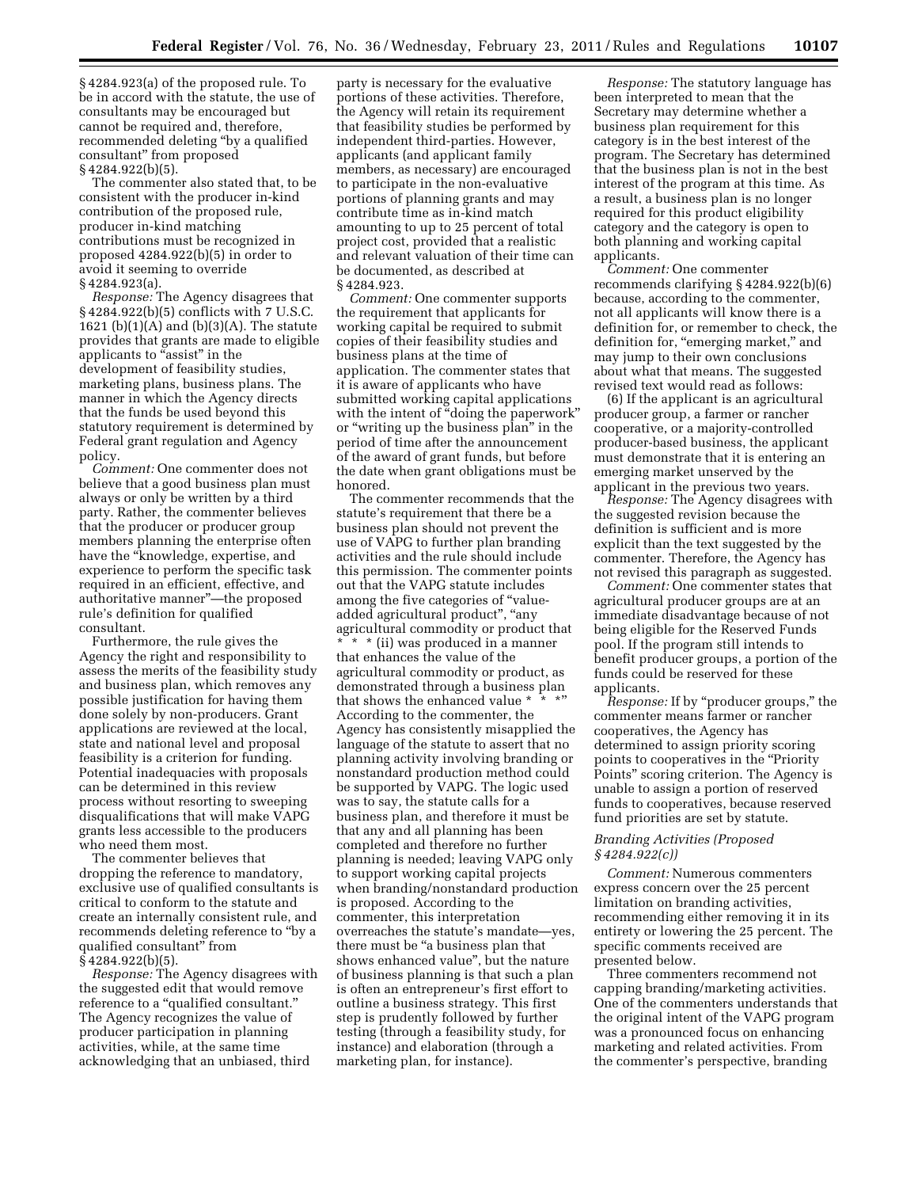§ 4284.923(a) of the proposed rule. To be in accord with the statute, the use of consultants may be encouraged but cannot be required and, therefore, recommended deleting "by a qualified consultant" from proposed § 4284.922(b)(5).

The commenter also stated that, to be consistent with the producer in-kind contribution of the proposed rule, producer in-kind matching contributions must be recognized in proposed 4284.922(b)(5) in order to avoid it seeming to override § 4284.923(a).

*Response:* The Agency disagrees that § 4284.922(b)(5) conflicts with 7 U.S.C. 1621 (b)(1)(A) and (b)(3)(A). The statute provides that grants are made to eligible applicants to "assist" in the development of feasibility studies, marketing plans, business plans. The manner in which the Agency directs that the funds be used beyond this statutory requirement is determined by Federal grant regulation and Agency policy.

*Comment:* One commenter does not believe that a good business plan must always or only be written by a third party. Rather, the commenter believes that the producer or producer group members planning the enterprise often have the "knowledge, expertise, and experience to perform the specific task required in an efficient, effective, and authoritative manner"—the proposed rule's definition for qualified consultant.

Furthermore, the rule gives the Agency the right and responsibility to assess the merits of the feasibility study and business plan, which removes any possible justification for having them done solely by non-producers. Grant applications are reviewed at the local, state and national level and proposal feasibility is a criterion for funding. Potential inadequacies with proposals can be determined in this review process without resorting to sweeping disqualifications that will make VAPG grants less accessible to the producers who need them most.

The commenter believes that dropping the reference to mandatory, exclusive use of qualified consultants is critical to conform to the statute and create an internally consistent rule, and recommends deleting reference to "by a qualified consultant" from § 4284.922(b)(5).

*Response:* The Agency disagrees with the suggested edit that would remove reference to a "qualified consultant." The Agency recognizes the value of producer participation in planning activities, while, at the same time acknowledging that an unbiased, third party is necessary for the evaluative portions of these activities. Therefore, the Agency will retain its requirement that feasibility studies be performed by independent third-parties. However, applicants (and applicant family members, as necessary) are encouraged to participate in the non-evaluative portions of planning grants and may contribute time as in-kind match amounting to up to 25 percent of total project cost, provided that a realistic and relevant valuation of their time can be documented, as described at § 4284.923.

*Comment:* One commenter supports the requirement that applicants for working capital be required to submit copies of their feasibility studies and business plans at the time of application. The commenter states that it is aware of applicants who have submitted working capital applications with the intent of "doing the paperwork" or "writing up the business plan" in the period of time after the announcement of the award of grant funds, but before the date when grant obligations must be honored.

The commenter recommends that the statute's requirement that there be a business plan should not prevent the use of VAPG to further plan branding activities and the rule should include this permission. The commenter points out that the VAPG statute includes among the five categories of "value-added agricultural product", "any agricultural commodity or product that * * * (ii) was produced in a manner that enhances the value of the agricultural commodity or product, as demonstrated through a business plan that shows the enhanced value * * *" According to the commenter, the Agency has consistently misapplied the language of the statute to assert that no planning activity involving branding or nonstandard production method could be supported by VAPG. The logic used was to say, the statute calls for a business plan, and therefore it must be that any and all planning has been completed and therefore no further planning is needed; leaving VAPG only to support working capital projects when branding/nonstandard production is proposed. According to the commenter, this interpretation overreaches the statute's mandate—yes, there must be "a business plan that shows enhanced value", but the nature of business planning is that such a plan is often an entrepreneur's first effort to outline a business strategy. This first step is prudently followed by further testing (through a feasibility study, for instance) and elaboration (through a marketing plan, for instance).

*Response:* The statutory language has been interpreted to mean that the Secretary may determine whether a business plan requirement for this category is in the best interest of the program. The Secretary has determined that the business plan is not in the best interest of the program at this time. As a result, a business plan is no longer required for this product eligibility category and the category is open to both planning and working capital applicants.

*Comment:* One commenter recommends clarifying § 4284.922(b)(6) because, according to the commenter, not all applicants will know there is a definition for, or remember to check, the definition for, "emerging market," and may jump to their own conclusions about what that means. The suggested revised text would read as follows:

(6) If the applicant is an agricultural producer group, a farmer or rancher cooperative, or a majority-controlled producer-based business, the applicant must demonstrate that it is entering an emerging market unserved by the applicant in the previous two years.

*Response:* The Agency disagrees with the suggested revision because the definition is sufficient and is more explicit than the text suggested by the commenter. Therefore, the Agency has not revised this paragraph as suggested.

*Comment:* One commenter states that agricultural producer groups are at an immediate disadvantage because of not being eligible for the Reserved Funds pool. If the program still intends to benefit producer groups, a portion of the funds could be reserved for these applicants.

*Response:* If by "producer groups," the commenter means farmer or rancher cooperatives, the Agency has determined to assign priority scoring points to cooperatives in the "Priority Points" scoring criterion. The Agency is unable to assign a portion of reserved funds to cooperatives, because reserved fund priorities are set by statute.

### *Branding Activities (Proposed § 4284.922(c))*

*Comment:* Numerous commenters express concern over the 25 percent limitation on branding activities, recommending either removing it in its entirety or lowering the 25 percent. The specific comments received are presented below.

Three commenters recommend not capping branding/marketing activities. One of the commenters understands that the original intent of the VAPG program was a pronounced focus on enhancing marketing and related activities. From the commenter's perspective, branding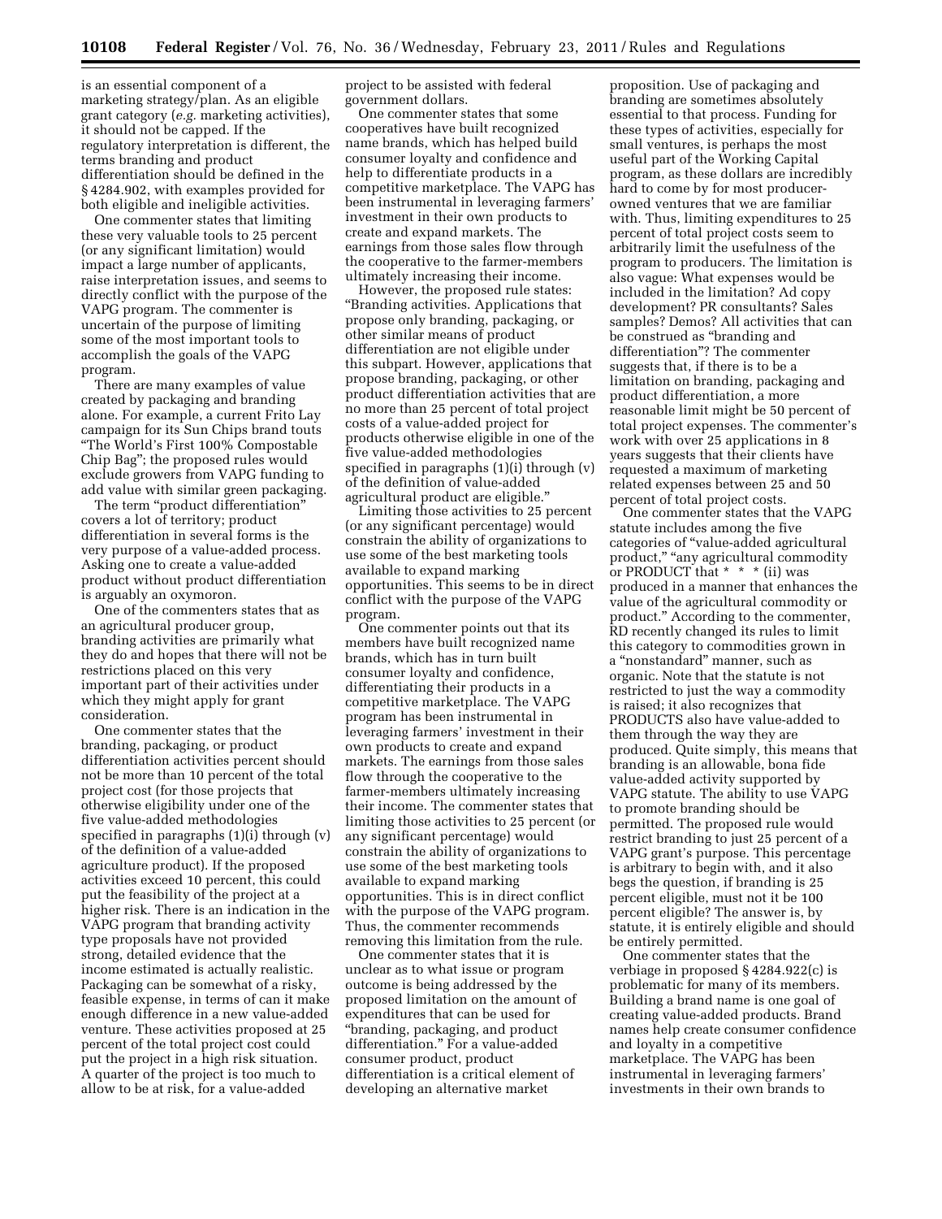is an essential component of a marketing strategy/plan. As an eligible grant category (*e.g.* marketing activities), it should not be capped. If the regulatory interpretation is different, the terms branding and product differentiation should be defined in the § 4284.902, with examples provided for both eligible and ineligible activities.

One commenter states that limiting these very valuable tools to 25 percent (or any significant limitation) would impact a large number of applicants, raise interpretation issues, and seems to directly conflict with the purpose of the VAPG program. The commenter is uncertain of the purpose of limiting some of the most important tools to accomplish the goals of the VAPG program.

There are many examples of value created by packaging and branding alone. For example, a current Frito Lay campaign for its Sun Chips brand touts "The World's First 100% Compostable Chip Bag"; the proposed rules would exclude growers from VAPG funding to add value with similar green packaging.

The term "product differentiation" covers a lot of territory; product differentiation in several forms is the very purpose of a value-added process. Asking one to create a value-added product without product differentiation is arguably an oxymoron.

One of the commenters states that as an agricultural producer group, branding activities are primarily what they do and hopes that there will not be restrictions placed on this very important part of their activities under which they might apply for grant consideration.

One commenter states that the branding, packaging, or product differentiation activities percent should not be more than 10 percent of the total project cost (for those projects that otherwise eligibility under one of the five value-added methodologies specified in paragraphs (1)(i) through (v) of the definition of a value-added agriculture product). If the proposed activities exceed 10 percent, this could put the feasibility of the project at a higher risk. There is an indication in the VAPG program that branding activity type proposals have not provided strong, detailed evidence that the income estimated is actually realistic. Packaging can be somewhat of a risky, feasible expense, in terms of can it make enough difference in a new value-added venture. These activities proposed at 25 percent of the total project cost could put the project in a high risk situation. A quarter of the project is too much to allow to be at risk, for a value-added project to be assisted with federal government dollars.

One commenter states that some cooperatives have built recognized name brands, which has helped build consumer loyalty and confidence and help to differentiate products in a competitive marketplace. The VAPG has been instrumental in leveraging farmers' investment in their own products to create and expand markets. The earnings from those sales flow through the cooperative to the farmer-members ultimately increasing their income.

However, the proposed rule states: "Branding activities. Applications that propose only branding, packaging, or other similar means of product differentiation are not eligible under this subpart. However, applications that propose branding, packaging, or other product differentiation activities that are no more than 25 percent of total project costs of a value-added project for products otherwise eligible in one of the five value-added methodologies specified in paragraphs (1)(i) through (v) of the definition of value-added agricultural product are eligible."

Limiting those activities to 25 percent (or any significant percentage) would constrain the ability of organizations to use some of the best marketing tools available to expand marking opportunities. This seems to be in direct conflict with the purpose of the VAPG program.

One commenter points out that its members have built recognized name brands, which has in turn built consumer loyalty and confidence, differentiating their products in a competitive marketplace. The VAPG program has been instrumental in leveraging farmers' investment in their own products to create and expand markets. The earnings from those sales flow through the cooperative to the farmer-members ultimately increasing their income. The commenter states that limiting those activities to 25 percent (or any significant percentage) would constrain the ability of organizations to use some of the best marketing tools available to expand marking opportunities. This is in direct conflict with the purpose of the VAPG program. Thus, the commenter recommends removing this limitation from the rule.

One commenter states that it is unclear as to what issue or program outcome is being addressed by the proposed limitation on the amount of expenditures that can be used for "branding, packaging, and product differentiation." For a value-added consumer product, product differentiation is a critical element of developing an alternative market proposition. Use of packaging and branding are sometimes absolutely essential to that process. Funding for these types of activities, especially for small ventures, is perhaps the most useful part of the Working Capital program, as these dollars are incredibly hard to come by for most producer-owned ventures that we are familiar with. Thus, limiting expenditures to 25 percent of total project costs seem to arbitrarily limit the usefulness of the program to producers. The limitation is also vague: What expenses would be included in the limitation? Ad copy development? PR consultants? Sales samples? Demos? All activities that can be construed as "branding and differentiation"? The commenter suggests that, if there is to be a limitation on branding, packaging and product differentiation, a more reasonable limit might be 50 percent of total project expenses. The commenter's work with over 25 applications in 8 years suggests that their clients have requested a maximum of marketing related expenses between 25 and 50 percent of total project costs.

One commenter states that the VAPG statute includes among the five categories of "value-added agricultural product," "any agricultural commodity or PRODUCT that * * * (ii) was produced in a manner that enhances the value of the agricultural commodity or product." According to the commenter, RD recently changed its rules to limit this category to commodities grown in a "nonstandard" manner, such as organic. Note that the statute is not restricted to just the way a commodity is raised; it also recognizes that PRODUCTS also have value-added to them through the way they are produced. Quite simply, this means that branding is an allowable, bona fide value-added activity supported by VAPG statute. The ability to use VAPG to promote branding should be permitted. The proposed rule would restrict branding to just 25 percent of a VAPG grant's purpose. This percentage is arbitrary to begin with, and it also begs the question, if branding is 25 percent eligible, must not it be 100 percent eligible? The answer is, by statute, it is entirely eligible and should be entirely permitted.

One commenter states that the verbiage in proposed § 4284.922(c) is problematic for many of its members. Building a brand name is one goal of creating value-added products. Brand names help create consumer confidence and loyalty in a competitive marketplace. The VAPG has been instrumental in leveraging farmers' investments in their own brands to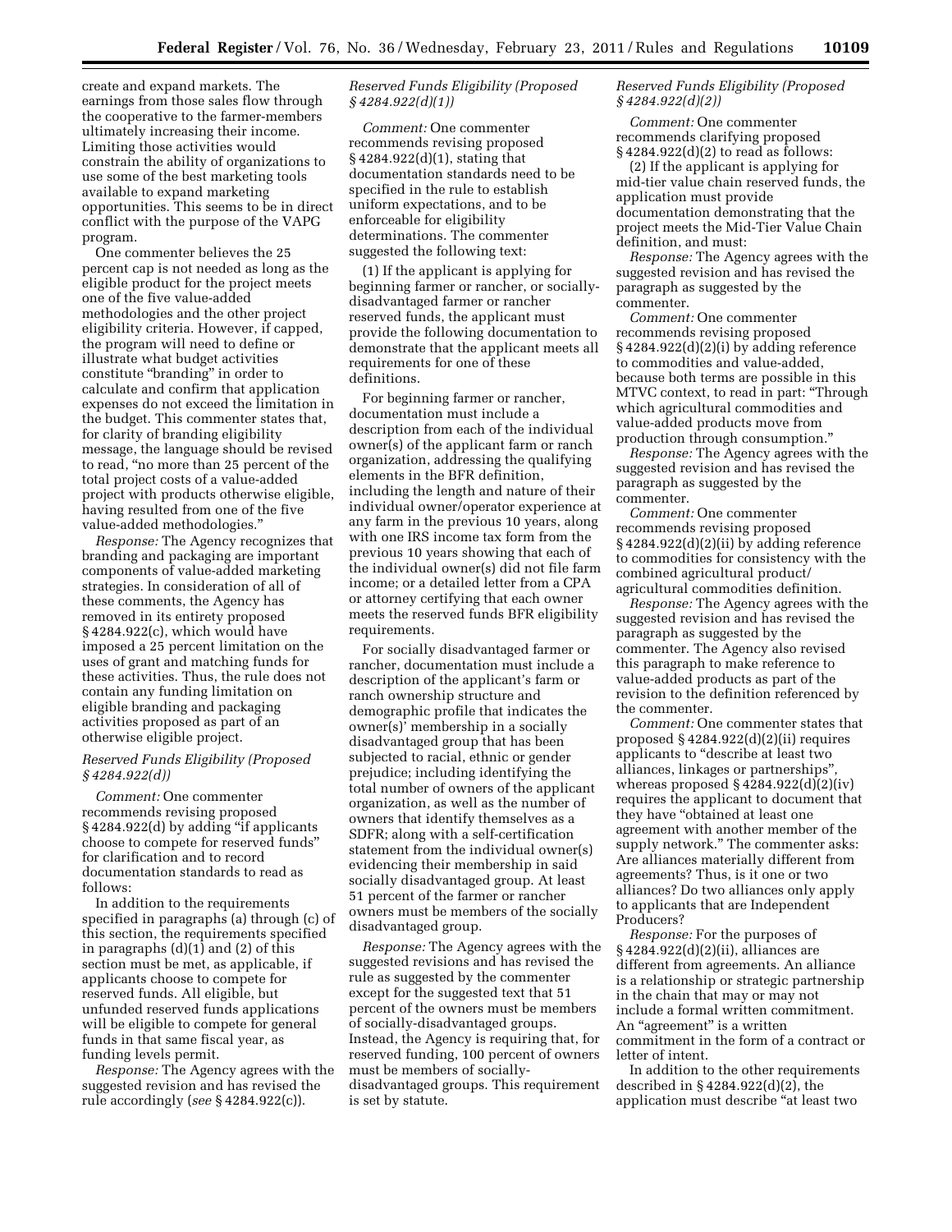create and expand markets. The earnings from those sales flow through the cooperative to the farmer-members ultimately increasing their income. Limiting those activities would constrain the ability of organizations to use some of the best marketing tools available to expand marketing opportunities. This seems to be in direct conflict with the purpose of the VAPG program.

One commenter believes the 25 percent cap is not needed as long as the eligible product for the project meets one of the five value-added methodologies and the other project eligibility criteria. However, if capped, the program will need to define or illustrate what budget activities constitute "branding" in order to calculate and confirm that application expenses do not exceed the limitation in the budget. This commenter states that, for clarity of branding eligibility message, the language should be revised to read, "no more than 25 percent of the total project costs of a value-added project with products otherwise eligible, having resulted from one of the five value-added methodologies."

*Response:* The Agency recognizes that branding and packaging are important components of value-added marketing strategies. In consideration of all of these comments, the Agency has removed in its entirety proposed § 4284.922(c), which would have imposed a 25 percent limitation on the uses of grant and matching funds for these activities. Thus, the rule does not contain any funding limitation on eligible branding and packaging activities proposed as part of an otherwise eligible project.

### *Reserved Funds Eligibility (Proposed § 4284.922(d))*

*Comment:* One commenter recommends revising proposed § 4284.922(d) by adding "if applicants choose to compete for reserved funds" for clarification and to record documentation standards to read as follows:

In addition to the requirements specified in paragraphs (a) through (c) of this section, the requirements specified in paragraphs (d)(1) and (2) of this section must be met, as applicable, if applicants choose to compete for reserved funds. All eligible, but unfunded reserved funds applications will be eligible to compete for general funds in that same fiscal year, as funding levels permit.

*Response:* The Agency agrees with the suggested revision and has revised the rule accordingly (*see* § 4284.922(c)).

### *Reserved Funds Eligibility (Proposed § 4284.922(d)(1))*

*Comment:* One commenter recommends revising proposed § 4284.922(d)(1), stating that documentation standards need to be specified in the rule to establish uniform expectations, and to be enforceable for eligibility determinations. The commenter suggested the following text:

(1) If the applicant is applying for beginning farmer or rancher, or socially-disadvantaged farmer or rancher reserved funds, the applicant must provide the following documentation to demonstrate that the applicant meets all requirements for one of these definitions.

For beginning farmer or rancher, documentation must include a description from each of the individual owner(s) of the applicant farm or ranch organization, addressing the qualifying elements in the BFR definition, including the length and nature of their individual owner/operator experience at any farm in the previous 10 years, along with one IRS income tax form from the previous 10 years showing that each of the individual owner(s) did not file farm income; or a detailed letter from a CPA or attorney certifying that each owner meets the reserved funds BFR eligibility requirements.

For socially disadvantaged farmer or rancher, documentation must include a description of the applicant's farm or ranch ownership structure and demographic profile that indicates the owner(s)' membership in a socially disadvantaged group that has been subjected to racial, ethnic or gender prejudice; including identifying the total number of owners of the applicant organization, as well as the number of owners that identify themselves as a SDFR; along with a self-certification statement from the individual owner(s) evidencing their membership in said socially disadvantaged group. At least 51 percent of the farmer or rancher owners must be members of the socially disadvantaged group.

*Response:* The Agency agrees with the suggested revisions and has revised the rule as suggested by the commenter except for the suggested text that 51 percent of the owners must be members of socially-disadvantaged groups. Instead, the Agency is requiring that, for reserved funding, 100 percent of owners must be members of socially-disadvantaged groups. This requirement is set by statute.

### *Reserved Funds Eligibility (Proposed § 4284.922(d)(2))*

*Comment:* One commenter recommends clarifying proposed § 4284.922(d)(2) to read as follows:

(2) If the applicant is applying for mid-tier value chain reserved funds, the application must provide documentation demonstrating that the project meets the Mid-Tier Value Chain definition, and must:

*Response:* The Agency agrees with the suggested revision and has revised the paragraph as suggested by the commenter.

*Comment:* One commenter recommends revising proposed § 4284.922(d)(2)(i) by adding reference to commodities and value-added, because both terms are possible in this MTVC context, to read in part: "Through which agricultural commodities and value-added products move from production through consumption."

*Response:* The Agency agrees with the suggested revision and has revised the paragraph as suggested by the commenter.

*Comment:* One commenter recommends revising proposed § 4284.922(d)(2)(ii) by adding reference to commodities for consistency with the combined agricultural product/agricultural commodities definition.

*Response:* The Agency agrees with the suggested revision and has revised the paragraph as suggested by the commenter. The Agency also revised this paragraph to make reference to value-added products as part of the revision to the definition referenced by the commenter.

*Comment:* One commenter states that proposed § 4284.922(d)(2)(ii) requires applicants to "describe at least two alliances, linkages or partnerships", whereas proposed § 4284.922(d)(2)(iv) requires the applicant to document that they have "obtained at least one agreement with another member of the supply network." The commenter asks: Are alliances materially different from agreements? Thus, is it one or two alliances? Do two alliances only apply to applicants that are Independent Producers?

*Response:* For the purposes of § 4284.922(d)(2)(ii), alliances are different from agreements. An alliance is a relationship or strategic partnership in the chain that may or may not include a formal written commitment. An "agreement" is a written commitment in the form of a contract or letter of intent.

In addition to the other requirements described in § 4284.922(d)(2), the application must describe "at least two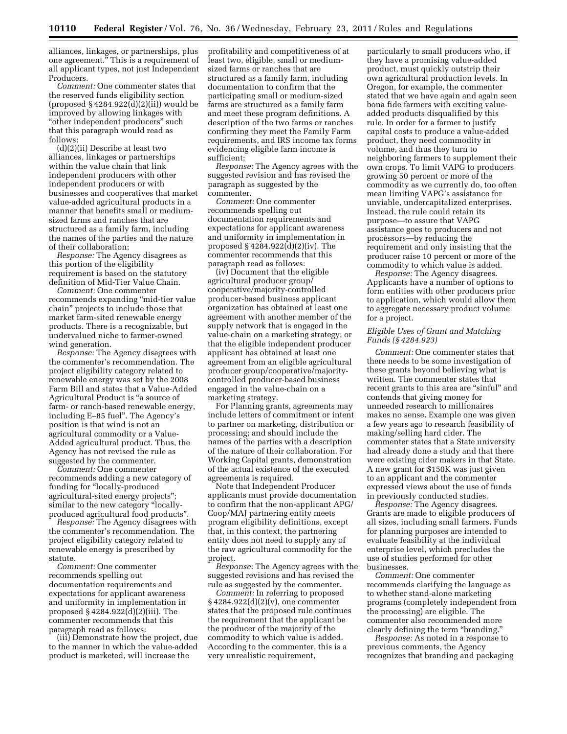alliances, linkages, or partnerships, plus one agreement." This is a requirement of all applicant types, not just Independent Producers.

*Comment:* One commenter states that the reserved funds eligibility section (proposed § 4284.922(d)(2)(ii)) would be improved by allowing linkages with "other independent producers" such that this paragraph would read as follows:

(d)(2)(ii) Describe at least two alliances, linkages or partnerships within the value chain that link independent producers with other independent producers or with businesses and cooperatives that market value-added agricultural products in a manner that benefits small or medium-sized farms and ranches that are structured as a family farm, including the names of the parties and the nature of their collaboration;

*Response:* The Agency disagrees as this portion of the eligibility requirement is based on the statutory definition of Mid-Tier Value Chain.

*Comment:* One commenter recommends expanding "mid-tier value chain" projects to include those that market farm-sited renewable energy products. There is a recognizable, but undervalued niche to farmer-owned wind generation.

*Response:* The Agency disagrees with the commenter's recommendation. The project eligibility category related to renewable energy was set by the 2008 Farm Bill and states that a Value-Added Agricultural Product is "a source of farm- or ranch-based renewable energy, including E–85 fuel". The Agency's position is that wind is not an agricultural commodity or a Value-Added agricultural product. Thus, the Agency has not revised the rule as suggested by the commenter.

*Comment:* One commenter recommends adding a new category of funding for "locally-produced agricultural-sited energy projects"; similar to the new category "locally-produced agricultural food products".

*Response:* The Agency disagrees with the commenter's recommendation. The project eligibility category related to renewable energy is prescribed by statute.

*Comment:* One commenter recommends spelling out documentation requirements and expectations for applicant awareness and uniformity in implementation in proposed § 4284.922(d)(2)(iii). The commenter recommends that this paragraph read as follows:

(iii) Demonstrate how the project, due to the manner in which the value-added product is marketed, will increase the profitability and competitiveness of at least two, eligible, small or medium-sized farms or ranches that are structured as a family farm, including documentation to confirm that the participating small or medium-sized farms are structured as a family farm and meet these program definitions. A description of the two farms or ranches confirming they meet the Family Farm requirements, and IRS income tax forms evidencing eligible farm income is sufficient;

*Response:* The Agency agrees with the suggested revision and has revised the paragraph as suggested by the commenter.

*Comment:* One commenter recommends spelling out documentation requirements and expectations for applicant awareness and uniformity in implementation in proposed § 4284.922(d)(2)(iv). The commenter recommends that this paragraph read as follows:

(iv) Document that the eligible agricultural producer group/ cooperative/majority-controlled producer-based business applicant organization has obtained at least one agreement with another member of the supply network that is engaged in the value-chain on a marketing strategy; or that the eligible independent producer applicant has obtained at least one agreement from an eligible agricultural producer group/cooperative/majority-controlled producer-based business engaged in the value-chain on a marketing strategy.

For Planning grants, agreements may include letters of commitment or intent to partner on marketing, distribution or processing; and should include the names of the parties with a description of the nature of their collaboration. For Working Capital grants, demonstration of the actual existence of the executed agreements is required.

Note that Independent Producer applicants must provide documentation to confirm that the non-applicant APG/ Coop/MAJ partnering entity meets program eligibility definitions, except that, in this context, the partnering entity does not need to supply any of the raw agricultural commodity for the project.

*Response:* The Agency agrees with the suggested revisions and has revised the rule as suggested by the commenter.

*Comment:* In referring to proposed § 4284.922(d)(2)(v), one commenter states that the proposed rule continues the requirement that the applicant be the producer of the majority of the commodity to which value is added. According to the commenter, this is a very unrealistic requirement, particularly to small producers who, if they have a promising value-added product, must quickly outstrip their own agricultural production levels. In Oregon, for example, the commenter stated that we have again and again seen bona fide farmers with exciting value-added products disqualified by this rule. In order for a farmer to justify capital costs to produce a value-added product, they need commodity in volume, and thus they turn to neighboring farmers to supplement their own crops. To limit VAPG to producers growing 50 percent or more of the commodity as we currently do, too often mean limiting VAPG's assistance for unviable, undercapitalized enterprises. Instead, the rule could retain its purpose—to assure that VAPG assistance goes to producers and not processors—by reducing the requirement and only insisting that the producer raise 10 percent or more of the commodity to which value is added.

*Response:* The Agency disagrees. Applicants have a number of options to form entities with other producers prior to application, which would allow them to aggregate necessary product volume for a project.

### *Eligible Uses of Grant and Matching Funds (§ 4284.923)*

*Comment:* One commenter states that there needs to be some investigation of these grants beyond believing what is written. The commenter states that recent grants to this area are "sinful" and contends that giving money for unneeded research to millionaires makes no sense. Example one was given a few years ago to research feasibility of making/selling hard cider. The commenter states that a State university had already done a study and that there were existing cider makers in that State. A new grant for $150K was just given to an applicant and the commenter expressed views about the use of funds in previously conducted studies.

*Response:* The Agency disagrees. Grants are made to eligible producers of all sizes, including small farmers. Funds for planning purposes are intended to evaluate feasibility at the individual enterprise level, which precludes the use of studies performed for other businesses.

*Comment:* One commenter recommends clarifying the language as to whether stand-alone marketing programs (completely independent from the processing) are eligible. The commenter also recommended more clearly defining the term "branding."

*Response:* As noted in a response to previous comments, the Agency recognizes that branding and packaging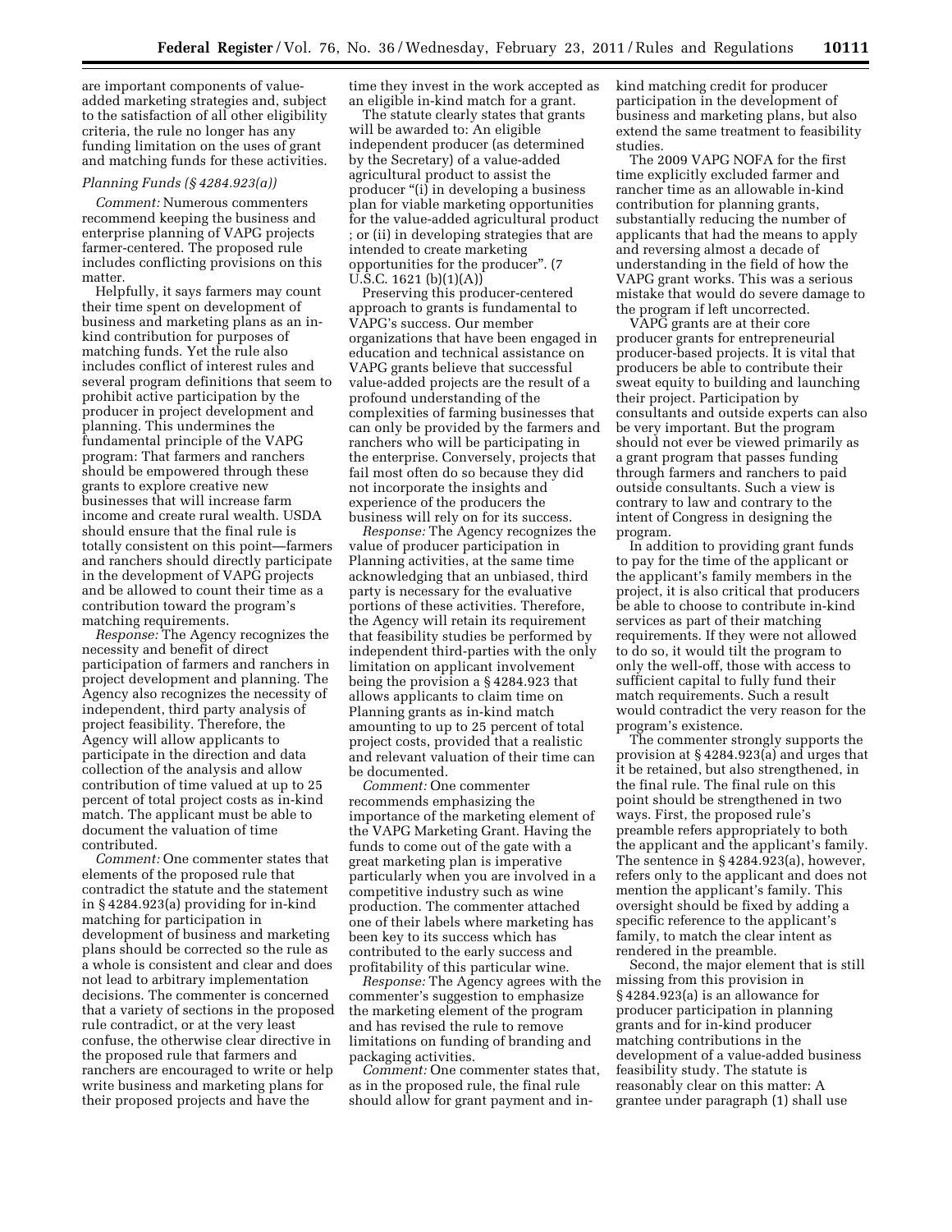are important components of value-added marketing strategies and, subject to the satisfaction of all other eligibility criteria, the rule no longer has any funding limitation on the uses of grant and matching funds for these activities.

*Planning Funds (§ 4284.923(a))*

*Comment:* Numerous commenters recommend keeping the business and enterprise planning of VAPG projects farmer-centered. The proposed rule includes conflicting provisions on this matter.

Helpfully, it says farmers may count their time spent on development of business and marketing plans as an in-kind contribution for purposes of matching funds. Yet the rule also includes conflict of interest rules and several program definitions that seem to prohibit active participation by the producer in project development and planning. This undermines the fundamental principle of the VAPG program: That farmers and ranchers should be empowered through these grants to explore creative new businesses that will increase farm income and create rural wealth. USDA should ensure that the final rule is totally consistent on this point—farmers and ranchers should directly participate in the development of VAPG projects and be allowed to count their time as a contribution toward the program's matching requirements.

*Response:* The Agency recognizes the necessity and benefit of direct participation of farmers and ranchers in project development and planning. The Agency also recognizes the necessity of independent, third party analysis of project feasibility. Therefore, the Agency will allow applicants to participate in the direction and data collection of the analysis and allow contribution of time valued at up to 25 percent of total project costs as in-kind match. The applicant must be able to document the valuation of time contributed.

*Comment:* One commenter states that elements of the proposed rule that contradict the statute and the statement in § 4284.923(a) providing for in-kind matching for participation in development of business and marketing plans should be corrected so the rule as a whole is consistent and clear and does not lead to arbitrary implementation decisions. The commenter is concerned that a variety of sections in the proposed rule contradict, or at the very least confuse, the otherwise clear directive in the proposed rule that farmers and ranchers are encouraged to write or help write business and marketing plans for their proposed projects and have the time they invest in the work accepted as an eligible in-kind match for a grant.

The statute clearly states that grants will be awarded to: An eligible independent producer (as determined by the Secretary) of a value-added agricultural product to assist the producer "(i) in developing a business plan for viable marketing opportunities for the value-added agricultural product ; or (ii) in developing strategies that are intended to create marketing opportunities for the producer". (7 U.S.C. 1621 (b)(1)(A))

Preserving this producer-centered approach to grants is fundamental to VAPG's success. Our member organizations that have been engaged in education and technical assistance on VAPG grants believe that successful value-added projects are the result of a profound understanding of the complexities of farming businesses that can only be provided by the farmers and ranchers who will be participating in the enterprise. Conversely, projects that fail most often do so because they did not incorporate the insights and experience of the producers the business will rely on for its success.

*Response:* The Agency recognizes the value of producer participation in Planning activities, at the same time acknowledging that an unbiased, third party is necessary for the evaluative portions of these activities. Therefore, the Agency will retain its requirement that feasibility studies be performed by independent third-parties with the only limitation on applicant involvement being the provision a § 4284.923 that allows applicants to claim time on Planning grants as in-kind match amounting to up to 25 percent of total project costs, provided that a realistic and relevant valuation of their time can be documented.

*Comment:* One commenter recommends emphasizing the importance of the marketing element of the VAPG Marketing Grant. Having the funds to come out of the gate with a great marketing plan is imperative particularly when you are involved in a competitive industry such as wine production. The commenter attached one of their labels where marketing has been key to its success which has contributed to the early success and profitability of this particular wine.

*Response:* The Agency agrees with the commenter's suggestion to emphasize the marketing element of the program and has revised the rule to remove limitations on funding of branding and packaging activities.

*Comment:* One commenter states that, as in the proposed rule, the final rule should allow for grant payment and in-kind matching credit for producer participation in the development of business and marketing plans, but also extend the same treatment to feasibility studies.

The 2009 VAPG NOFA for the first time explicitly excluded farmer and rancher time as an allowable in-kind contribution for planning grants, substantially reducing the number of applicants that had the means to apply and reversing almost a decade of understanding in the field of how the VAPG grant works. This was a serious mistake that would do severe damage to the program if left uncorrected.

VAPG grants are at their core producer grants for entrepreneurial producer-based projects. It is vital that producers be able to contribute their sweat equity to building and launching their project. Participation by consultants and outside experts can also be very important. But the program should not ever be viewed primarily as a grant program that passes funding through farmers and ranchers to paid outside consultants. Such a view is contrary to law and contrary to the intent of Congress in designing the program.

In addition to providing grant funds to pay for the time of the applicant or the applicant's family members in the project, it is also critical that producers be able to choose to contribute in-kind services as part of their matching requirements. If they were not allowed to do so, it would tilt the program to only the well-off, those with access to sufficient capital to fully fund their match requirements. Such a result would contradict the very reason for the program's existence.

The commenter strongly supports the provision at § 4284.923(a) and urges that it be retained, but also strengthened, in the final rule. The final rule on this point should be strengthened in two ways. First, the proposed rule's preamble refers appropriately to both the applicant and the applicant's family. The sentence in § 4284.923(a), however, refers only to the applicant and does not mention the applicant's family. This oversight should be fixed by adding a specific reference to the applicant's family, to match the clear intent as rendered in the preamble.

Second, the major element that is still missing from this provision in § 4284.923(a) is an allowance for producer participation in planning grants and for in-kind producer matching contributions in the development of a value-added business feasibility study. The statute is reasonably clear on this matter: A grantee under paragraph (1) shall use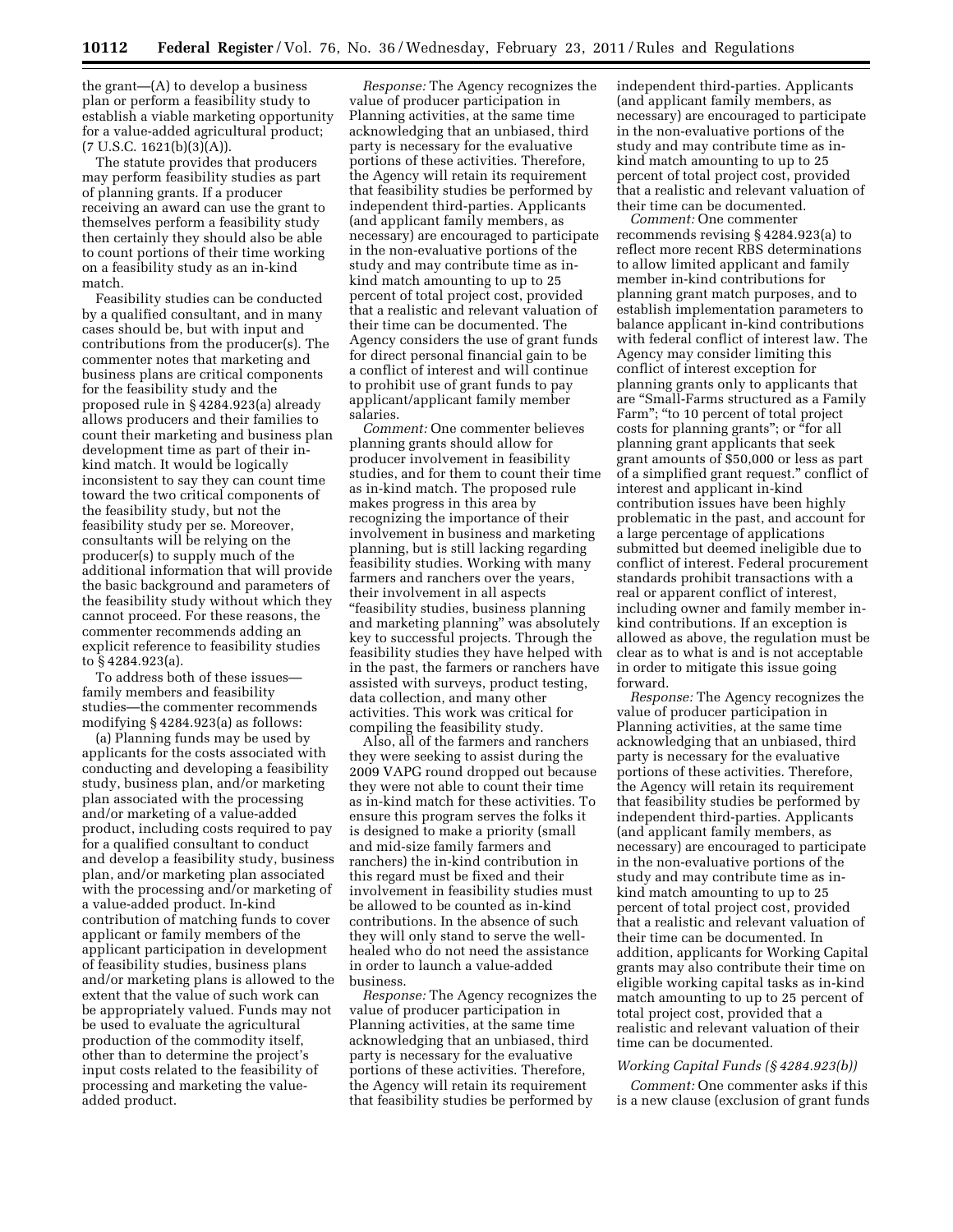the grant—(A) to develop a business plan or perform a feasibility study to establish a viable marketing opportunity for a value-added agricultural product; (7 U.S.C. 1621(b)(3)(A)).

The statute provides that producers may perform feasibility studies as part of planning grants. If a producer receiving an award can use the grant to themselves perform a feasibility study then certainly they should also be able to count portions of their time working on a feasibility study as an in-kind match.

Feasibility studies can be conducted by a qualified consultant, and in many cases should be, but with input and contributions from the producer(s). The commenter notes that marketing and business plans are critical components for the feasibility study and the proposed rule in § 4284.923(a) already allows producers and their families to count their marketing and business plan development time as part of their in-kind match. It would be logically inconsistent to say they can count time toward the two critical components of the feasibility study, but not the feasibility study per se. Moreover, consultants will be relying on the producer(s) to supply much of the additional information that will provide the basic background and parameters of the feasibility study without which they cannot proceed. For these reasons, the commenter recommends adding an explicit reference to feasibility studies to § 4284.923(a).

To address both of these issues—family members and feasibility studies—the commenter recommends modifying § 4284.923(a) as follows:

(a) Planning funds may be used by applicants for the costs associated with conducting and developing a feasibility study, business plan, and/or marketing plan associated with the processing and/or marketing of a value-added product, including costs required to pay for a qualified consultant to conduct and develop a feasibility study, business plan, and/or marketing plan associated with the processing and/or marketing of a value-added product. In-kind contribution of matching funds to cover applicant or family members of the applicant participation in development of feasibility studies, business plans and/or marketing plans is allowed to the extent that the value of such work can be appropriately valued. Funds may not be used to evaluate the agricultural production of the commodity itself, other than to determine the project's input costs related to the feasibility of processing and marketing the value-added product.

*Response:* The Agency recognizes the value of producer participation in Planning activities, at the same time acknowledging that an unbiased, third party is necessary for the evaluative portions of these activities. Therefore, the Agency will retain its requirement that feasibility studies be performed by independent third-parties. Applicants (and applicant family members, as necessary) are encouraged to participate in the non-evaluative portions of the study and may contribute time as in-kind match amounting to up to 25 percent of total project cost, provided that a realistic and relevant valuation of their time can be documented. The Agency considers the use of grant funds for direct personal financial gain to be a conflict of interest and will continue to prohibit use of grant funds to pay applicant/applicant family member salaries.

*Comment:* One commenter believes planning grants should allow for producer involvement in feasibility studies, and for them to count their time as in-kind match. The proposed rule makes progress in this area by recognizing the importance of their involvement in business and marketing planning, but is still lacking regarding feasibility studies. Working with many farmers and ranchers over the years, their involvement in all aspects "feasibility studies, business planning and marketing planning" was absolutely key to successful projects. Through the feasibility studies they have helped with in the past, the farmers or ranchers have assisted with surveys, product testing, data collection, and many other activities. This work was critical for compiling the feasibility study.

Also, all of the farmers and ranchers they were seeking to assist during the 2009 VAPG round dropped out because they were not able to count their time as in-kind match for these activities. To ensure this program serves the folks it is designed to make a priority (small and mid-size family farmers and ranchers) the in-kind contribution in this regard must be fixed and their involvement in feasibility studies must be allowed to be counted as in-kind contributions. In the absence of such they will only stand to serve the well-healed who do not need the assistance in order to launch a value-added business.

*Response:* The Agency recognizes the value of producer participation in Planning activities, at the same time acknowledging that an unbiased, third party is necessary for the evaluative portions of these activities. Therefore, the Agency will retain its requirement that feasibility studies be performed by independent third-parties. Applicants (and applicant family members, as necessary) are encouraged to participate in the non-evaluative portions of the study and may contribute time as in-kind match amounting to up to 25 percent of total project cost, provided that a realistic and relevant valuation of their time can be documented.

*Comment:* One commenter recommends revising § 4284.923(a) to reflect more recent RBS determinations to allow limited applicant and family member in-kind contributions for planning grant match purposes, and to establish implementation parameters to balance applicant in-kind contributions with federal conflict of interest law. The Agency may consider limiting this conflict of interest exception for planning grants only to applicants that are "Small-Farms structured as a Family Farm"; "to 10 percent of total project costs for planning grants"; or "for all planning grant applicants that seek grant amounts of $50,000 or less as part of a simplified grant request." conflict of interest and applicant in-kind contribution issues have been highly problematic in the past, and account for a large percentage of applications submitted but deemed ineligible due to conflict of interest. Federal procurement standards prohibit transactions with a real or apparent conflict of interest, including owner and family member in-kind contributions. If an exception is allowed as above, the regulation must be clear as to what is and is not acceptable in order to mitigate this issue going forward.

*Response:* The Agency recognizes the value of producer participation in Planning activities, at the same time acknowledging that an unbiased, third party is necessary for the evaluative portions of these activities. Therefore, the Agency will retain its requirement that feasibility studies be performed by independent third-parties. Applicants (and applicant family members, as necessary) are encouraged to participate in the non-evaluative portions of the study and may contribute time as in-kind match amounting to up to 25 percent of total project cost, provided that a realistic and relevant valuation of their time can be documented. In addition, applicants for Working Capital grants may also contribute their time on eligible working capital tasks as in-kind match amounting to up to 25 percent of total project cost, provided that a realistic and relevant valuation of their time can be documented.

*Working Capital Funds (§ 4284.923(b))*

*Comment:* One commenter asks if this is a new clause (exclusion of grant funds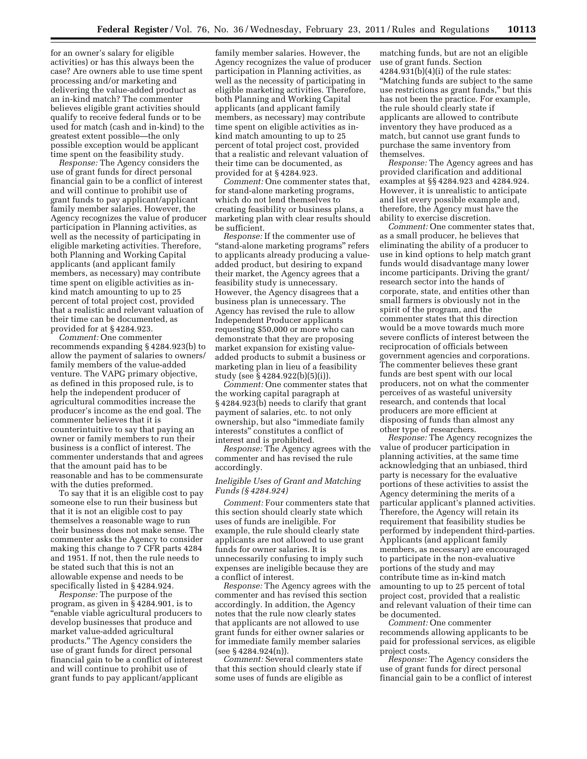for an owner's salary for eligible activities) or has this always been the case? Are owners able to use time spent processing and/or marketing and delivering the value-added product as an in-kind match? The commenter believes eligible grant activities should qualify to receive federal funds or to be used for match (cash and in-kind) to the greatest extent possible—the only possible exception would be applicant time spent on the feasibility study.

*Response:* The Agency considers the use of grant funds for direct personal financial gain to be a conflict of interest and will continue to prohibit use of grant funds to pay applicant/applicant family member salaries. However, the Agency recognizes the value of producer participation in Planning activities, as well as the necessity of participating in eligible marketing activities. Therefore, both Planning and Working Capital applicants (and applicant family members, as necessary) may contribute time spent on eligible activities as in-kind match amounting to up to 25 percent of total project cost, provided that a realistic and relevant valuation of their time can be documented, as provided for at § 4284.923.

*Comment:* One commenter recommends expanding § 4284.923(b) to allow the payment of salaries to owners/family members of the value-added venture. The VAPG primary objective, as defined in this proposed rule, is to help the independent producer of agricultural commodities increase the producer's income as the end goal. The commenter believes that it is counterintuitive to say that paying an owner or family members to run their business is a conflict of interest. The commenter understands that and agrees that the amount paid has to be reasonable and has to be commensurate with the duties preformed.

To say that it is an eligible cost to pay someone else to run their business but that it is not an eligible cost to pay themselves a reasonable wage to run their business does not make sense. The commenter asks the Agency to consider making this change to 7 CFR parts 4284 and 1951. If not, then the rule needs to be stated such that this is not an allowable expense and needs to be specifically listed in § 4284.924.

*Response:* The purpose of the program, as given in § 4284.901, is to "enable viable agricultural producers to develop businesses that produce and market value-added agricultural products." The Agency considers the use of grant funds for direct personal financial gain to be a conflict of interest and will continue to prohibit use of grant funds to pay applicant/applicant family member salaries. However, the Agency recognizes the value of producer participation in Planning activities, as well as the necessity of participating in eligible marketing activities. Therefore, both Planning and Working Capital applicants (and applicant family members, as necessary) may contribute time spent on eligible activities as in-kind match amounting to up to 25 percent of total project cost, provided that a realistic and relevant valuation of their time can be documented, as provided for at § 4284.923.

*Comment:* One commenter states that, for stand-alone marketing programs, which do not lend themselves to creating feasibility or business plans, a marketing plan with clear results should be sufficient.

*Response:* If the commenter use of "stand-alone marketing programs" refers to applicants already producing a value-added product, but desiring to expand their market, the Agency agrees that a feasibility study is unnecessary. However, the Agency disagrees that a business plan is unnecessary. The Agency has revised the rule to allow Independent Producer applicants requesting $50,000 or more who can demonstrate that they are proposing market expansion for existing value-added products to submit a business or marketing plan in lieu of a feasibility study (see § 4284.922(b)(5)(i)).

*Comment:* One commenter states that the working capital paragraph at § 4284.923(b) needs to clarify that grant payment of salaries, etc. to not only ownership, but also "immediate family interests" constitutes a conflict of interest and is prohibited.

*Response:* The Agency agrees with the commenter and has revised the rule accordingly.

### *Ineligible Uses of Grant and Matching Funds (§ 4284.924)*

*Comment:* Four commenters state that this section should clearly state which uses of funds are ineligible. For example, the rule should clearly state applicants are not allowed to use grant funds for owner salaries. It is unnecessarily confusing to imply such expenses are ineligible because they are a conflict of interest.

*Response:* The Agency agrees with the commenter and has revised this section accordingly. In addition, the Agency notes that the rule now clearly states that applicants are not allowed to use grant funds for either owner salaries or for immediate family member salaries (see § 4284.924(n)).

*Comment:* Several commenters state that this section should clearly state if some uses of funds are eligible as matching funds, but are not an eligible use of grant funds. Section 4284.931(b)(4)(i) of the rule states: "Matching funds are subject to the same use restrictions as grant funds," but this has not been the practice. For example, the rule should clearly state if applicants are allowed to contribute inventory they have produced as a match, but cannot use grant funds to purchase the same inventory from themselves.

*Response:* The Agency agrees and has provided clarification and additional examples at §§ 4284.923 and 4284.924. However, it is unrealistic to anticipate and list every possible example and, therefore, the Agency must have the ability to exercise discretion.

*Comment:* One commenter states that, as a small producer, he believes that eliminating the ability of a producer to use in kind options to help match grant funds would disadvantage many lower income participants. Driving the grant/research sector into the hands of corporate, state, and entities other than small farmers is obviously not in the spirit of the program, and the commenter states that this direction would be a move towards much more severe conflicts of interest between the reciprocation of officials between government agencies and corporations. The commenter believes these grant funds are best spent with our local producers, not on what the commenter perceives of as wasteful university research, and contends that local producers are more efficient at disposing of funds than almost any other type of researchers.

*Response:* The Agency recognizes the value of producer participation in planning activities, at the same time acknowledging that an unbiased, third party is necessary for the evaluative portions of these activities to assist the Agency determining the merits of a particular applicant's planned activities. Therefore, the Agency will retain its requirement that feasibility studies be performed by independent third-parties. Applicants (and applicant family members, as necessary) are encouraged to participate in the non-evaluative portions of the study and may contribute time as in-kind match amounting to up to 25 percent of total project cost, provided that a realistic and relevant valuation of their time can be documented.

*Comment:* One commenter recommends allowing applicants to be paid for professional services, as eligible project costs.

*Response:* The Agency considers the use of grant funds for direct personal financial gain to be a conflict of interest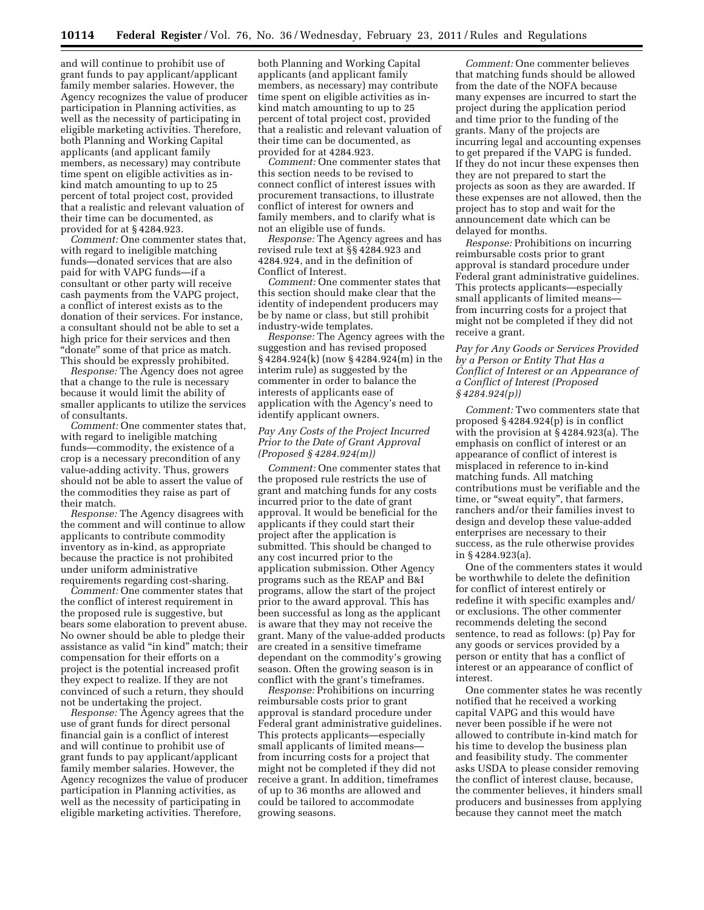and will continue to prohibit use of grant funds to pay applicant/applicant family member salaries. However, the Agency recognizes the value of producer participation in Planning activities, as well as the necessity of participating in eligible marketing activities. Therefore, both Planning and Working Capital applicants (and applicant family members, as necessary) may contribute time spent on eligible activities as in-kind match amounting to up to 25 percent of total project cost, provided that a realistic and relevant valuation of their time can be documented, as provided for at § 4284.923.

*Comment:* One commenter states that, with regard to ineligible matching funds—donated services that are also paid for with VAPG funds—if a consultant or other party will receive cash payments from the VAPG project, a conflict of interest exists as to the donation of their services. For instance, a consultant should not be able to set a high price for their services and then "donate" some of that price as match. This should be expressly prohibited.

*Response:* The Agency does not agree that a change to the rule is necessary because it would limit the ability of smaller applicants to utilize the services of consultants.

*Comment:* One commenter states that, with regard to ineligible matching funds—commodity, the existence of a crop is a necessary precondition of any value-adding activity. Thus, growers should not be able to assert the value of the commodities they raise as part of their match.

*Response:* The Agency disagrees with the comment and will continue to allow applicants to contribute commodity inventory as in-kind, as appropriate because the practice is not prohibited under uniform administrative requirements regarding cost-sharing.

*Comment:* One commenter states that the conflict of interest requirement in the proposed rule is suggestive, but bears some elaboration to prevent abuse. No owner should be able to pledge their assistance as valid "in kind" match; their compensation for their efforts on a project is the potential increased profit they expect to realize. If they are not convinced of such a return, they should not be undertaking the project.

*Response:* The Agency agrees that the use of grant funds for direct personal financial gain is a conflict of interest and will continue to prohibit use of grant funds to pay applicant/applicant family member salaries. However, the Agency recognizes the value of producer participation in Planning activities, as well as the necessity of participating in eligible marketing activities. Therefore, both Planning and Working Capital applicants (and applicant family members, as necessary) may contribute time spent on eligible activities as in-kind match amounting to up to 25 percent of total project cost, provided that a realistic and relevant valuation of their time can be documented, as provided for at 4284.923.

*Comment:* One commenter states that this section needs to be revised to connect conflict of interest issues with procurement transactions, to illustrate conflict of interest for owners and family members, and to clarify what is not an eligible use of funds.

*Response:* The Agency agrees and has revised rule text at §§ 4284.923 and 4284.924, and in the definition of Conflict of Interest.

*Comment:* One commenter states that this section should make clear that the identity of independent producers may be by name or class, but still prohibit industry-wide templates.

*Response:* The Agency agrees with the suggestion and has revised proposed § 4284.924(k) (now § 4284.924(m) in the interim rule) as suggested by the commenter in order to balance the interests of applicants ease of application with the Agency's need to identify applicant owners.

### *Pay Any Costs of the Project Incurred Prior to the Date of Grant Approval (Proposed § 4284.924(m))*

*Comment:* One commenter states that the proposed rule restricts the use of grant and matching funds for any costs incurred prior to the date of grant approval. It would be beneficial for the applicants if they could start their project after the application is submitted. This should be changed to any cost incurred prior to the application submission. Other Agency programs such as the REAP and B&I programs, allow the start of the project prior to the award approval. This has been successful as long as the applicant is aware that they may not receive the grant. Many of the value-added products are created in a sensitive timeframe dependant on the commodity's growing season. Often the growing season is in conflict with the grant's timeframes.

*Response:* Prohibitions on incurring reimbursable costs prior to grant approval is standard procedure under Federal grant administrative guidelines. This protects applicants—especially small applicants of limited means—from incurring costs for a project that might not be completed if they did not receive a grant. In addition, timeframes of up to 36 months are allowed and could be tailored to accommodate growing seasons.

*Comment:* One commenter believes that matching funds should be allowed from the date of the NOFA because many expenses are incurred to start the project during the application period and time prior to the funding of the grants. Many of the projects are incurring legal and accounting expenses to get prepared if the VAPG is funded. If they do not incur these expenses then they are not prepared to start the projects as soon as they are awarded. If these expenses are not allowed, then the project has to stop and wait for the announcement date which can be delayed for months.

*Response:* Prohibitions on incurring reimbursable costs prior to grant approval is standard procedure under Federal grant administrative guidelines. This protects applicants—especially small applicants of limited means—from incurring costs for a project that might not be completed if they did not receive a grant.

### *Pay for Any Goods or Services Provided by a Person or Entity That Has a Conflict of Interest or an Appearance of a Conflict of Interest (Proposed § 4284.924(p))*

*Comment:* Two commenters state that proposed § 4284.924(p) is in conflict with the provision at § 4284.923(a). The emphasis on conflict of interest or an appearance of conflict of interest is misplaced in reference to in-kind matching funds. All matching contributions must be verifiable and the time, or "sweat equity", that farmers, ranchers and/or their families invest to design and develop these value-added enterprises are necessary to their success, as the rule otherwise provides in § 4284.923(a).

One of the commenters states it would be worthwhile to delete the definition for conflict of interest entirely or redefine it with specific examples and/or exclusions. The other commenter recommends deleting the second sentence, to read as follows: (p) Pay for any goods or services provided by a person or entity that has a conflict of interest or an appearance of conflict of interest.

One commenter states he was recently notified that he received a working capital VAPG and this would have never been possible if he were not allowed to contribute in-kind match for his time to develop the business plan and feasibility study. The commenter asks USDA to please consider removing the conflict of interest clause, because, the commenter believes, it hinders small producers and businesses from applying because they cannot meet the match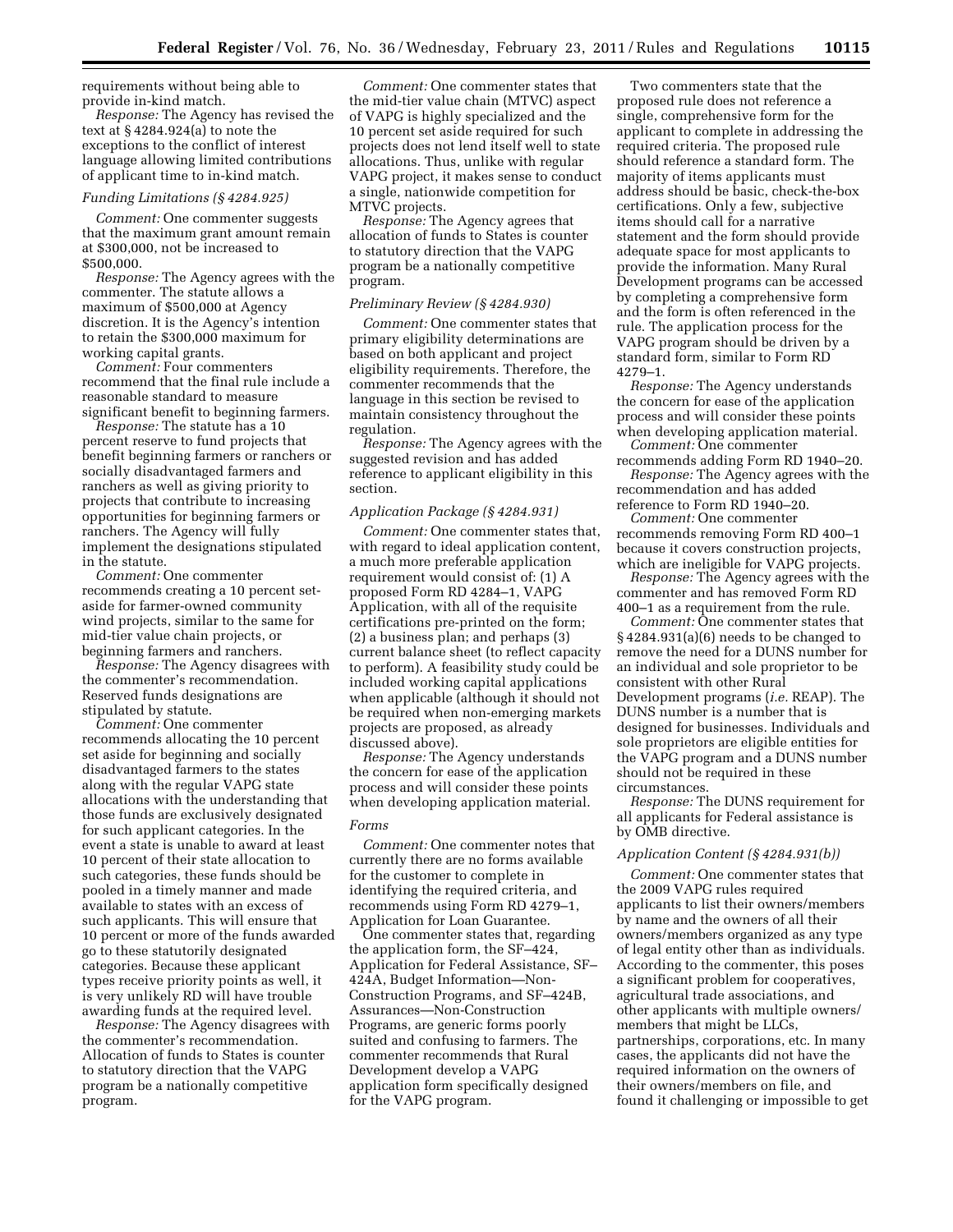requirements without being able to provide in-kind match.

*Response:* The Agency has revised the text at § 4284.924(a) to note the exceptions to the conflict of interest language allowing limited contributions of applicant time to in-kind match.

### *Funding Limitations (§ 4284.925)*

*Comment:* One commenter suggests that the maximum grant amount remain at $300,000, not be increased to $500,000.

*Response:* The Agency agrees with the commenter. The statute allows a maximum of $500,000 at Agency discretion. It is the Agency's intention to retain the $300,000 maximum for working capital grants.

*Comment:* Four commenters recommend that the final rule include a reasonable standard to measure significant benefit to beginning farmers.

*Response:* The statute has a 10 percent reserve to fund projects that benefit beginning farmers or ranchers or socially disadvantaged farmers and ranchers as well as giving priority to projects that contribute to increasing opportunities for beginning farmers or ranchers. The Agency will fully implement the designations stipulated in the statute.

*Comment:* One commenter recommends creating a 10 percent set-aside for farmer-owned community wind projects, similar to the same for mid-tier value chain projects, or beginning farmers and ranchers.

*Response:* The Agency disagrees with the commenter's recommendation. Reserved funds designations are stipulated by statute.

*Comment:* One commenter recommends allocating the 10 percent set aside for beginning and socially disadvantaged farmers to the states along with the regular VAPG state allocations with the understanding that those funds are exclusively designated for such applicant categories. In the event a state is unable to award at least 10 percent of their state allocation to such categories, these funds should be pooled in a timely manner and made available to states with an excess of such applicants. This will ensure that 10 percent or more of the funds awarded go to these statutorily designated categories. Because these applicant types receive priority points as well, it is very unlikely RD will have trouble awarding funds at the required level.

*Response:* The Agency disagrees with the commenter's recommendation. Allocation of funds to States is counter to statutory direction that the VAPG program be a nationally competitive program.

*Comment:* One commenter states that the mid-tier value chain (MTVC) aspect of VAPG is highly specialized and the 10 percent set aside required for such projects does not lend itself well to state allocations. Thus, unlike with regular VAPG project, it makes sense to conduct a single, nationwide competition for MTVC projects.

*Response:* The Agency agrees that allocation of funds to States is counter to statutory direction that the VAPG program be a nationally competitive program.

### *Preliminary Review (§ 4284.930)*

*Comment:* One commenter states that primary eligibility determinations are based on both applicant and project eligibility requirements. Therefore, the commenter recommends that the language in this section be revised to maintain consistency throughout the regulation.

*Response:* The Agency agrees with the suggested revision and has added reference to applicant eligibility in this section.

### *Application Package (§ 4284.931)*

*Comment:* One commenter states that, with regard to ideal application content, a much more preferable application requirement would consist of: (1) A proposed Form RD 4284–1, VAPG Application, with all of the requisite certifications pre-printed on the form; (2) a business plan; and perhaps (3) current balance sheet (to reflect capacity to perform). A feasibility study could be included working capital applications when applicable (although it should not be required when non-emerging markets projects are proposed, as already discussed above).

*Response:* The Agency understands the concern for ease of the application process and will consider these points when developing application material.

### *Forms*

*Comment:* One commenter notes that currently there are no forms available for the customer to complete in identifying the required criteria, and recommends using Form RD 4279–1, Application for Loan Guarantee.

One commenter states that, regarding the application form, the SF–424, Application for Federal Assistance, SF–424A, Budget Information—Non-Construction Programs, and SF–424B, Assurances—Non-Construction Programs, are generic forms poorly suited and confusing to farmers. The commenter recommends that Rural Development develop a VAPG application form specifically designed for the VAPG program.

Two commenters state that the proposed rule does not reference a single, comprehensive form for the applicant to complete in addressing the required criteria. The proposed rule should reference a standard form. The majority of items applicants must address should be basic, check-the-box certifications. Only a few, subjective items should call for a narrative statement and the form should provide adequate space for most applicants to provide the information. Many Rural Development programs can be accessed by completing a comprehensive form and the form is often referenced in the rule. The application process for the VAPG program should be driven by a standard form, similar to Form RD 4279–1.

*Response:* The Agency understands the concern for ease of the application process and will consider these points when developing application material.

*Comment:* One commenter recommends adding Form RD 1940–20.

*Response:* The Agency agrees with the recommendation and has added reference to Form RD 1940–20.

*Comment:* One commenter recommends removing Form RD 400–1 because it covers construction projects, which are ineligible for VAPG projects.

*Response:* The Agency agrees with the commenter and has removed Form RD 400–1 as a requirement from the rule.

*Comment:* One commenter states that § 4284.931(a)(6) needs to be changed to remove the need for a DUNS number for an individual and sole proprietor to be consistent with other Rural Development programs (*i.e.* REAP). The DUNS number is a number that is designed for businesses. Individuals and sole proprietors are eligible entities for the VAPG program and a DUNS number should not be required in these circumstances.

*Response:* The DUNS requirement for all applicants for Federal assistance is by OMB directive.

### *Application Content (§ 4284.931(b))*

*Comment:* One commenter states that the 2009 VAPG rules required applicants to list their owners/members by name and the owners of all their owners/members organized as any type of legal entity other than as individuals. According to the commenter, this poses a significant problem for cooperatives, agricultural trade associations, and other applicants with multiple owners/members that might be LLCs, partnerships, corporations, etc. In many cases, the applicants did not have the required information on the owners of their owners/members on file, and found it challenging or impossible to get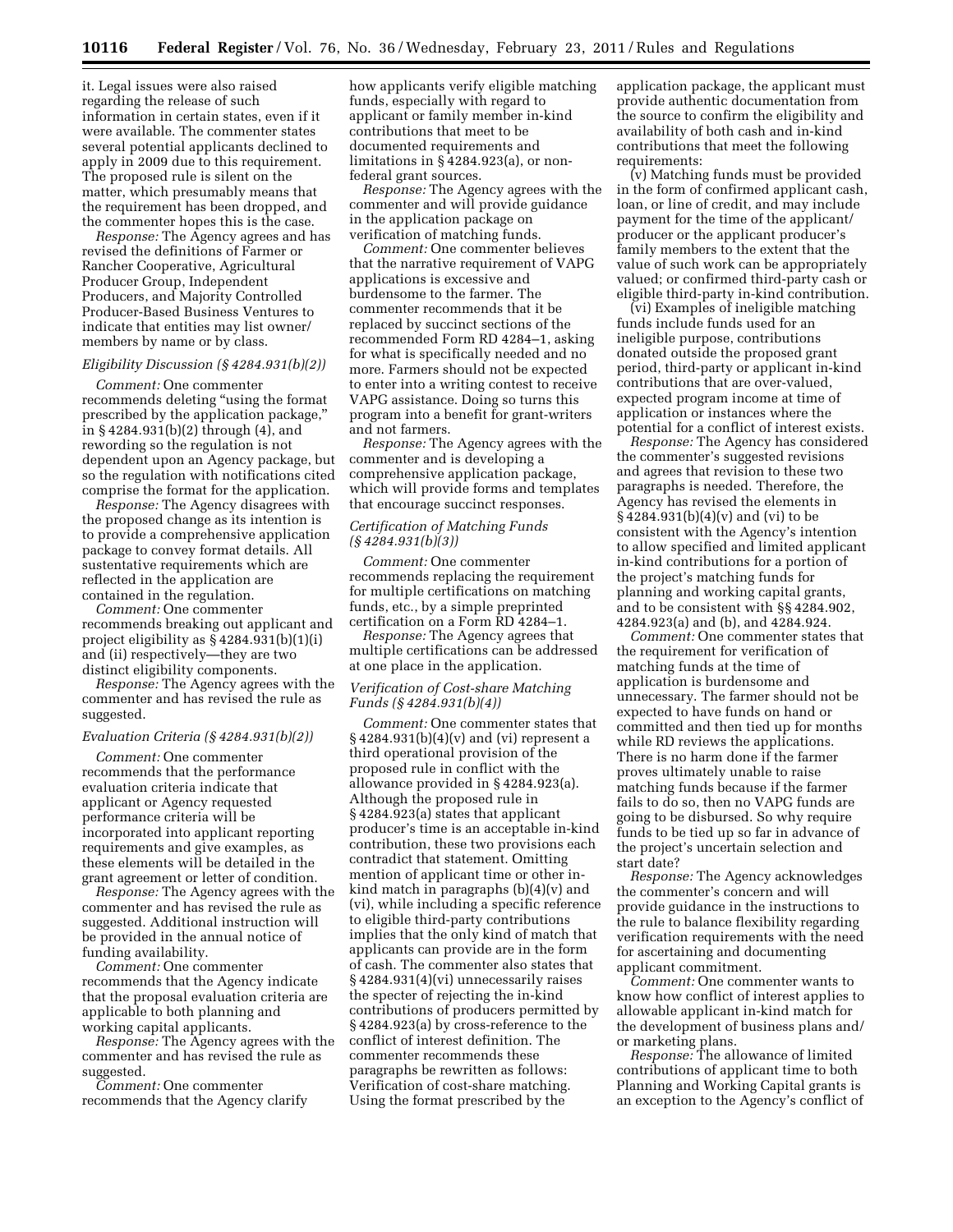it. Legal issues were also raised regarding the release of such information in certain states, even if it were available. The commenter states several potential applicants declined to apply in 2009 due to this requirement. The proposed rule is silent on the matter, which presumably means that the requirement has been dropped, and the commenter hopes this is the case.

*Response:* The Agency agrees and has revised the definitions of Farmer or Rancher Cooperative, Agricultural Producer Group, Independent Producers, and Majority Controlled Producer-Based Business Ventures to indicate that entities may list owner/members by name or by class.

*Eligibility Discussion (§ 4284.931(b)(2))*

*Comment:* One commenter recommends deleting "using the format prescribed by the application package," in § 4284.931(b)(2) through (4), and rewording so the regulation is not dependent upon an Agency package, but so the regulation with notifications cited comprise the format for the application.

*Response:* The Agency disagrees with the proposed change as its intention is to provide a comprehensive application package to convey format details. All sustentative requirements which are reflected in the application are contained in the regulation.

*Comment:* One commenter recommends breaking out applicant and project eligibility as § 4284.931(b)(1)(i) and (ii) respectively—they are two distinct eligibility components.

*Response:* The Agency agrees with the commenter and has revised the rule as suggested.

*Evaluation Criteria (§ 4284.931(b)(2))*

*Comment:* One commenter recommends that the performance evaluation criteria indicate that applicant or Agency requested performance criteria will be incorporated into applicant reporting requirements and give examples, as these elements will be detailed in the grant agreement or letter of condition.

*Response:* The Agency agrees with the commenter and has revised the rule as suggested. Additional instruction will be provided in the annual notice of funding availability.

*Comment:* One commenter recommends that the Agency indicate that the proposal evaluation criteria are applicable to both planning and working capital applicants.

*Response:* The Agency agrees with the commenter and has revised the rule as suggested.

*Comment:* One commenter recommends that the Agency clarify how applicants verify eligible matching funds, especially with regard to applicant or family member in-kind contributions that meet to be documented requirements and limitations in § 4284.923(a), or non-federal grant sources.

*Response:* The Agency agrees with the commenter and will provide guidance in the application package on verification of matching funds.

*Comment:* One commenter believes that the narrative requirement of VAPG applications is excessive and burdensome to the farmer. The commenter recommends that it be replaced by succinct sections of the recommended Form RD 4284–1, asking for what is specifically needed and no more. Farmers should not be expected to enter into a writing contest to receive VAPG assistance. Doing so turns this program into a benefit for grant-writers and not farmers.

*Response:* The Agency agrees with the commenter and is developing a comprehensive application package, which will provide forms and templates that encourage succinct responses.

*Certification of Matching Funds (§ 4284.931(b)(3))*

*Comment:* One commenter recommends replacing the requirement for multiple certifications on matching funds, etc., by a simple preprinted certification on a Form RD 4284–1.

*Response:* The Agency agrees that multiple certifications can be addressed at one place in the application.

*Verification of Cost-share Matching Funds (§ 4284.931(b)(4))*

*Comment:* One commenter states that § 4284.931(b)(4)(v) and (vi) represent a third operational provision of the proposed rule in conflict with the allowance provided in § 4284.923(a). Although the proposed rule in § 4284.923(a) states that applicant producer's time is an acceptable in-kind contribution, these two provisions each contradict that statement. Omitting mention of applicant time or other in-kind match in paragraphs (b)(4)(v) and (vi), while including a specific reference to eligible third-party contributions implies that the only kind of match that applicants can provide are in the form of cash. The commenter also states that § 4284.931(4)(vi) unnecessarily raises the specter of rejecting the in-kind contributions of producers permitted by § 4284.923(a) by cross-reference to the conflict of interest definition. The commenter recommends these paragraphs be rewritten as follows: Verification of cost-share matching. Using the format prescribed by the application package, the applicant must provide authentic documentation from the source to confirm the eligibility and availability of both cash and in-kind contributions that meet the following requirements:

(v) Matching funds must be provided in the form of confirmed applicant cash, loan, or line of credit, and may include payment for the time of the applicant/producer or the applicant producer's family members to the extent that the value of such work can be appropriately valued; or confirmed third-party cash or eligible third-party in-kind contribution.

(vi) Examples of ineligible matching funds include funds used for an ineligible purpose, contributions donated outside the proposed grant period, third-party or applicant in-kind contributions that are over-valued, expected program income at time of application or instances where the potential for a conflict of interest exists.

*Response:* The Agency has considered the commenter's suggested revisions and agrees that revision to these two paragraphs is needed. Therefore, the Agency has revised the elements in § 4284.931(b)(4)(v) and (vi) to be consistent with the Agency's intention to allow specified and limited applicant in-kind contributions for a portion of the project's matching funds for planning and working capital grants, and to be consistent with §§ 4284.902, 4284.923(a) and (b), and 4284.924.

*Comment:* One commenter states that the requirement for verification of matching funds at the time of application is burdensome and unnecessary. The farmer should not be expected to have funds on hand or committed and then tied up for months while RD reviews the applications. There is no harm done if the farmer proves ultimately unable to raise matching funds because if the farmer fails to do so, then no VAPG funds are going to be disbursed. So why require funds to be tied up so far in advance of the project's uncertain selection and start date?

*Response:* The Agency acknowledges the commenter's concern and will provide guidance in the instructions to the rule to balance flexibility regarding verification requirements with the need for ascertaining and documenting applicant commitment.

*Comment:* One commenter wants to know how conflict of interest applies to allowable applicant in-kind match for the development of business plans and/or marketing plans.

*Response:* The allowance of limited contributions of applicant time to both Planning and Working Capital grants is an exception to the Agency's conflict of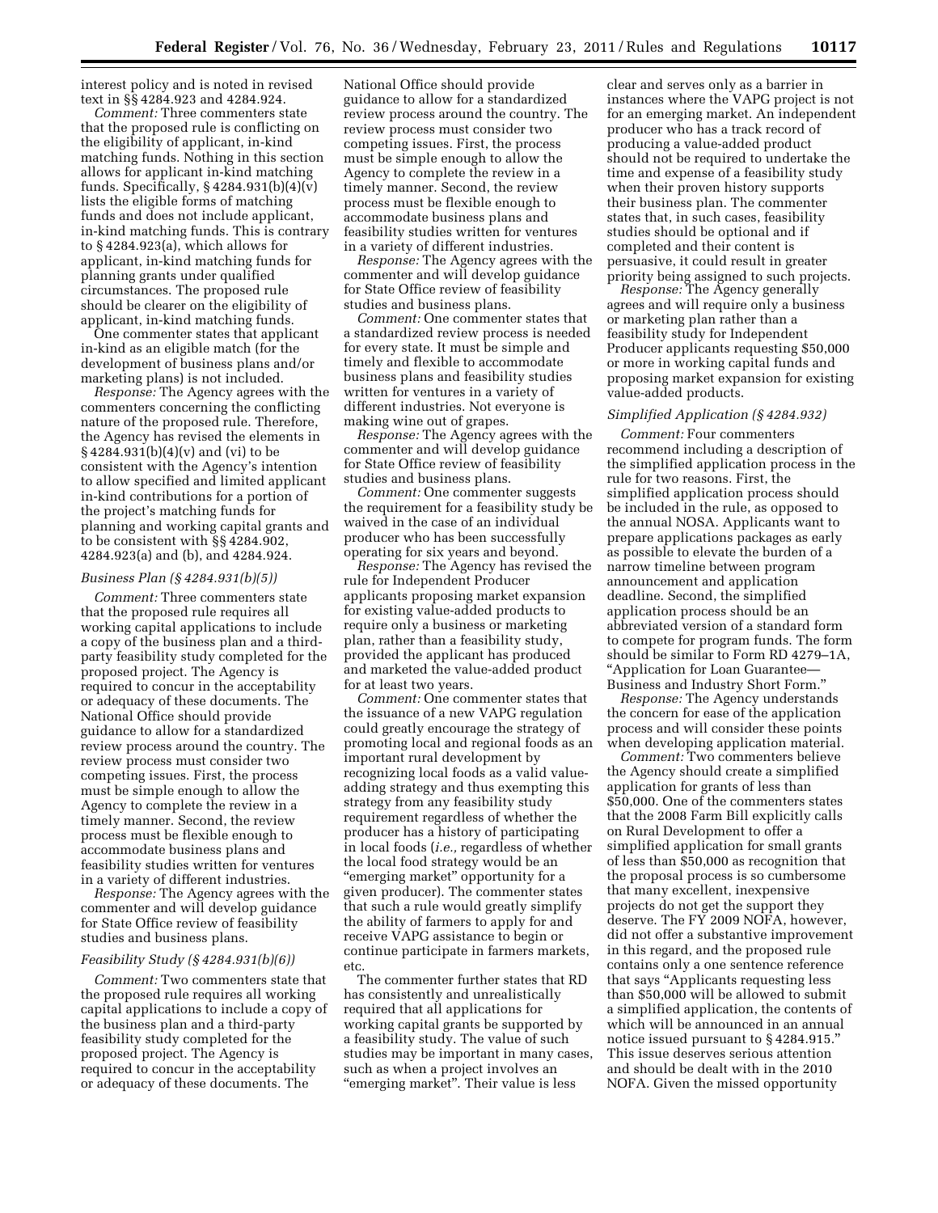interest policy and is noted in revised text in §§ 4284.923 and 4284.924.

*Comment:* Three commenters state that the proposed rule is conflicting on the eligibility of applicant, in-kind matching funds. Nothing in this section allows for applicant in-kind matching funds. Specifically, § 4284.931(b)(4)(v) lists the eligible forms of matching funds and does not include applicant, in-kind matching funds. This is contrary to § 4284.923(a), which allows for applicant, in-kind matching funds for planning grants under qualified circumstances. The proposed rule should be clearer on the eligibility of applicant, in-kind matching funds.

One commenter states that applicant in-kind as an eligible match (for the development of business plans and/or marketing plans) is not included.

*Response:* The Agency agrees with the commenters concerning the conflicting nature of the proposed rule. Therefore, the Agency has revised the elements in § 4284.931(b)(4)(v) and (vi) to be consistent with the Agency's intention to allow specified and limited applicant in-kind contributions for a portion of the project's matching funds for planning and working capital grants and to be consistent with §§ 4284.902, 4284.923(a) and (b), and 4284.924.

### *Business Plan (§ 4284.931(b)(5))*

*Comment:* Three commenters state that the proposed rule requires all working capital applications to include a copy of the business plan and a third-party feasibility study completed for the proposed project. The Agency is required to concur in the acceptability or adequacy of these documents. The National Office should provide guidance to allow for a standardized review process around the country. The review process must consider two competing issues. First, the process must be simple enough to allow the Agency to complete the review in a timely manner. Second, the review process must be flexible enough to accommodate business plans and feasibility studies written for ventures in a variety of different industries.

*Response:* The Agency agrees with the commenter and will develop guidance for State Office review of feasibility studies and business plans.

### *Feasibility Study (§ 4284.931(b)(6))*

*Comment:* Two commenters state that the proposed rule requires all working capital applications to include a copy of the business plan and a third-party feasibility study completed for the proposed project. The Agency is required to concur in the acceptability or adequacy of these documents. The National Office should provide guidance to allow for a standardized review process around the country. The review process must consider two competing issues. First, the process must be simple enough to allow the Agency to complete the review in a timely manner. Second, the review process must be flexible enough to accommodate business plans and feasibility studies written for ventures in a variety of different industries.

*Response:* The Agency agrees with the commenter and will develop guidance for State Office review of feasibility studies and business plans.

*Comment:* One commenter states that a standardized review process is needed for every state. It must be simple and timely and flexible to accommodate business plans and feasibility studies written for ventures in a variety of different industries. Not everyone is making wine out of grapes.

*Response:* The Agency agrees with the commenter and will develop guidance for State Office review of feasibility studies and business plans.

*Comment:* One commenter suggests the requirement for a feasibility study be waived in the case of an individual producer who has been successfully operating for six years and beyond.

*Response:* The Agency has revised the rule for Independent Producer applicants proposing market expansion for existing value-added products to require only a business or marketing plan, rather than a feasibility study, provided the applicant has produced and marketed the value-added product for at least two years.

*Comment:* One commenter states that the issuance of a new VAPG regulation could greatly encourage the strategy of promoting local and regional foods as an important rural development by recognizing local foods as a valid value-adding strategy and thus exempting this strategy from any feasibility study requirement regardless of whether the producer has a history of participating in local foods (*i.e.,* regardless of whether the local food strategy would be an "emerging market" opportunity for a given producer). The commenter states that such a rule would greatly simplify the ability of farmers to apply for and receive VAPG assistance to begin or continue participate in farmers markets, etc.

The commenter further states that RD has consistently and unrealistically required that all applications for working capital grants be supported by a feasibility study. The value of such studies may be important in many cases, such as when a project involves an "emerging market". Their value is less clear and serves only as a barrier in instances where the VAPG project is not for an emerging market. An independent producer who has a track record of producing a value-added product should not be required to undertake the time and expense of a feasibility study when their proven history supports their business plan. The commenter states that, in such cases, feasibility studies should be optional and if completed and their content is persuasive, it could result in greater priority being assigned to such projects.

*Response:* The Agency generally agrees and will require only a business or marketing plan rather than a feasibility study for Independent Producer applicants requesting $50,000 or more in working capital funds and proposing market expansion for existing value-added products.

### *Simplified Application (§ 4284.932)*

*Comment:* Four commenters recommend including a description of the simplified application process in the rule for two reasons. First, the simplified application process should be included in the rule, as opposed to the annual NOSA. Applicants want to prepare applications packages as early as possible to elevate the burden of a narrow timeline between program announcement and application deadline. Second, the simplified application process should be an abbreviated version of a standard form to compete for program funds. The form should be similar to Form RD 4279–1A, "Application for Loan Guarantee—Business and Industry Short Form."

*Response:* The Agency understands the concern for ease of the application process and will consider these points when developing application material.

*Comment:* Two commenters believe the Agency should create a simplified application for grants of less than $50,000. One of the commenters states that the 2008 Farm Bill explicitly calls on Rural Development to offer a simplified application for small grants of less than $50,000 as recognition that the proposal process is so cumbersome that many excellent, inexpensive projects do not get the support they deserve. The FY 2009 NOFA, however, did not offer a substantive improvement in this regard, and the proposed rule contains only a one sentence reference that says "Applicants requesting less than $50,000 will be allowed to submit a simplified application, the contents of which will be announced in an annual notice issued pursuant to § 4284.915." This issue deserves serious attention and should be dealt with in the 2010 NOFA. Given the missed opportunity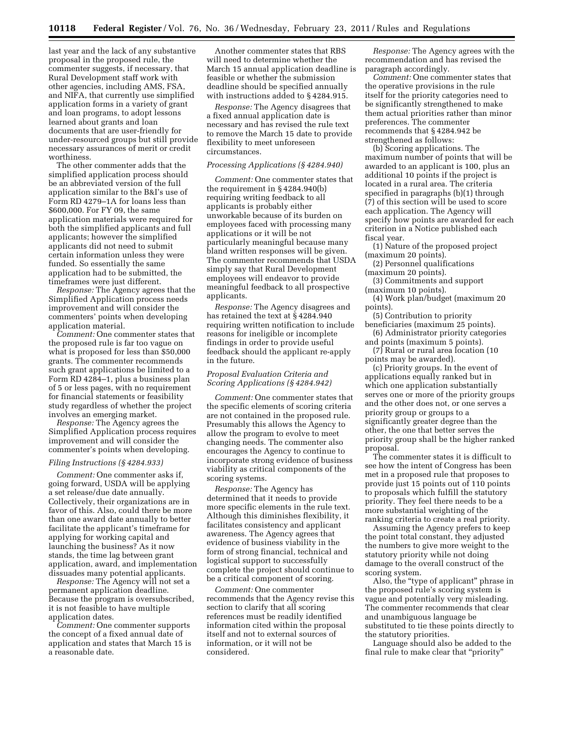last year and the lack of any substantive proposal in the proposed rule, the commenter suggests, if necessary, that Rural Development staff work with other agencies, including AMS, FSA, and NIFA, that currently use simplified application forms in a variety of grant and loan programs, to adopt lessons learned about grants and loan documents that are user-friendly for under-resourced groups but still provide necessary assurances of merit or credit worthiness.

The other commenter adds that the simplified application process should be an abbreviated version of the full application similar to the B&I's use of Form RD 4279–1A for loans less than $600,000. For FY 09, the same application materials were required for both the simplified applicants and full applicants; however the simplified applicants did not need to submit certain information unless they were funded. So essentially the same application had to be submitted, the timeframes were just different.

*Response:* The Agency agrees that the Simplified Application process needs improvement and will consider the commenters' points when developing application material.

*Comment:* One commenter states that the proposed rule is far too vague on what is proposed for less than $50,000 grants. The commenter recommends such grant applications be limited to a Form RD 4284–1, plus a business plan of 5 or less pages, with no requirement for financial statements or feasibility study regardless of whether the project involves an emerging market.

*Response:* The Agency agrees the Simplified Application process requires improvement and will consider the commenter's points when developing.

### *Filing Instructions (§ 4284.933)*

*Comment:* One commenter asks if, going forward, USDA will be applying a set release/due date annually. Collectively, their organizations are in favor of this. Also, could there be more than one award date annually to better facilitate the applicant's timeframe for applying for working capital and launching the business? As it now stands, the time lag between grant application, award, and implementation dissuades many potential applicants.

*Response:* The Agency will not set a permanent application deadline. Because the program is oversubscribed, it is not feasible to have multiple application dates.

*Comment:* One commenter supports the concept of a fixed annual date of application and states that March 15 is a reasonable date.

Another commenter states that RBS will need to determine whether the March 15 annual application deadline is feasible or whether the submission deadline should be specified annually with instructions added to § 4284.915.

*Response:* The Agency disagrees that a fixed annual application date is necessary and has revised the rule text to remove the March 15 date to provide flexibility to meet unforeseen circumstances.

### *Processing Applications (§ 4284.940)*

*Comment:* One commenter states that the requirement in § 4284.940(b) requiring writing feedback to all applicants is probably either unworkable because of its burden on employees faced with processing many applications or it will be not particularly meaningful because many bland written responses will be given. The commenter recommends that USDA simply say that Rural Development employees will endeavor to provide meaningful feedback to all prospective applicants.

*Response:* The Agency disagrees and has retained the text at § 4284.940 requiring written notification to include reasons for ineligible or incomplete findings in order to provide useful feedback should the applicant re-apply in the future.

### *Proposal Evaluation Criteria and Scoring Applications (§ 4284.942)*

*Comment:* One commenter states that the specific elements of scoring criteria are not contained in the proposed rule. Presumably this allows the Agency to allow the program to evolve to meet changing needs. The commenter also encourages the Agency to continue to incorporate strong evidence of business viability as critical components of the scoring systems.

*Response:* The Agency has determined that it needs to provide more specific elements in the rule text. Although this diminishes flexibility, it facilitates consistency and applicant awareness. The Agency agrees that evidence of business viability in the form of strong financial, technical and logistical support to successfully complete the project should continue to be a critical component of scoring.

*Comment:* One commenter recommends that the Agency revise this section to clarify that all scoring references must be readily identified information cited within the proposal itself and not to external sources of information, or it will not be considered.

*Response:* The Agency agrees with the recommendation and has revised the paragraph accordingly.

*Comment:* One commenter states that the operative provisions in the rule itself for the priority categories need to be significantly strengthened to make them actual priorities rather than minor preferences. The commenter recommends that § 4284.942 be strengthened as follows:

(b) Scoring applications. The maximum number of points that will be awarded to an applicant is 100, plus an additional 10 points if the project is located in a rural area. The criteria specified in paragraphs (b)(1) through (7) of this section will be used to score each application. The Agency will specify how points are awarded for each criterion in a Notice published each fiscal year.

(1) Nature of the proposed project (maximum 20 points).

(2) Personnel qualifications (maximum 20 points).

(3) Commitments and support (maximum 10 points).

(4) Work plan/budget (maximum 20 points).

(5) Contribution to priority beneficiaries (maximum 25 points).

(6) Administrator priority categories and points (maximum 5 points).

(7) Rural or rural area location (10 points may be awarded).

(c) Priority groups. In the event of applications equally ranked but in which one application substantially serves one or more of the priority groups and the other does not, or one serves a priority group or groups to a significantly greater degree than the other, the one that better serves the priority group shall be the higher ranked proposal.

The commenter states it is difficult to see how the intent of Congress has been met in a proposed rule that proposes to provide just 15 points out of 110 points to proposals which fulfill the statutory priority. They feel there needs to be a more substantial weighting of the ranking criteria to create a real priority.

Assuming the Agency prefers to keep the point total constant, they adjusted the numbers to give more weight to the statutory priority while not doing damage to the overall construct of the scoring system.

Also, the "type of applicant" phrase in the proposed rule's scoring system is vague and potentially very misleading. The commenter recommends that clear and unambiguous language be substituted to tie these points directly to the statutory priorities.

Language should also be added to the final rule to make clear that "priority"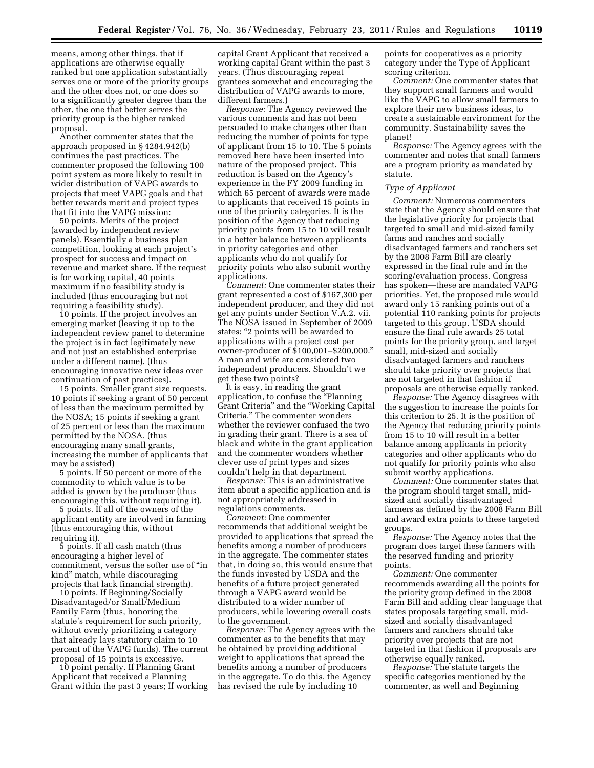means, among other things, that if applications are otherwise equally ranked but one application substantially serves one or more of the priority groups and the other does not, or one does so to a significantly greater degree than the other, the one that better serves the priority group is the higher ranked proposal.

Another commenter states that the approach proposed in § 4284.942(b) continues the past practices. The commenter proposed the following 100 point system as more likely to result in wider distribution of VAPG awards to projects that meet VAPG goals and that better rewards merit and project types that fit into the VAPG mission:

50 points. Merits of the project (awarded by independent review panels). Essentially a business plan competition, looking at each project's prospect for success and impact on revenue and market share. If the request is for working capital, 40 points maximum if no feasibility study is included (thus encouraging but not requiring a feasibility study).

10 points. If the project involves an emerging market (leaving it up to the independent review panel to determine the project is in fact legitimately new and not just an established enterprise under a different name). (thus encouraging innovative new ideas over continuation of past practices).

15 points. Smaller grant size requests. 10 points if seeking a grant of 50 percent of less than the maximum permitted by the NOSA; 15 points if seeking a grant of 25 percent or less than the maximum permitted by the NOSA. (thus encouraging many small grants, increasing the number of applicants that may be assisted)

5 points. If 50 percent or more of the commodity to which value is to be added is grown by the producer (thus encouraging this, without requiring it).

5 points. If all of the owners of the applicant entity are involved in farming (thus encouraging this, without requiring it).

5 points. If all cash match (thus encouraging a higher level of commitment, versus the softer use of "in kind" match, while discouraging projects that lack financial strength).

10 points. If Beginning/Socially Disadvantaged/or Small/Medium Family Farm (thus, honoring the statute's requirement for such priority, without overly prioritizing a category that already lays statutory claim to 10 percent of the VAPG funds). The current proposal of 15 points is excessive.

10 point penalty. If Planning Grant Applicant that received a Planning Grant within the past 3 years; If working capital Grant Applicant that received a working capital Grant within the past 3 years. (Thus discouraging repeat grantees somewhat and encouraging the distribution of VAPG awards to more, different farmers.)

*Response:* The Agency reviewed the various comments and has not been persuaded to make changes other than reducing the number of points for type of applicant from 15 to 10. The 5 points removed here have been inserted into nature of the proposed project. This reduction is based on the Agency's experience in the FY 2009 funding in which 65 percent of awards were made to applicants that received 15 points in one of the priority categories. It is the position of the Agency that reducing priority points from 15 to 10 will result in a better balance between applicants in priority categories and other applicants who do not qualify for priority points who also submit worthy applications.

*Comment:* One commenter states their grant represented a cost of $167,300 per independent producer, and they did not get any points under Section V.A.2. vii. The NOSA issued in September of 2009 states: "2 points will be awarded to applications with a project cost per owner-producer of $100,001–$200,000." A man and wife are considered two independent producers. Shouldn't we get these two points?

It is easy, in reading the grant application, to confuse the "Planning Grant Criteria" and the "Working Capital Criteria." The commenter wonders whether the reviewer confused the two in grading their grant. There is a sea of black and white in the grant application and the commenter wonders whether clever use of print types and sizes couldn't help in that department.

*Response:* This is an administrative item about a specific application and is not appropriately addressed in regulations comments.

*Comment:* One commenter recommends that additional weight be provided to applications that spread the benefits among a number of producers in the aggregate. The commenter states that, in doing so, this would ensure that the funds invested by USDA and the benefits of a future project generated through a VAPG award would be distributed to a wider number of producers, while lowering overall costs to the government.

*Response:* The Agency agrees with the commenter as to the benefits that may be obtained by providing additional weight to applications that spread the benefits among a number of producers in the aggregate. To do this, the Agency has revised the rule by including 10 points for cooperatives as a priority category under the Type of Applicant scoring criterion.

*Comment:* One commenter states that they support small farmers and would like the VAPG to allow small farmers to explore their new business ideas, to create a sustainable environment for the community. Sustainability saves the planet!

*Response:* The Agency agrees with the commenter and notes that small farmers are a program priority as mandated by statute.

*Type of Applicant*

*Comment:* Numerous commenters state that the Agency should ensure that the legislative priority for projects that targeted to small and mid-sized family farms and ranches and socially disadvantaged farmers and ranchers set by the 2008 Farm Bill are clearly expressed in the final rule and in the scoring/evaluation process. Congress has spoken—these are mandated VAPG priorities. Yet, the proposed rule would award only 15 ranking points out of a potential 110 ranking points for projects targeted to this group. USDA should ensure the final rule awards 25 total points for the priority group, and target small, mid-sized and socially disadvantaged farmers and ranchers should take priority over projects that are not targeted in that fashion if proposals are otherwise equally ranked.

*Response:* The Agency disagrees with the suggestion to increase the points for this criterion to 25. It is the position of the Agency that reducing priority points from 15 to 10 will result in a better balance among applicants in priority categories and other applicants who do not qualify for priority points who also submit worthy applications.

*Comment:* One commenter states that the program should target small, mid-sized and socially disadvantaged farmers as defined by the 2008 Farm Bill and award extra points to these targeted groups.

*Response:* The Agency notes that the program does target these farmers with the reserved funding and priority points.

*Comment:* One commenter recommends awarding all the points for the priority group defined in the 2008 Farm Bill and adding clear language that states proposals targeting small, mid-sized and socially disadvantaged farmers and ranchers should take priority over projects that are not targeted in that fashion if proposals are otherwise equally ranked.

*Response:* The statute targets the specific categories mentioned by the commenter, as well and Beginning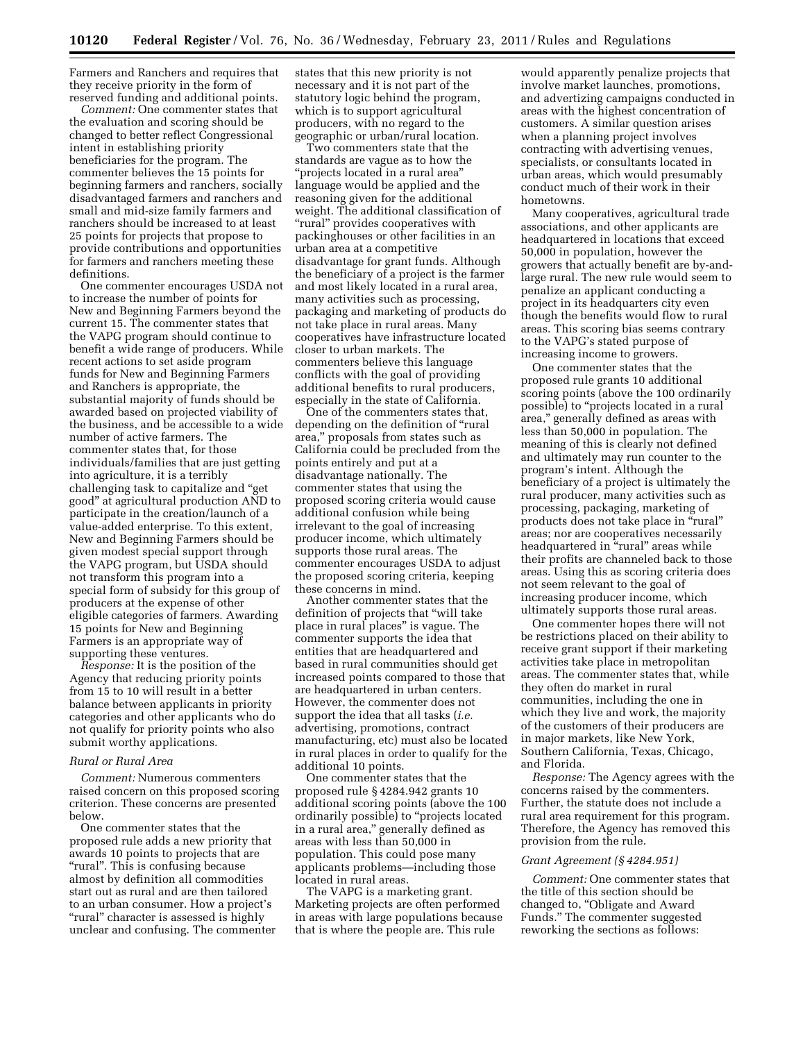Farmers and Ranchers and requires that they receive priority in the form of reserved funding and additional points.

*Comment:* One commenter states that the evaluation and scoring should be changed to better reflect Congressional intent in establishing priority beneficiaries for the program. The commenter believes the 15 points for beginning farmers and ranchers, socially disadvantaged farmers and ranchers and small and mid-size family farmers and ranchers should be increased to at least 25 points for projects that propose to provide contributions and opportunities for farmers and ranchers meeting these definitions.

One commenter encourages USDA not to increase the number of points for New and Beginning Farmers beyond the current 15. The commenter states that the VAPG program should continue to benefit a wide range of producers. While recent actions to set aside program funds for New and Beginning Farmers and Ranchers is appropriate, the substantial majority of funds should be awarded based on projected viability of the business, and be accessible to a wide number of active farmers. The commenter states that, for those individuals/families that are just getting into agriculture, it is a terribly challenging task to capitalize and "get good" at agricultural production AND to participate in the creation/launch of a value-added enterprise. To this extent, New and Beginning Farmers should be given modest special support through the VAPG program, but USDA should not transform this program into a special form of subsidy for this group of producers at the expense of other eligible categories of farmers. Awarding 15 points for New and Beginning Farmers is an appropriate way of supporting these ventures.

*Response:* It is the position of the Agency that reducing priority points from 15 to 10 will result in a better balance between applicants in priority categories and other applicants who do not qualify for priority points who also submit worthy applications.

#### *Rural or Rural Area*

*Comment:* Numerous commenters raised concern on this proposed scoring criterion. These concerns are presented below.

One commenter states that the proposed rule adds a new priority that awards 10 points to projects that are "rural". This is confusing because almost by definition all commodities start out as rural and are then tailored to an urban consumer. How a project's "rural" character is assessed is highly unclear and confusing. The commenter states that this new priority is not necessary and it is not part of the statutory logic behind the program, which is to support agricultural producers, with no regard to the geographic or urban/rural location.

Two commenters state that the standards are vague as to how the "projects located in a rural area" language would be applied and the reasoning given for the additional weight. The additional classification of "rural" provides cooperatives with packinghouses or other facilities in an urban area at a competitive disadvantage for grant funds. Although the beneficiary of a project is the farmer and most likely located in a rural area, many activities such as processing, packaging and marketing of products do not take place in rural areas. Many cooperatives have infrastructure located closer to urban markets. The commenters believe this language conflicts with the goal of providing additional benefits to rural producers, especially in the state of California.

One of the commenters states that, depending on the definition of "rural area," proposals from states such as California could be precluded from the points entirely and put at a disadvantage nationally. The commenter states that using the proposed scoring criteria would cause additional confusion while being irrelevant to the goal of increasing producer income, which ultimately supports those rural areas. The commenter encourages USDA to adjust the proposed scoring criteria, keeping these concerns in mind.

Another commenter states that the definition of projects that "will take place in rural places" is vague. The commenter supports the idea that entities that are headquartered and based in rural communities should get increased points compared to those that are headquartered in urban centers. However, the commenter does not support the idea that all tasks (*i.e.* advertising, promotions, contract manufacturing, etc) must also be located in rural places in order to qualify for the additional 10 points.

One commenter states that the proposed rule § 4284.942 grants 10 additional scoring points (above the 100 ordinarily possible) to "projects located in a rural area," generally defined as areas with less than 50,000 in population. This could pose many applicants problems—including those located in rural areas.

The VAPG is a marketing grant. Marketing projects are often performed in areas with large populations because that is where the people are. This rule would apparently penalize projects that involve market launches, promotions, and advertizing campaigns conducted in areas with the highest concentration of customers. A similar question arises when a planning project involves contracting with advertising venues, specialists, or consultants located in urban areas, which would presumably conduct much of their work in their hometowns.

Many cooperatives, agricultural trade associations, and other applicants are headquartered in locations that exceed 50,000 in population, however the growers that actually benefit are by-and-large rural. The new rule would seem to penalize an applicant conducting a project in its headquarters city even though the benefits would flow to rural areas. This scoring bias seems contrary to the VAPG's stated purpose of increasing income to growers.

One commenter states that the proposed rule grants 10 additional scoring points (above the 100 ordinarily possible) to "projects located in a rural area," generally defined as areas with less than 50,000 in population. The meaning of this is clearly not defined and ultimately may run counter to the program's intent. Although the beneficiary of a project is ultimately the rural producer, many activities such as processing, packaging, marketing of products does not take place in "rural" areas; nor are cooperatives necessarily headquartered in "rural" areas while their profits are channeled back to those areas. Using this as scoring criteria does not seem relevant to the goal of increasing producer income, which ultimately supports those rural areas.

One commenter hopes there will not be restrictions placed on their ability to receive grant support if their marketing activities take place in metropolitan areas. The commenter states that, while they often do market in rural communities, including the one in which they live and work, the majority of the customers of their producers are in major markets, like New York, Southern California, Texas, Chicago, and Florida.

*Response:* The Agency agrees with the concerns raised by the commenters. Further, the statute does not include a rural area requirement for this program. Therefore, the Agency has removed this provision from the rule.

#### *Grant Agreement (§ 4284.951)*

*Comment:* One commenter states that the title of this section should be changed to, "Obligate and Award Funds." The commenter suggested reworking the sections as follows: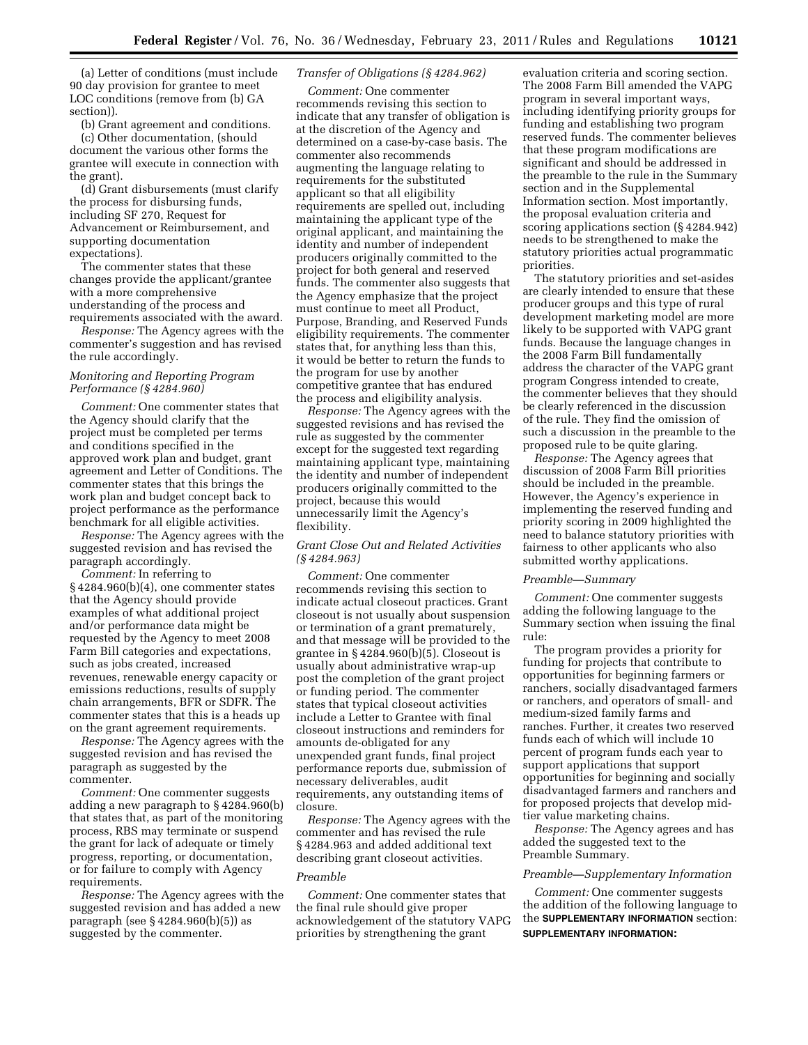(a) Letter of conditions (must include 90 day provision for grantee to meet LOC conditions (remove from (b) GA section)).

(b) Grant agreement and conditions.

(c) Other documentation, (should document the various other forms the grantee will execute in connection with the grant).

(d) Grant disbursements (must clarify the process for disbursing funds, including SF 270, Request for Advancement or Reimbursement, and supporting documentation expectations).

The commenter states that these changes provide the applicant/grantee with a more comprehensive understanding of the process and requirements associated with the award.

*Response:* The Agency agrees with the commenter's suggestion and has revised the rule accordingly.

*Monitoring and Reporting Program Performance (§ 4284.960)*

*Comment:* One commenter states that the Agency should clarify that the project must be completed per terms and conditions specified in the approved work plan and budget, grant agreement and Letter of Conditions. The commenter states that this brings the work plan and budget concept back to project performance as the performance benchmark for all eligible activities.

*Response:* The Agency agrees with the suggested revision and has revised the paragraph accordingly.

*Comment:* In referring to § 4284.960(b)(4), one commenter states that the Agency should provide examples of what additional project and/or performance data might be requested by the Agency to meet 2008 Farm Bill categories and expectations, such as jobs created, increased revenues, renewable energy capacity or emissions reductions, results of supply chain arrangements, BFR or SDFR. The commenter states that this is a heads up on the grant agreement requirements.

*Response:* The Agency agrees with the suggested revision and has revised the paragraph as suggested by the commenter.

*Comment:* One commenter suggests adding a new paragraph to § 4284.960(b) that states that, as part of the monitoring process, RBS may terminate or suspend the grant for lack of adequate or timely progress, reporting, or documentation, or for failure to comply with Agency requirements.

*Response:* The Agency agrees with the suggested revision and has added a new paragraph (see § 4284.960(b)(5)) as suggested by the commenter.

*Transfer of Obligations (§ 4284.962)*

*Comment:* One commenter recommends revising this section to indicate that any transfer of obligation is at the discretion of the Agency and determined on a case-by-case basis. The commenter also recommends augmenting the language relating to requirements for the substituted applicant so that all eligibility requirements are spelled out, including maintaining the applicant type of the original applicant, and maintaining the identity and number of independent producers originally committed to the project for both general and reserved funds. The commenter also suggests that the Agency emphasize that the project must continue to meet all Product, Purpose, Branding, and Reserved Funds eligibility requirements. The commenter states that, for anything less than this, it would be better to return the funds to the program for use by another competitive grantee that has endured the process and eligibility analysis.

*Response:* The Agency agrees with the suggested revisions and has revised the rule as suggested by the commenter except for the suggested text regarding maintaining applicant type, maintaining the identity and number of independent producers originally committed to the project, because this would unnecessarily limit the Agency's flexibility.

*Grant Close Out and Related Activities (§ 4284.963)*

*Comment:* One commenter recommends revising this section to indicate actual closeout practices. Grant closeout is not usually about suspension or termination of a grant prematurely, and that message will be provided to the grantee in § 4284.960(b)(5). Closeout is usually about administrative wrap-up post the completion of the grant project or funding period. The commenter states that typical closeout activities include a Letter to Grantee with final closeout instructions and reminders for amounts de-obligated for any unexpended grant funds, final project performance reports due, submission of necessary deliverables, audit requirements, any outstanding items of closure.

*Response:* The Agency agrees with the commenter and has revised the rule § 4284.963 and added additional text describing grant closeout activities.

*Preamble*

*Comment:* One commenter states that the final rule should give proper acknowledgement of the statutory VAPG priorities by strengthening the grant evaluation criteria and scoring section. The 2008 Farm Bill amended the VAPG program in several important ways, including identifying priority groups for funding and establishing two program reserved funds. The commenter believes that these program modifications are significant and should be addressed in the preamble to the rule in the Summary section and in the Supplemental Information section. Most importantly, the proposal evaluation criteria and scoring applications section (§ 4284.942) needs to be strengthened to make the statutory priorities actual programmatic priorities.

The statutory priorities and set-asides are clearly intended to ensure that these producer groups and this type of rural development marketing model are more likely to be supported with VAPG grant funds. Because the language changes in the 2008 Farm Bill fundamentally address the character of the VAPG grant program Congress intended to create, the commenter believes that they should be clearly referenced in the discussion of the rule. They find the omission of such a discussion in the preamble to the proposed rule to be quite glaring.

*Response:* The Agency agrees that discussion of 2008 Farm Bill priorities should be included in the preamble. However, the Agency's experience in implementing the reserved funding and priority scoring in 2009 highlighted the need to balance statutory priorities with fairness to other applicants who also submitted worthy applications.

*Preamble—Summary*

*Comment:* One commenter suggests adding the following language to the Summary section when issuing the final rule:

The program provides a priority for funding for projects that contribute to opportunities for beginning farmers or ranchers, socially disadvantaged farmers or ranchers, and operators of small- and medium-sized family farms and ranches. Further, it creates two reserved funds each of which will include 10 percent of program funds each year to support applications that support opportunities for beginning and socially disadvantaged farmers and ranchers and for proposed projects that develop mid-tier value marketing chains.

*Response:* The Agency agrees and has added the suggested text to the Preamble Summary.

*Preamble—Supplementary Information*

*Comment:* One commenter suggests the addition of the following language to the **SUPPLEMENTARY INFORMATION** section:

**SUPPLEMENTARY INFORMATION:**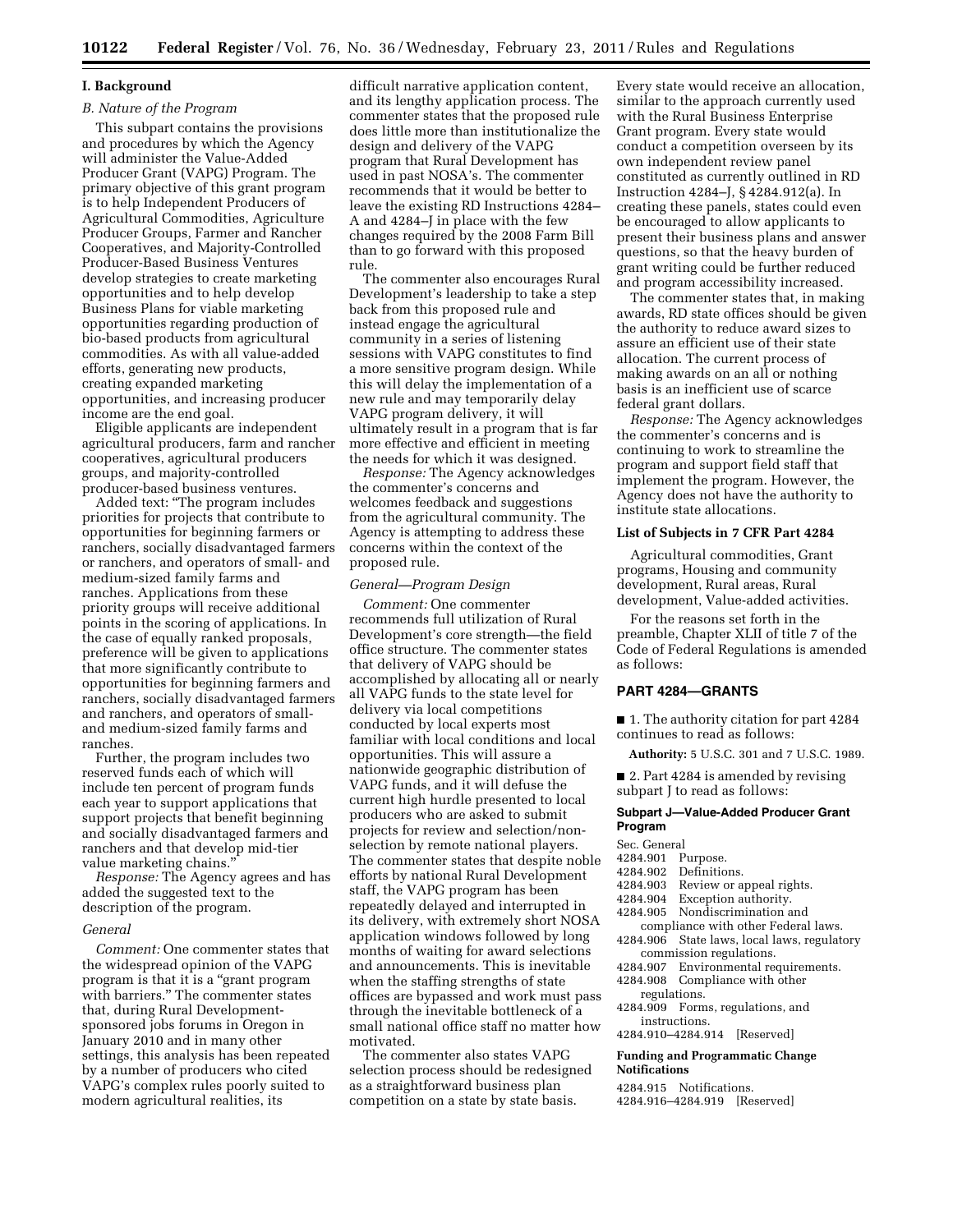## I. Background

### *B. Nature of the Program*

This subpart contains the provisions and procedures by which the Agency will administer the Value-Added Producer Grant (VAPG) Program. The primary objective of this grant program is to help Independent Producers of Agricultural Commodities, Agriculture Producer Groups, Farmer and Rancher Cooperatives, and Majority-Controlled Producer-Based Business Ventures develop strategies to create marketing opportunities and to help develop Business Plans for viable marketing opportunities regarding production of bio-based products from agricultural commodities. As with all value-added efforts, generating new products, creating expanded marketing opportunities, and increasing producer income are the end goal.

Eligible applicants are independent agricultural producers, farm and rancher cooperatives, agricultural producers groups, and majority-controlled producer-based business ventures.

Added text: "The program includes priorities for projects that contribute to opportunities for beginning farmers or ranchers, socially disadvantaged farmers or ranchers, and operators of small- and medium-sized family farms and ranches. Applications from these priority groups will receive additional points in the scoring of applications. In the case of equally ranked proposals, preference will be given to applications that more significantly contribute to opportunities for beginning farmers and ranchers, socially disadvantaged farmers and ranchers, and operators of small- and medium-sized family farms and ranches.

Further, the program includes two reserved funds each of which will include ten percent of program funds each year to support applications that support projects that benefit beginning and socially disadvantaged farmers and ranchers and that develop mid-tier value marketing chains."

*Response:* The Agency agrees and has added the suggested text to the description of the program.

### *General*

*Comment:* One commenter states that the widespread opinion of the VAPG program is that it is a "grant program with barriers." The commenter states that, during Rural Development-sponsored jobs forums in Oregon in January 2010 and in many other settings, this analysis has been repeated by a number of producers who cited VAPG's complex rules poorly suited to modern agricultural realities, its difficult narrative application content, and its lengthy application process. The commenter states that the proposed rule does little more than institutionalize the design and delivery of the VAPG program that Rural Development has used in past NOSA's. The commenter recommends that it would be better to leave the existing RD Instructions 4284–A and 4284–J in place with the few changes required by the 2008 Farm Bill than to go forward with this proposed rule.

The commenter also encourages Rural Development's leadership to take a step back from this proposed rule and instead engage the agricultural community in a series of listening sessions with VAPG constitutes to find a more sensitive program design. While this will delay the implementation of a new rule and may temporarily delay VAPG program delivery, it will ultimately result in a program that is far more effective and efficient in meeting the needs for which it was designed.

*Response:* The Agency acknowledges the commenter's concerns and welcomes feedback and suggestions from the agricultural community. The Agency is attempting to address these concerns within the context of the proposed rule.

### *General—Program Design*

*Comment:* One commenter recommends full utilization of Rural Development's core strength—the field office structure. The commenter states that delivery of VAPG should be accomplished by allocating all or nearly all VAPG funds to the state level for delivery via local competitions conducted by local experts most familiar with local conditions and local opportunities. This will assure a nationwide geographic distribution of VAPG funds, and it will defuse the current high hurdle presented to local producers who are asked to submit projects for review and selection/non-selection by remote national players. The commenter states that despite noble efforts by national Rural Development staff, the VAPG program has been repeatedly delayed and interrupted in its delivery, with extremely short NOSA application windows followed by long months of waiting for award selections and announcements. This is inevitable when the staffing strengths of state offices are bypassed and work must pass through the inevitable bottleneck of a small national office staff no matter how motivated.

The commenter also states VAPG selection process should be redesigned as a straightforward business plan competition on a state by state basis. Every state would receive an allocation, similar to the approach currently used with the Rural Business Enterprise Grant program. Every state would conduct a competition overseen by its own independent review panel constituted as currently outlined in RD Instruction 4284–J, § 4284.912(a). In creating these panels, states could even be encouraged to allow applicants to present their business plans and answer questions, so that the heavy burden of grant writing could be further reduced and program accessibility increased.

The commenter states that, in making awards, RD state offices should be given the authority to reduce award sizes to assure an efficient use of their state allocation. The current process of making awards on an all or nothing basis is an inefficient use of scarce federal grant dollars.

*Response:* The Agency acknowledges the commenter's concerns and is continuing to work to streamline the program and support field staff that implement the program. However, the Agency does not have the authority to institute state allocations.

## List of Subjects in 7 CFR Part 4284

Agricultural commodities, Grant programs, Housing and community development, Rural areas, Rural development, Value-added activities.

For the reasons set forth in the preamble, Chapter XLII of title 7 of the Code of Federal Regulations is amended as follows:

## PART 4284—GRANTS

■ 1. The authority citation for part 4284 continues to read as follows:

**Authority:** 5 U.S.C. 301 and 7 U.S.C. 1989.

■ 2. Part 4284 is amended by revising subpart J to read as follows:

### Subpart J—Value-Added Producer Grant Program

Sec. General
4284.901 Purpose.
4284.902 Definitions.
4284.903 Review or appeal rights.
4284.904 Exception authority.
4284.905 Nondiscrimination and compliance with other Federal laws.
4284.906 State laws, local laws, regulatory commission regulations.
4284.907 Environmental requirements.
4284.908 Compliance with other regulations.
4284.909 Forms, regulations, and instructions.
4284.910–4284.914 [Reserved]

**Funding and Programmatic Change Notifications**

4284.915 Notifications.
4284.916–4284.919 [Reserved]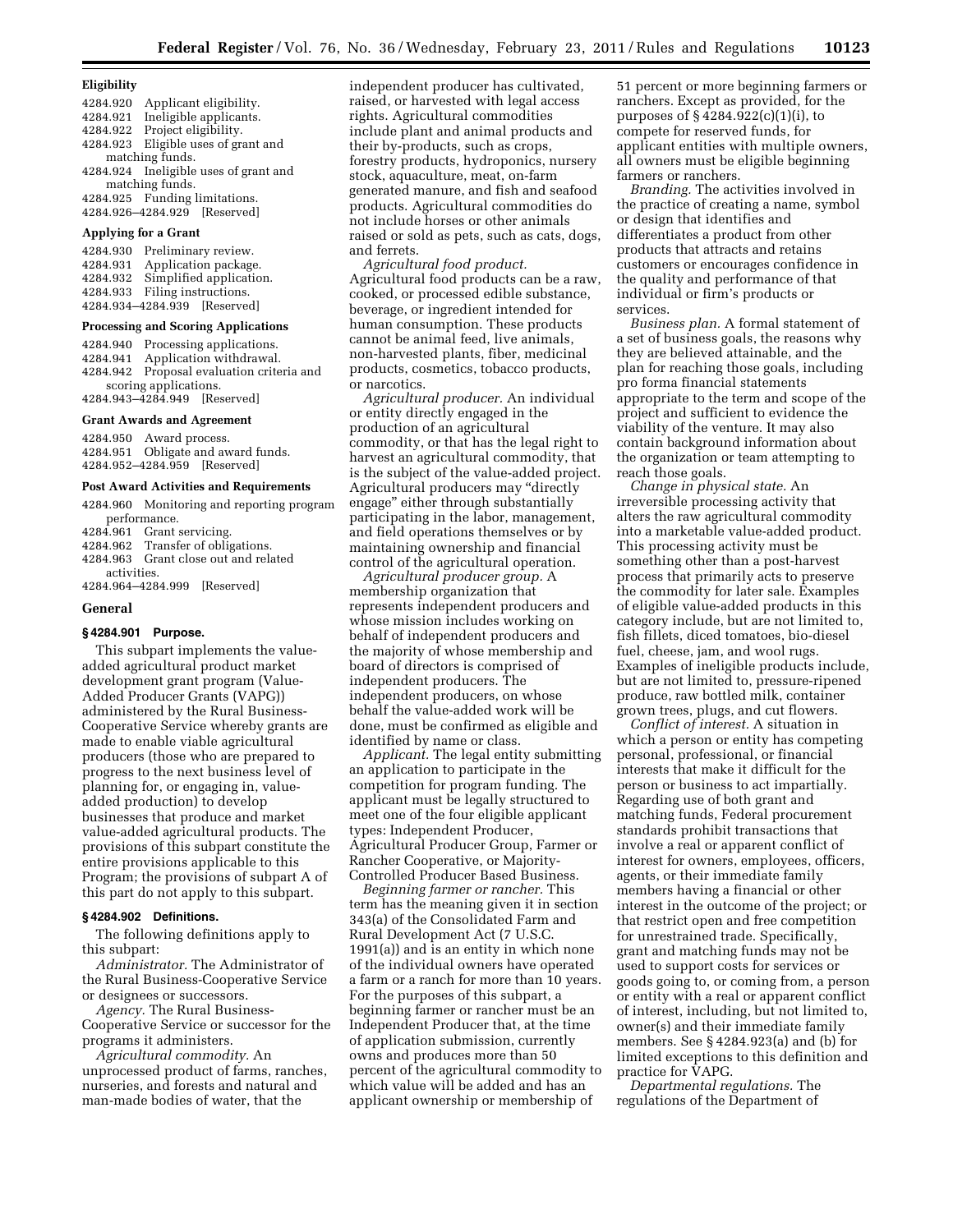### Eligibility

4284.920 Applicant eligibility.
4284.921 Ineligible applicants.
4284.922 Project eligibility.
4284.923 Eligible uses of grant and matching funds.
4284.924 Ineligible uses of grant and matching funds.
4284.925 Funding limitations.
4284.926–4284.929 [Reserved]

### Applying for a Grant

4284.930 Preliminary review.
4284.931 Application package.
4284.932 Simplified application.
4284.933 Filing instructions.
4284.934–4284.939 [Reserved]

### Processing and Scoring Applications

4284.940 Processing applications.
4284.941 Application withdrawal.
4284.942 Proposal evaluation criteria and scoring applications.
4284.943–4284.949 [Reserved]

### Grant Awards and Agreement

4284.950 Award process.
4284.951 Obligate and award funds.
4284.952–4284.959 [Reserved]

### Post Award Activities and Requirements

4284.960 Monitoring and reporting program performance.
4284.961 Grant servicing.
4284.962 Transfer of obligations.
4284.963 Grant close out and related activities.
4284.964–4284.999 [Reserved]

### General

#### § 4284.901 Purpose.

This subpart implements the value-added agricultural product market development grant program (Value-Added Producer Grants (VAPG)) administered by the Rural Business-Cooperative Service whereby grants are made to enable viable agricultural producers (those who are prepared to progress to the next business level of planning for, or engaging in, value-added production) to develop businesses that produce and market value-added agricultural products. The provisions of this subpart constitute the entire provisions applicable to this Program; the provisions of subpart A of this part do not apply to this subpart.

#### § 4284.902 Definitions.

The following definitions apply to this subpart:

*Administrator.* The Administrator of the Rural Business-Cooperative Service or designees or successors.

*Agency.* The Rural Business-Cooperative Service or successor for the programs it administers.

*Agricultural commodity.* An unprocessed product of farms, ranches, nurseries, and forests and natural and man-made bodies of water, that the independent producer has cultivated, raised, or harvested with legal access rights. Agricultural commodities include plant and animal products and their by-products, such as crops, forestry products, hydroponics, nursery stock, aquaculture, meat, on-farm generated manure, and fish and seafood products. Agricultural commodities do not include horses or other animals raised or sold as pets, such as cats, dogs, and ferrets.

*Agricultural food product.* Agricultural food products can be a raw, cooked, or processed edible substance, beverage, or ingredient intended for human consumption. These products cannot be animal feed, live animals, non-harvested plants, fiber, medicinal products, cosmetics, tobacco products, or narcotics.

*Agricultural producer.* An individual or entity directly engaged in the production of an agricultural commodity, or that has the legal right to harvest an agricultural commodity, that is the subject of the value-added project. Agricultural producers may "directly engage" either through substantially participating in the labor, management, and field operations themselves or by maintaining ownership and financial control of the agricultural operation.

*Agricultural producer group.* A membership organization that represents independent producers and whose mission includes working on behalf of independent producers and the majority of whose membership and board of directors is comprised of independent producers. The independent producers, on whose behalf the value-added work will be done, must be confirmed as eligible and identified by name or class.

*Applicant.* The legal entity submitting an application to participate in the competition for program funding. The applicant must be legally structured to meet one of the four eligible applicant types: Independent Producer, Agricultural Producer Group, Farmer or Rancher Cooperative, or Majority-Controlled Producer Based Business.

*Beginning farmer or rancher.* This term has the meaning given it in section 343(a) of the Consolidated Farm and Rural Development Act (7 U.S.C. 1991(a)) and is an entity in which none of the individual owners have operated a farm or a ranch for more than 10 years. For the purposes of this subpart, a beginning farmer or rancher must be an Independent Producer that, at the time of application submission, currently owns and produces more than 50 percent of the agricultural commodity to which value will be added and has an applicant ownership or membership of 51 percent or more beginning farmers or ranchers. Except as provided, for the purposes of § 4284.922(c)(1)(i), to compete for reserved funds, for applicant entities with multiple owners, all owners must be eligible beginning farmers or ranchers.

*Branding.* The activities involved in the practice of creating a name, symbol or design that identifies and differentiates a product from other products that attracts and retains customers or encourages confidence in the quality and performance of that individual or firm's products or services.

*Business plan.* A formal statement of a set of business goals, the reasons why they are believed attainable, and the plan for reaching those goals, including pro forma financial statements appropriate to the term and scope of the project and sufficient to evidence the viability of the venture. It may also contain background information about the organization or team attempting to reach those goals.

*Change in physical state.* An irreversible processing activity that alters the raw agricultural commodity into a marketable value-added product. This processing activity must be something other than a post-harvest process that primarily acts to preserve the commodity for later sale. Examples of eligible value-added products in this category include, but are not limited to, fish fillets, diced tomatoes, bio-diesel fuel, cheese, jam, and wool rugs. Examples of ineligible products include, but are not limited to, pressure-ripened produce, raw bottled milk, container grown trees, plugs, and cut flowers.

*Conflict of interest.* A situation in which a person or entity has competing personal, professional, or financial interests that make it difficult for the person or business to act impartially. Regarding use of both grant and matching funds, Federal procurement standards prohibit transactions that involve a real or apparent conflict of interest for owners, employees, officers, agents, or their immediate family members having a financial or other interest in the outcome of the project; or that restrict open and free competition for unrestrained trade. Specifically, grant and matching funds may not be used to support costs for services or goods going to, or coming from, a person or entity with a real or apparent conflict of interest, including, but not limited to, owner(s) and their immediate family members. See § 4284.923(a) and (b) for limited exceptions to this definition and practice for VAPG.

*Departmental regulations.* The regulations of the Department of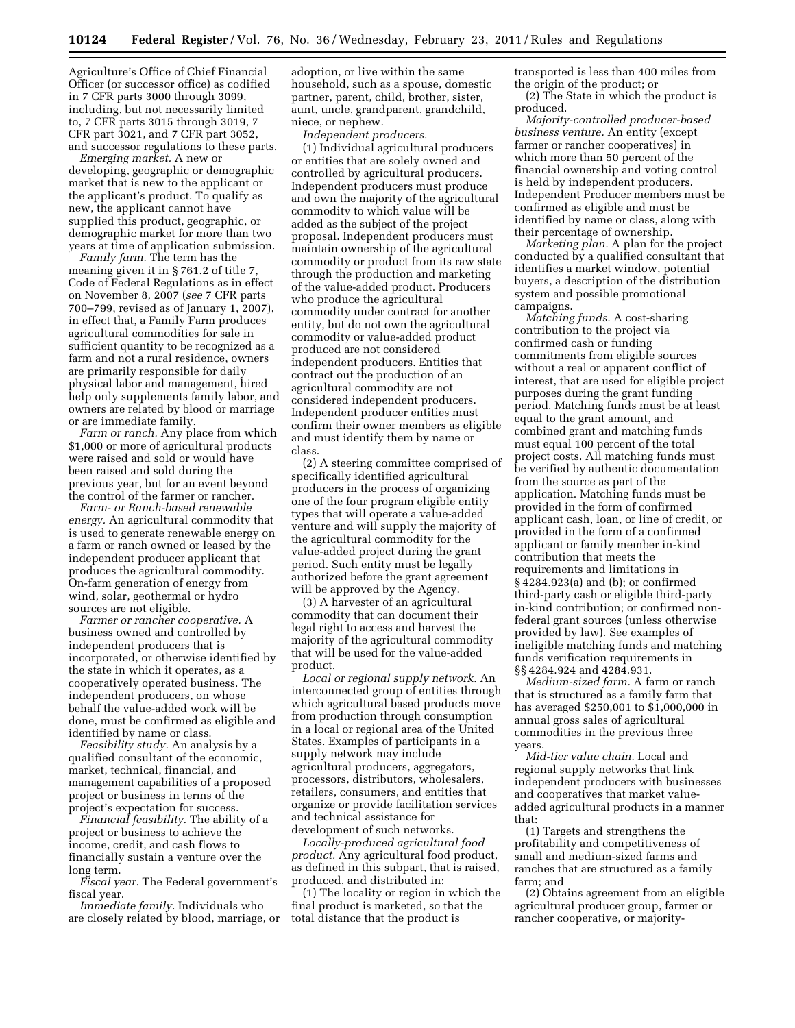Agriculture's Office of Chief Financial Officer (or successor office) as codified in 7 CFR parts 3000 through 3099, including, but not necessarily limited to, 7 CFR parts 3015 through 3019, 7 CFR part 3021, and 7 CFR part 3052, and successor regulations to these parts.

*Emerging market.* A new or developing, geographic or demographic market that is new to the applicant or the applicant's product. To qualify as new, the applicant cannot have supplied this product, geographic, or demographic market for more than two years at time of application submission.

*Family farm.* The term has the meaning given it in § 761.2 of title 7, Code of Federal Regulations as in effect on November 8, 2007 (*see* 7 CFR parts 700–799, revised as of January 1, 2007), in effect that, a Family Farm produces agricultural commodities for sale in sufficient quantity to be recognized as a farm and not a rural residence, owners are primarily responsible for daily physical labor and management, hired help only supplements family labor, and owners are related by blood or marriage or are immediate family.

*Farm or ranch.* Any place from which $1,000 or more of agricultural products were raised and sold or would have been raised and sold during the previous year, but for an event beyond the control of the farmer or rancher.

*Farm- or Ranch-based renewable energy.* An agricultural commodity that is used to generate renewable energy on a farm or ranch owned or leased by the independent producer applicant that produces the agricultural commodity. On-farm generation of energy from wind, solar, geothermal or hydro sources are not eligible.

*Farmer or rancher cooperative.* A business owned and controlled by independent producers that is incorporated, or otherwise identified by the state in which it operates, as a cooperatively operated business. The independent producers, on whose behalf the value-added work will be done, must be confirmed as eligible and identified by name or class.

*Feasibility study.* An analysis by a qualified consultant of the economic, market, technical, financial, and management capabilities of a proposed project or business in terms of the project's expectation for success.

*Financial feasibility.* The ability of a project or business to achieve the income, credit, and cash flows to financially sustain a venture over the long term.

*Fiscal year.* The Federal government's fiscal year.

*Immediate family.* Individuals who are closely related by blood, marriage, or adoption, or live within the same household, such as a spouse, domestic partner, parent, child, brother, sister, aunt, uncle, grandparent, grandchild, niece, or nephew.

*Independent producers.*

(1) Individual agricultural producers or entities that are solely owned and controlled by agricultural producers. Independent producers must produce and own the majority of the agricultural commodity to which value will be added as the subject of the project proposal. Independent producers must maintain ownership of the agricultural commodity or product from its raw state through the production and marketing of the value-added product. Producers who produce the agricultural commodity under contract for another entity, but do not own the agricultural commodity or value-added product produced are not considered independent producers. Entities that contract out the production of an agricultural commodity are not considered independent producers. Independent producer entities must confirm their owner members as eligible and must identify them by name or class.

(2) A steering committee comprised of specifically identified agricultural producers in the process of organizing one of the four program eligible entity types that will operate a value-added venture and will supply the majority of the agricultural commodity for the value-added project during the grant period. Such entity must be legally authorized before the grant agreement will be approved by the Agency.

(3) A harvester of an agricultural commodity that can document their legal right to access and harvest the majority of the agricultural commodity that will be used for the value-added product.

*Local or regional supply network.* An interconnected group of entities through which agricultural based products move from production through consumption in a local or regional area of the United States. Examples of participants in a supply network may include agricultural producers, aggregators, processors, distributors, wholesalers, retailers, consumers, and entities that organize or provide facilitation services and technical assistance for development of such networks.

*Locally-produced agricultural food product.* Any agricultural food product, as defined in this subpart, that is raised, produced, and distributed in:

(1) The locality or region in which the final product is marketed, so that the total distance that the product is transported is less than 400 miles from the origin of the product; or

(2) The State in which the product is produced.

*Majority-controlled producer-based business venture.* An entity (except farmer or rancher cooperatives) in which more than 50 percent of the financial ownership and voting control is held by independent producers. Independent Producer members must be confirmed as eligible and must be identified by name or class, along with their percentage of ownership.

*Marketing plan.* A plan for the project conducted by a qualified consultant that identifies a market window, potential buyers, a description of the distribution system and possible promotional campaigns.

*Matching funds.* A cost-sharing contribution to the project via confirmed cash or funding commitments from eligible sources without a real or apparent conflict of interest, that are used for eligible project purposes during the grant funding period. Matching funds must be at least equal to the grant amount, and combined grant and matching funds must equal 100 percent of the total project costs. All matching funds must be verified by authentic documentation from the source as part of the application. Matching funds must be provided in the form of confirmed applicant cash, loan, or line of credit, or provided in the form of a confirmed applicant or family member in-kind contribution that meets the requirements and limitations in § 4284.923(a) and (b); or confirmed third-party cash or eligible third-party in-kind contribution; or confirmed non-federal grant sources (unless otherwise provided by law). See examples of ineligible matching funds and matching funds verification requirements in §§ 4284.924 and 4284.931.

*Medium-sized farm.* A farm or ranch that is structured as a family farm that has averaged $250,001 to $1,000,000 in annual gross sales of agricultural commodities in the previous three years.

*Mid-tier value chain.* Local and regional supply networks that link independent producers with businesses and cooperatives that market value-added agricultural products in a manner that:

(1) Targets and strengthens the profitability and competitiveness of small and medium-sized farms and ranches that are structured as a family farm; and

(2) Obtains agreement from an eligible agricultural producer group, farmer or rancher cooperative, or majority-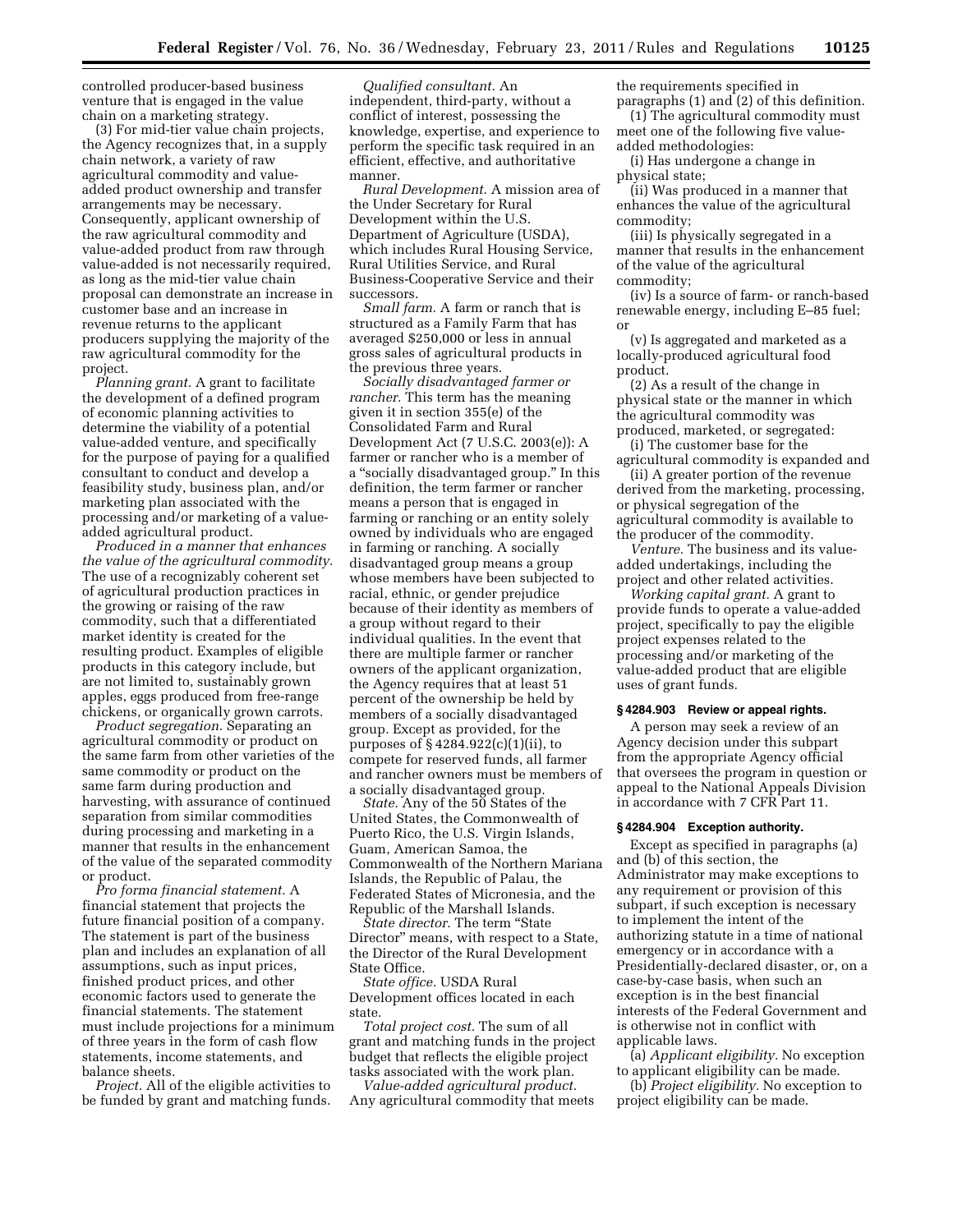controlled producer-based business venture that is engaged in the value chain on a marketing strategy.

(3) For mid-tier value chain projects, the Agency recognizes that, in a supply chain network, a variety of raw agricultural commodity and value-added product ownership and transfer arrangements may be necessary. Consequently, applicant ownership of the raw agricultural commodity and value-added product from raw through value-added is not necessarily required, as long as the mid-tier value chain proposal can demonstrate an increase in customer base and an increase in revenue returns to the applicant producers supplying the majority of the raw agricultural commodity for the project.

*Planning grant.* A grant to facilitate the development of a defined program of economic planning activities to determine the viability of a potential value-added venture, and specifically for the purpose of paying for a qualified consultant to conduct and develop a feasibility study, business plan, and/or marketing plan associated with the processing and/or marketing of a value-added agricultural product.

*Produced in a manner that enhances the value of the agricultural commodity.* The use of a recognizably coherent set of agricultural production practices in the growing or raising of the raw commodity, such that a differentiated market identity is created for the resulting product. Examples of eligible products in this category include, but are not limited to, sustainably grown apples, eggs produced from free-range chickens, or organically grown carrots.

*Product segregation.* Separating an agricultural commodity or product on the same farm from other varieties of the same commodity or product on the same farm during production and harvesting, with assurance of continued separation from similar commodities during processing and marketing in a manner that results in the enhancement of the value of the separated commodity or product.

*Pro forma financial statement.* A financial statement that projects the future financial position of a company. The statement is part of the business plan and includes an explanation of all assumptions, such as input prices, finished product prices, and other economic factors used to generate the financial statements. The statement must include projections for a minimum of three years in the form of cash flow statements, income statements, and balance sheets.

*Project.* All of the eligible activities to be funded by grant and matching funds.

*Qualified consultant.* An independent, third-party, without a conflict of interest, possessing the knowledge, expertise, and experience to perform the specific task required in an efficient, effective, and authoritative manner.

*Rural Development.* A mission area of the Under Secretary for Rural Development within the U.S. Department of Agriculture (USDA), which includes Rural Housing Service, Rural Utilities Service, and Rural Business-Cooperative Service and their successors.

*Small farm.* A farm or ranch that is structured as a Family Farm that has averaged $250,000 or less in annual gross sales of agricultural products in the previous three years.

*Socially disadvantaged farmer or rancher.* This term has the meaning given it in section 355(e) of the Consolidated Farm and Rural Development Act (7 U.S.C. 2003(e)): A farmer or rancher who is a member of a "socially disadvantaged group." In this definition, the term farmer or rancher means a person that is engaged in farming or ranching or an entity solely owned by individuals who are engaged in farming or ranching. A socially disadvantaged group means a group whose members have been subjected to racial, ethnic, or gender prejudice because of their identity as members of a group without regard to their individual qualities. In the event that there are multiple farmer or rancher owners of the applicant organization, the Agency requires that at least 51 percent of the ownership be held by members of a socially disadvantaged group. Except as provided, for the purposes of § 4284.922(c)(1)(ii), to compete for reserved funds, all farmer and rancher owners must be members of a socially disadvantaged group.

*State.* Any of the 50 States of the United States, the Commonwealth of Puerto Rico, the U.S. Virgin Islands, Guam, American Samoa, the Commonwealth of the Northern Mariana Islands, the Republic of Palau, the Federated States of Micronesia, and the Republic of the Marshall Islands.

*State director.* The term "State Director" means, with respect to a State, the Director of the Rural Development State Office.

*State office.* USDA Rural Development offices located in each state.

*Total project cost.* The sum of all grant and matching funds in the project budget that reflects the eligible project tasks associated with the work plan.

*Value-added agricultural product.* Any agricultural commodity that meets the requirements specified in paragraphs (1) and (2) of this definition.

(1) The agricultural commodity must meet one of the following five value-added methodologies:

(i) Has undergone a change in physical state;

(ii) Was produced in a manner that enhances the value of the agricultural commodity;

(iii) Is physically segregated in a manner that results in the enhancement of the value of the agricultural commodity;

(iv) Is a source of farm- or ranch-based renewable energy, including E–85 fuel; or

(v) Is aggregated and marketed as a locally-produced agricultural food product.

(2) As a result of the change in physical state or the manner in which the agricultural commodity was produced, marketed, or segregated:

(i) The customer base for the agricultural commodity is expanded and

(ii) A greater portion of the revenue derived from the marketing, processing, or physical segregation of the agricultural commodity is available to the producer of the commodity.

*Venture.* The business and its value-added undertakings, including the project and other related activities.

*Working capital grant.* A grant to provide funds to operate a value-added project, specifically to pay the eligible project expenses related to the processing and/or marketing of the value-added product that are eligible uses of grant funds.

### § 4284.903 Review or appeal rights.

A person may seek a review of an Agency decision under this subpart from the appropriate Agency official that oversees the program in question or appeal to the National Appeals Division in accordance with 7 CFR Part 11.

### § 4284.904 Exception authority.

Except as specified in paragraphs (a) and (b) of this section, the Administrator may make exceptions to any requirement or provision of this subpart, if such exception is necessary to implement the intent of the authorizing statute in a time of national emergency or in accordance with a Presidentially-declared disaster, or, on a case-by-case basis, when such an exception is in the best financial interests of the Federal Government and is otherwise not in conflict with applicable laws.

(a) *Applicant eligibility.* No exception to applicant eligibility can be made.

(b) *Project eligibility.* No exception to project eligibility can be made.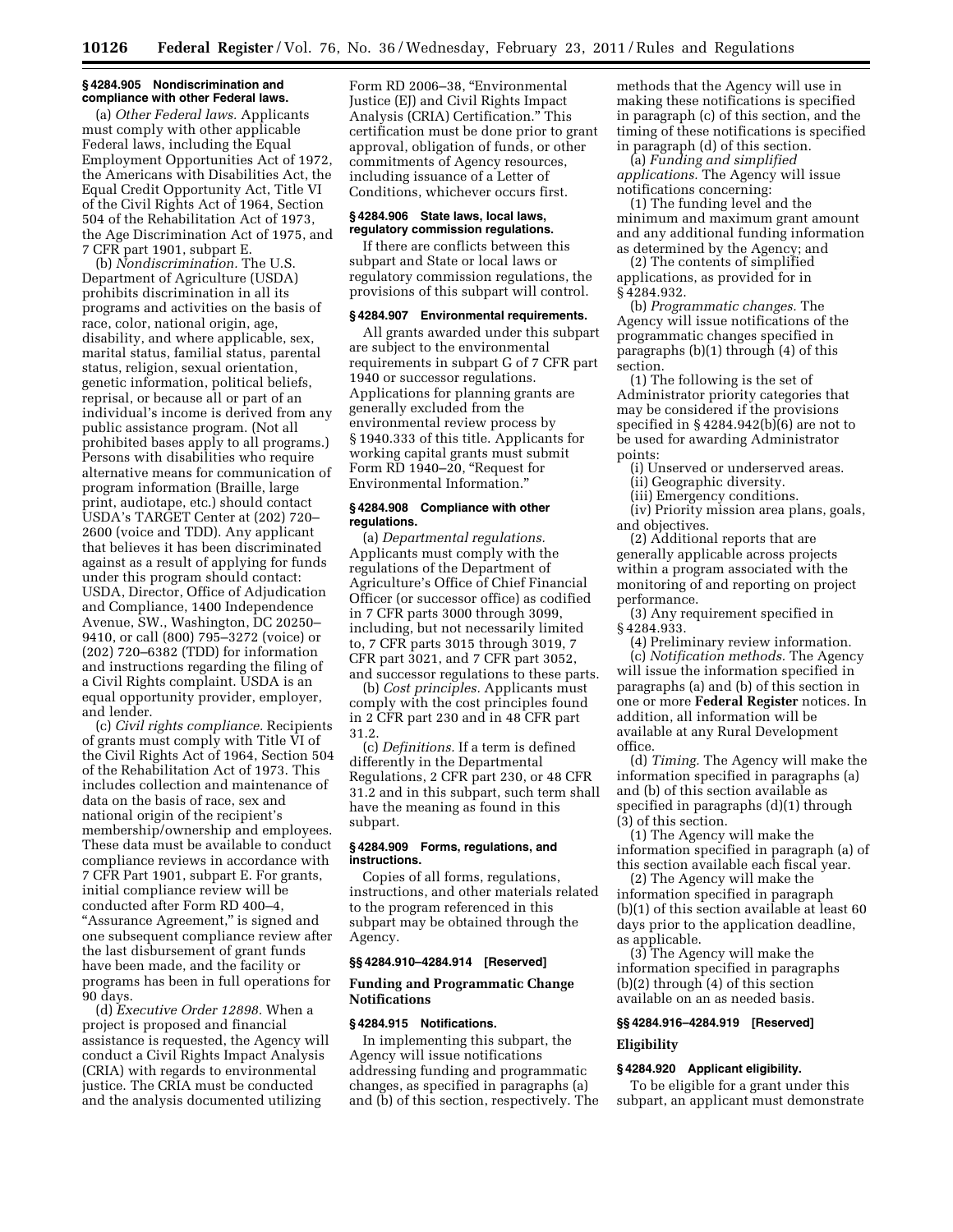### § 4284.905 Nondiscrimination and compliance with other Federal laws.

(a) *Other Federal laws.* Applicants must comply with other applicable Federal laws, including the Equal Employment Opportunities Act of 1972, the Americans with Disabilities Act, the Equal Credit Opportunity Act, Title VI of the Civil Rights Act of 1964, Section 504 of the Rehabilitation Act of 1973, the Age Discrimination Act of 1975, and 7 CFR part 1901, subpart E.

(b) *Nondiscrimination.* The U.S. Department of Agriculture (USDA) prohibits discrimination in all its programs and activities on the basis of race, color, national origin, age, disability, and where applicable, sex, marital status, familial status, parental status, religion, sexual orientation, genetic information, political beliefs, reprisal, or because all or part of an individual's income is derived from any public assistance program. (Not all prohibited bases apply to all programs.) Persons with disabilities who require alternative means for communication of program information (Braille, large print, audiotape, etc.) should contact USDA's TARGET Center at (202) 720–2600 (voice and TDD). Any applicant that believes it has been discriminated against as a result of applying for funds under this program should contact: USDA, Director, Office of Adjudication and Compliance, 1400 Independence Avenue, SW., Washington, DC 20250–9410, or call (800) 795–3272 (voice) or (202) 720–6382 (TDD) for information and instructions regarding the filing of a Civil Rights complaint. USDA is an equal opportunity provider, employer, and lender.

(c) *Civil rights compliance.* Recipients of grants must comply with Title VI of the Civil Rights Act of 1964, Section 504 of the Rehabilitation Act of 1973. This includes collection and maintenance of data on the basis of race, sex and national origin of the recipient's membership/ownership and employees. These data must be available to conduct compliance reviews in accordance with 7 CFR Part 1901, subpart E. For grants, initial compliance review will be conducted after Form RD 400–4, "Assurance Agreement," is signed and one subsequent compliance review after the last disbursement of grant funds have been made, and the facility or programs has been in full operations for 90 days.

(d) *Executive Order 12898.* When a project is proposed and financial assistance is requested, the Agency will conduct a Civil Rights Impact Analysis (CRIA) with regards to environmental justice. The CRIA must be conducted and the analysis documented utilizing Form RD 2006–38, "Environmental Justice (EJ) and Civil Rights Impact Analysis (CRIA) Certification." This certification must be done prior to grant approval, obligation of funds, or other commitments of Agency resources, including issuance of a Letter of Conditions, whichever occurs first.

### § 4284.906 State laws, local laws, regulatory commission regulations.

If there are conflicts between this subpart and State or local laws or regulatory commission regulations, the provisions of this subpart will control.

### § 4284.907 Environmental requirements.

All grants awarded under this subpart are subject to the environmental requirements in subpart G of 7 CFR part 1940 or successor regulations. Applications for planning grants are generally excluded from the environmental review process by § 1940.333 of this title. Applicants for working capital grants must submit Form RD 1940–20, "Request for Environmental Information."

### § 4284.908 Compliance with other regulations.

(a) *Departmental regulations.* Applicants must comply with the regulations of the Department of Agriculture's Office of Chief Financial Officer (or successor office) as codified in 7 CFR parts 3000 through 3099, including, but not necessarily limited to, 7 CFR parts 3015 through 3019, 7 CFR part 3021, and 7 CFR part 3052, and successor regulations to these parts.

(b) *Cost principles.* Applicants must comply with the cost principles found in 2 CFR part 230 and in 48 CFR part 31.2.

(c) *Definitions.* If a term is defined differently in the Departmental Regulations, 2 CFR part 230, or 48 CFR 31.2 and in this subpart, such term shall have the meaning as found in this subpart.

### § 4284.909 Forms, regulations, and instructions.

Copies of all forms, regulations, instructions, and other materials related to the program referenced in this subpart may be obtained through the Agency.

### §§ 4284.910–4284.914 [Reserved]

## Funding and Programmatic Change Notifications

### § 4284.915 Notifications.

In implementing this subpart, the Agency will issue notifications addressing funding and programmatic changes, as specified in paragraphs (a) and (b) of this section, respectively. The methods that the Agency will use in making these notifications is specified in paragraph (c) of this section, and the timing of these notifications is specified in paragraph (d) of this section.

(a) *Funding and simplified applications.* The Agency will issue notifications concerning:

(1) The funding level and the minimum and maximum grant amount and any additional funding information as determined by the Agency; and

(2) The contents of simplified applications, as provided for in § 4284.932.

(b) *Programmatic changes.* The Agency will issue notifications of the programmatic changes specified in paragraphs (b)(1) through (4) of this section.

(1) The following is the set of Administrator priority categories that may be considered if the provisions specified in § 4284.942(b)(6) are not to be used for awarding Administrator points:

(i) Unserved or underserved areas.

(ii) Geographic diversity.

(iii) Emergency conditions.

(iv) Priority mission area plans, goals, and objectives.

(2) Additional reports that are generally applicable across projects within a program associated with the monitoring of and reporting on project performance.

(3) Any requirement specified in § 4284.933.

(4) Preliminary review information.

(c) *Notification methods.* The Agency will issue the information specified in paragraphs (a) and (b) of this section in one or more **Federal Register** notices. In addition, all information will be available at any Rural Development office.

(d) *Timing.* The Agency will make the information specified in paragraphs (a) and (b) of this section available as specified in paragraphs (d)(1) through (3) of this section.

(1) The Agency will make the information specified in paragraph (a) of this section available each fiscal year.

(2) The Agency will make the information specified in paragraph (b)(1) of this section available at least 60 days prior to the application deadline, as applicable.

(3) The Agency will make the information specified in paragraphs (b)(2) through (4) of this section available on an as needed basis.

### §§ 4284.916–4284.919 [Reserved]

## Eligibility

### § 4284.920 Applicant eligibility.

To be eligible for a grant under this subpart, an applicant must demonstrate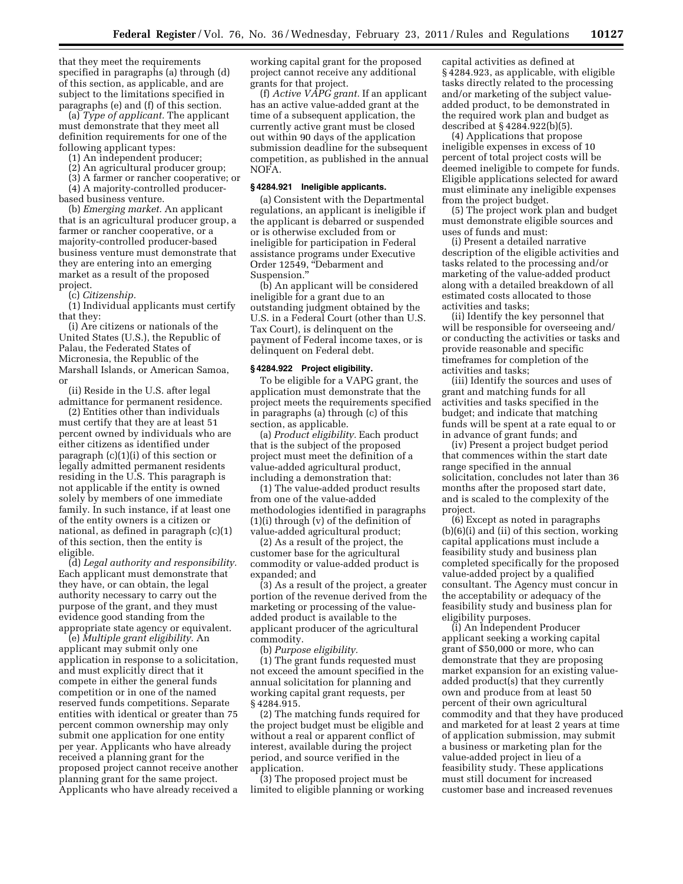that they meet the requirements specified in paragraphs (a) through (d) of this section, as applicable, and are subject to the limitations specified in paragraphs (e) and (f) of this section.

(a) *Type of applicant.* The applicant must demonstrate that they meet all definition requirements for one of the following applicant types:

(1) An independent producer;

(2) An agricultural producer group;

(3) A farmer or rancher cooperative; or

(4) A majority-controlled producer-based business venture.

(b) *Emerging market.* An applicant that is an agricultural producer group, a farmer or rancher cooperative, or a majority-controlled producer-based business venture must demonstrate that they are entering into an emerging market as a result of the proposed project.

(c) *Citizenship.*

(1) Individual applicants must certify that they:

(i) Are citizens or nationals of the United States (U.S.), the Republic of Palau, the Federated States of Micronesia, the Republic of the Marshall Islands, or American Samoa, or

(ii) Reside in the U.S. after legal admittance for permanent residence.

(2) Entities other than individuals must certify that they are at least 51 percent owned by individuals who are either citizens as identified under paragraph (c)(1)(i) of this section or legally admitted permanent residents residing in the U.S. This paragraph is not applicable if the entity is owned solely by members of one immediate family. In such instance, if at least one of the entity owners is a citizen or national, as defined in paragraph (c)(1) of this section, then the entity is eligible.

(d) *Legal authority and responsibility.* Each applicant must demonstrate that they have, or can obtain, the legal authority necessary to carry out the purpose of the grant, and they must evidence good standing from the appropriate state agency or equivalent.

(e) *Multiple grant eligibility.* An applicant may submit only one application in response to a solicitation, and must explicitly direct that it compete in either the general funds competition or in one of the named reserved funds competitions. Separate entities with identical or greater than 75 percent common ownership may only submit one application for one entity per year. Applicants who have already received a planning grant for the proposed project cannot receive another planning grant for the same project. Applicants who have already received a working capital grant for the proposed project cannot receive any additional grants for that project.

(f) *Active VAPG grant.* If an applicant has an active value-added grant at the time of a subsequent application, the currently active grant must be closed out within 90 days of the application submission deadline for the subsequent competition, as published in the annual NOFA.

### § 4284.921 Ineligible applicants.

(a) Consistent with the Departmental regulations, an applicant is ineligible if the applicant is debarred or suspended or is otherwise excluded from or ineligible for participation in Federal assistance programs under Executive Order 12549, "Debarment and Suspension."

(b) An applicant will be considered ineligible for a grant due to an outstanding judgment obtained by the U.S. in a Federal Court (other than U.S. Tax Court), is delinquent on the payment of Federal income taxes, or is delinquent on Federal debt.

### § 4284.922 Project eligibility.

To be eligible for a VAPG grant, the application must demonstrate that the project meets the requirements specified in paragraphs (a) through (c) of this section, as applicable.

(a) *Product eligibility.* Each product that is the subject of the proposed project must meet the definition of a value-added agricultural product, including a demonstration that:

(1) The value-added product results from one of the value-added methodologies identified in paragraphs (1)(i) through (v) of the definition of value-added agricultural product;

(2) As a result of the project, the customer base for the agricultural commodity or value-added product is expanded; and

(3) As a result of the project, a greater portion of the revenue derived from the marketing or processing of the value-added product is available to the applicant producer of the agricultural commodity.

(b) *Purpose eligibility.*

(1) The grant funds requested must not exceed the amount specified in the annual solicitation for planning and working capital grant requests, per § 4284.915.

(2) The matching funds required for the project budget must be eligible and without a real or apparent conflict of interest, available during the project period, and source verified in the application.

(3) The proposed project must be limited to eligible planning or working capital activities as defined at § 4284.923, as applicable, with eligible tasks directly related to the processing and/or marketing of the subject value-added product, to be demonstrated in the required work plan and budget as described at § 4284.922(b)(5).

(4) Applications that propose ineligible expenses in excess of 10 percent of total project costs will be deemed ineligible to compete for funds. Eligible applications selected for award must eliminate any ineligible expenses from the project budget.

(5) The project work plan and budget must demonstrate eligible sources and uses of funds and must:

(i) Present a detailed narrative description of the eligible activities and tasks related to the processing and/or marketing of the value-added product along with a detailed breakdown of all estimated costs allocated to those activities and tasks;

(ii) Identify the key personnel that will be responsible for overseeing and/or conducting the activities or tasks and provide reasonable and specific timeframes for completion of the activities and tasks;

(iii) Identify the sources and uses of grant and matching funds for all activities and tasks specified in the budget; and indicate that matching funds will be spent at a rate equal to or in advance of grant funds; and

(iv) Present a project budget period that commences within the start date range specified in the annual solicitation, concludes not later than 36 months after the proposed start date, and is scaled to the complexity of the project.

(6) Except as noted in paragraphs (b)(6)(i) and (ii) of this section, working capital applications must include a feasibility study and business plan completed specifically for the proposed value-added project by a qualified consultant. The Agency must concur in the acceptability or adequacy of the feasibility study and business plan for eligibility purposes.

(i) An Independent Producer applicant seeking a working capital grant of $50,000 or more, who can demonstrate that they are proposing market expansion for an existing value-added product(s) that they currently own and produce from at least 50 percent of their own agricultural commodity and that they have produced and marketed for at least 2 years at time of application submission, may submit a business or marketing plan for the value-added project in lieu of a feasibility study. These applications must still document for increased customer base and increased revenues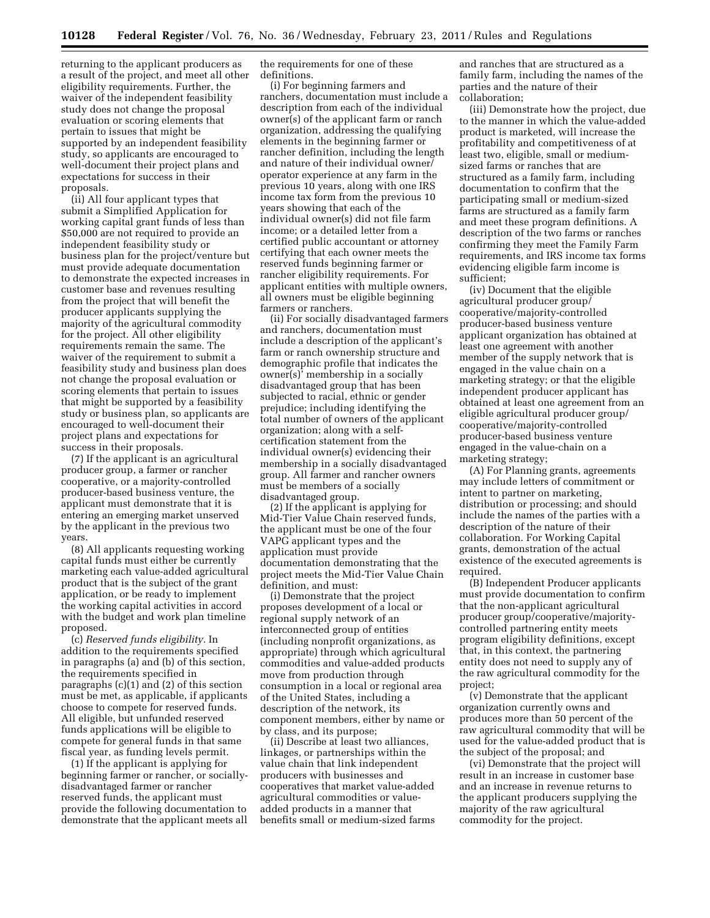returning to the applicant producers as a result of the project, and meet all other eligibility requirements. Further, the waiver of the independent feasibility study does not change the proposal evaluation or scoring elements that pertain to issues that might be supported by an independent feasibility study, so applicants are encouraged to well-document their project plans and expectations for success in their proposals.

(ii) All four applicant types that submit a Simplified Application for working capital grant funds of less than $50,000 are not required to provide an independent feasibility study or business plan for the project/venture but must provide adequate documentation to demonstrate the expected increases in customer base and revenues resulting from the project that will benefit the producer applicants supplying the majority of the agricultural commodity for the project. All other eligibility requirements remain the same. The waiver of the requirement to submit a feasibility study and business plan does not change the proposal evaluation or scoring elements that pertain to issues that might be supported by a feasibility study or business plan, so applicants are encouraged to well-document their project plans and expectations for success in their proposals.

(7) If the applicant is an agricultural producer group, a farmer or rancher cooperative, or a majority-controlled producer-based business venture, the applicant must demonstrate that it is entering an emerging market unserved by the applicant in the previous two years.

(8) All applicants requesting working capital funds must either be currently marketing each value-added agricultural product that is the subject of the grant application, or be ready to implement the working capital activities in accord with the budget and work plan timeline proposed.

(c) *Reserved funds eligibility.* In addition to the requirements specified in paragraphs (a) and (b) of this section, the requirements specified in paragraphs (c)(1) and (2) of this section must be met, as applicable, if applicants choose to compete for reserved funds. All eligible, but unfunded reserved funds applications will be eligible to compete for general funds in that same fiscal year, as funding levels permit.

(1) If the applicant is applying for beginning farmer or rancher, or socially-disadvantaged farmer or rancher reserved funds, the applicant must provide the following documentation to demonstrate that the applicant meets all the requirements for one of these definitions.

(i) For beginning farmers and ranchers, documentation must include a description from each of the individual owner(s) of the applicant farm or ranch organization, addressing the qualifying elements in the beginning farmer or rancher definition, including the length and nature of their individual owner/operator experience at any farm in the previous 10 years, along with one IRS income tax form from the previous 10 years showing that each of the individual owner(s) did not file farm income; or a detailed letter from a certified public accountant or attorney certifying that each owner meets the reserved funds beginning farmer or rancher eligibility requirements. For applicant entities with multiple owners, all owners must be eligible beginning farmers or ranchers.

(ii) For socially disadvantaged farmers and ranchers, documentation must include a description of the applicant's farm or ranch ownership structure and demographic profile that indicates the owner(s)' membership in a socially disadvantaged group that has been subjected to racial, ethnic or gender prejudice; including identifying the total number of owners of the applicant organization; along with a self-certification statement from the individual owner(s) evidencing their membership in a socially disadvantaged group. All farmer and rancher owners must be members of a socially disadvantaged group.

(2) If the applicant is applying for Mid-Tier Value Chain reserved funds, the applicant must be one of the four VAPG applicant types and the application must provide documentation demonstrating that the project meets the Mid-Tier Value Chain definition, and must:

(i) Demonstrate that the project proposes development of a local or regional supply network of an interconnected group of entities (including nonprofit organizations, as appropriate) through which agricultural commodities and value-added products move from production through consumption in a local or regional area of the United States, including a description of the network, its component members, either by name or by class, and its purpose;

(ii) Describe at least two alliances, linkages, or partnerships within the value chain that link independent producers with businesses and cooperatives that market value-added agricultural commodities or value-added products in a manner that benefits small or medium-sized farms and ranches that are structured as a family farm, including the names of the parties and the nature of their collaboration;

(iii) Demonstrate how the project, due to the manner in which the value-added product is marketed, will increase the profitability and competitiveness of at least two, eligible, small or medium-sized farms or ranches that are structured as a family farm, including documentation to confirm that the participating small or medium-sized farms are structured as a family farm and meet these program definitions. A description of the two farms or ranches confirming they meet the Family Farm requirements, and IRS income tax forms evidencing eligible farm income is sufficient;

(iv) Document that the eligible agricultural producer group/cooperative/majority-controlled producer-based business venture applicant organization has obtained at least one agreement with another member of the supply network that is engaged in the value chain on a marketing strategy; or that the eligible independent producer applicant has obtained at least one agreement from an eligible agricultural producer group/cooperative/majority-controlled producer-based business venture engaged in the value-chain on a marketing strategy;

(A) For Planning grants, agreements may include letters of commitment or intent to partner on marketing, distribution or processing; and should include the names of the parties with a description of the nature of their collaboration. For Working Capital grants, demonstration of the actual existence of the executed agreements is required.

(B) Independent Producer applicants must provide documentation to confirm that the non-applicant agricultural producer group/cooperative/majority-controlled partnering entity meets program eligibility definitions, except that, in this context, the partnering entity does not need to supply any of the raw agricultural commodity for the project;

(v) Demonstrate that the applicant organization currently owns and produces more than 50 percent of the raw agricultural commodity that will be used for the value-added product that is the subject of the proposal; and

(vi) Demonstrate that the project will result in an increase in customer base and an increase in revenue returns to the applicant producers supplying the majority of the raw agricultural commodity for the project.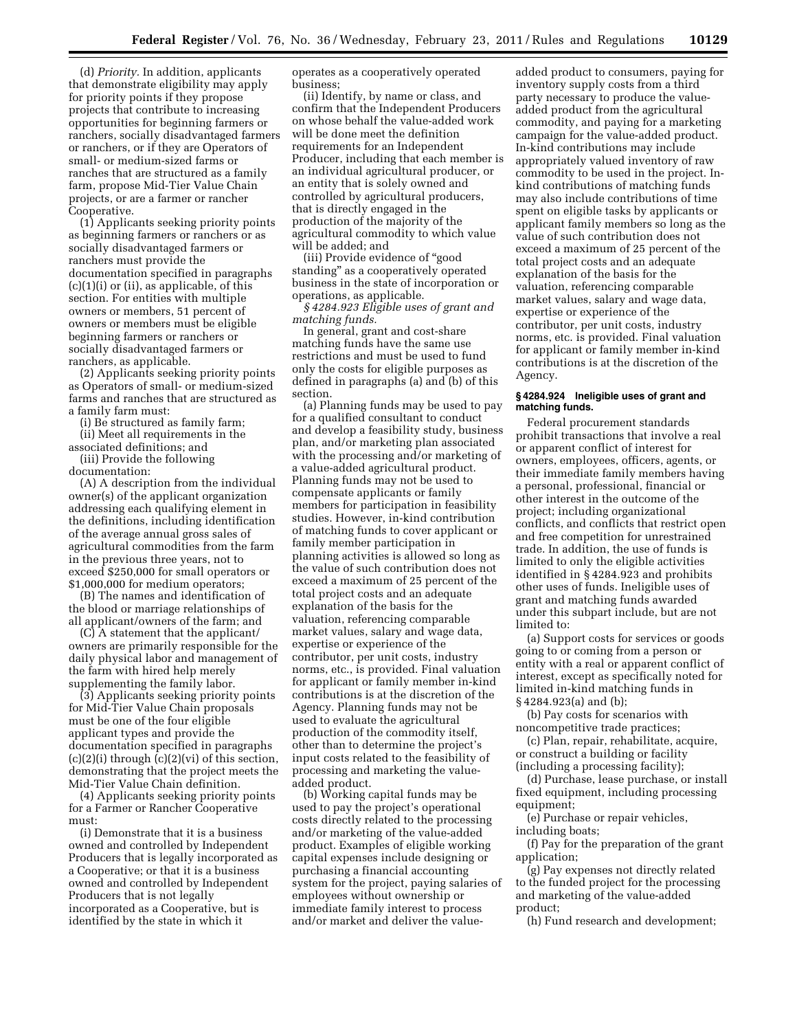(d) *Priority.* In addition, applicants that demonstrate eligibility may apply for priority points if they propose projects that contribute to increasing opportunities for beginning farmers or ranchers, socially disadvantaged farmers or ranchers, or if they are Operators of small- or medium-sized farms or ranches that are structured as a family farm, propose Mid-Tier Value Chain projects, or are a farmer or rancher Cooperative.

(1) Applicants seeking priority points as beginning farmers or ranchers or as socially disadvantaged farmers or ranchers must provide the documentation specified in paragraphs (c)(1)(i) or (ii), as applicable, of this section. For entities with multiple owners or members, 51 percent of owners or members must be eligible beginning farmers or ranchers or socially disadvantaged farmers or ranchers, as applicable.

(2) Applicants seeking priority points as Operators of small- or medium-sized farms and ranches that are structured as a family farm must:

(i) Be structured as family farm;

(ii) Meet all requirements in the associated definitions; and

(iii) Provide the following documentation:

(A) A description from the individual owner(s) of the applicant organization addressing each qualifying element in the definitions, including identification of the average annual gross sales of agricultural commodities from the farm in the previous three years, not to exceed $250,000 for small operators or $1,000,000 for medium operators;

(B) The names and identification of the blood or marriage relationships of all applicant/owners of the farm; and

(C) A statement that the applicant/owners are primarily responsible for the daily physical labor and management of the farm with hired help merely supplementing the family labor.

(3) Applicants seeking priority points for Mid-Tier Value Chain proposals must be one of the four eligible applicant types and provide the documentation specified in paragraphs (c)(2)(i) through (c)(2)(vi) of this section, demonstrating that the project meets the Mid-Tier Value Chain definition.

(4) Applicants seeking priority points for a Farmer or Rancher Cooperative must:

(i) Demonstrate that it is a business owned and controlled by Independent Producers that is legally incorporated as a Cooperative; or that it is a business owned and controlled by Independent Producers that is not legally incorporated as a Cooperative, but is identified by the state in which it operates as a cooperatively operated business;

(ii) Identify, by name or class, and confirm that the Independent Producers on whose behalf the value-added work will be done meet the definition requirements for an Independent Producer, including that each member is an individual agricultural producer, or an entity that is solely owned and controlled by agricultural producers, that is directly engaged in the production of the majority of the agricultural commodity to which value will be added; and

(iii) Provide evidence of "good standing" as a cooperatively operated business in the state of incorporation or operations, as applicable.

*§ 4284.923 Eligible uses of grant and matching funds.*

In general, grant and cost-share matching funds have the same use restrictions and must be used to fund only the costs for eligible purposes as defined in paragraphs (a) and (b) of this section.

(a) Planning funds may be used to pay for a qualified consultant to conduct and develop a feasibility study, business plan, and/or marketing plan associated with the processing and/or marketing of a value-added agricultural product. Planning funds may not be used to compensate applicants or family members for participation in feasibility studies. However, in-kind contribution of matching funds to cover applicant or family member participation in planning activities is allowed so long as the value of such contribution does not exceed a maximum of 25 percent of the total project costs and an adequate explanation of the basis for the valuation, referencing comparable market values, salary and wage data, expertise or experience of the contributor, per unit costs, industry norms, etc., is provided. Final valuation for applicant or family member in-kind contributions is at the discretion of the Agency. Planning funds may not be used to evaluate the agricultural production of the commodity itself, other than to determine the project's input costs related to the feasibility of processing and marketing the value-added product.

(b) Working capital funds may be used to pay the project's operational costs directly related to the processing and/or marketing of the value-added product. Examples of eligible working capital expenses include designing or purchasing a financial accounting system for the project, paying salaries of employees without ownership or immediate family interest to process and/or market and deliver the value-added product to consumers, paying for inventory supply costs from a third party necessary to produce the value-added product from the agricultural commodity, and paying for a marketing campaign for the value-added product. In-kind contributions may include appropriately valued inventory of raw commodity to be used in the project. In-kind contributions of matching funds may also include contributions of time spent on eligible tasks by applicants or applicant family members so long as the value of such contribution does not exceed a maximum of 25 percent of the total project costs and an adequate explanation of the basis for the valuation, referencing comparable market values, salary and wage data, expertise or experience of the contributor, per unit costs, industry norms, etc. is provided. Final valuation for applicant or family member in-kind contributions is at the discretion of the Agency.

### § 4284.924 Ineligible uses of grant and matching funds.

Federal procurement standards prohibit transactions that involve a real or apparent conflict of interest for owners, employees, officers, agents, or their immediate family members having a personal, professional, financial or other interest in the outcome of the project; including organizational conflicts, and conflicts that restrict open and free competition for unrestrained trade. In addition, the use of funds is limited to only the eligible activities identified in § 4284.923 and prohibits other uses of funds. Ineligible uses of grant and matching funds awarded under this subpart include, but are not limited to:

(a) Support costs for services or goods going to or coming from a person or entity with a real or apparent conflict of interest, except as specifically noted for limited in-kind matching funds in § 4284.923(a) and (b);

(b) Pay costs for scenarios with noncompetitive trade practices;

(c) Plan, repair, rehabilitate, acquire, or construct a building or facility (including a processing facility);

(d) Purchase, lease purchase, or install fixed equipment, including processing equipment;

(e) Purchase or repair vehicles, including boats;

(f) Pay for the preparation of the grant application;

(g) Pay expenses not directly related to the funded project for the processing and marketing of the value-added product;

(h) Fund research and development;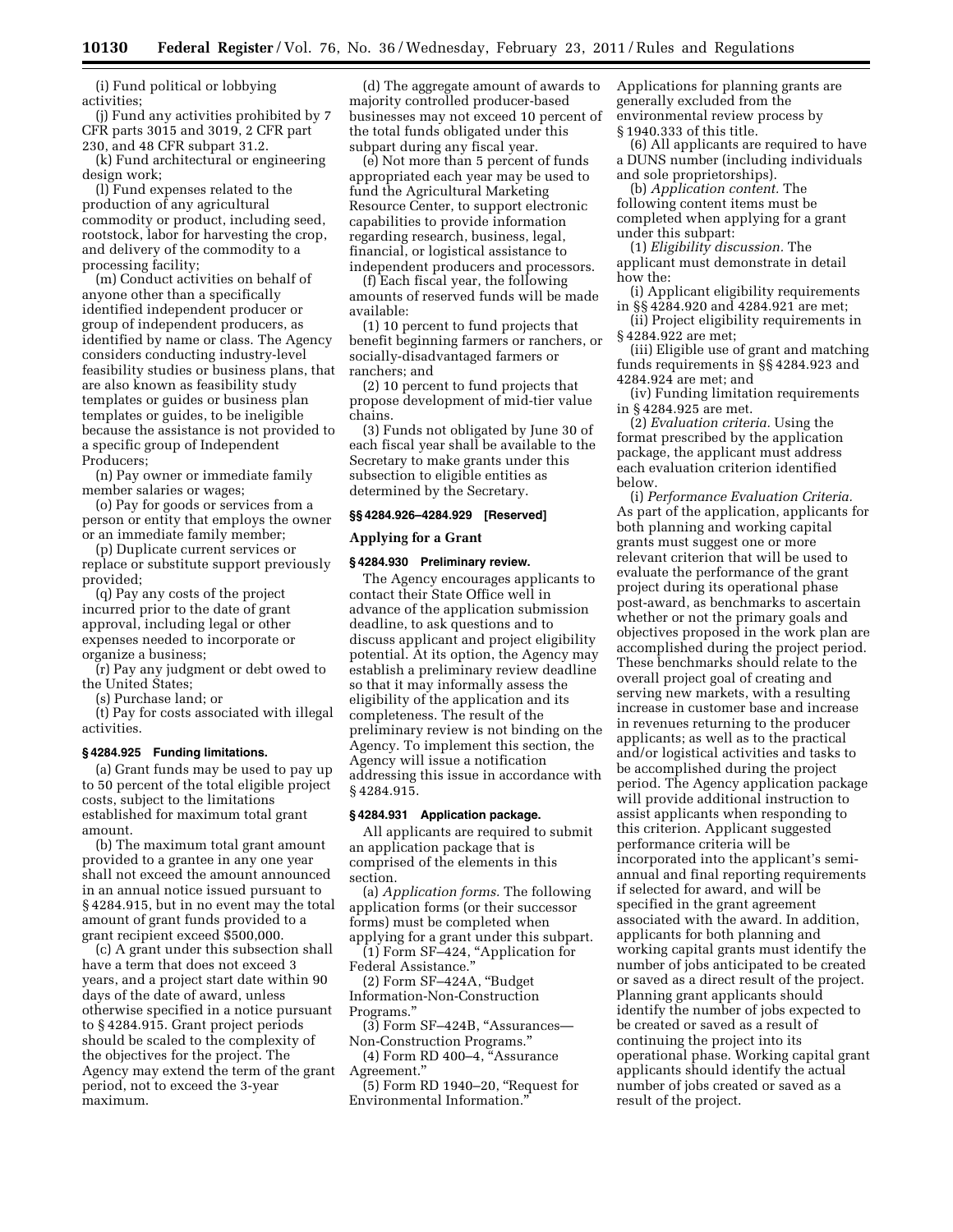(i) Fund political or lobbying activities;

(j) Fund any activities prohibited by 7 CFR parts 3015 and 3019, 2 CFR part 230, and 48 CFR subpart 31.2.

(k) Fund architectural or engineering design work;

(l) Fund expenses related to the production of any agricultural commodity or product, including seed, rootstock, labor for harvesting the crop, and delivery of the commodity to a processing facility;

(m) Conduct activities on behalf of anyone other than a specifically identified independent producer or group of independent producers, as identified by name or class. The Agency considers conducting industry-level feasibility studies or business plans, that are also known as feasibility study templates or guides or business plan templates or guides, to be ineligible because the assistance is not provided to a specific group of Independent Producers;

(n) Pay owner or immediate family member salaries or wages;

(o) Pay for goods or services from a person or entity that employs the owner or an immediate family member;

(p) Duplicate current services or replace or substitute support previously provided;

(q) Pay any costs of the project incurred prior to the date of grant approval, including legal or other expenses needed to incorporate or organize a business;

(r) Pay any judgment or debt owed to the United States;

(s) Purchase land; or

(t) Pay for costs associated with illegal activities.

### § 4284.925 Funding limitations.

(a) Grant funds may be used to pay up to 50 percent of the total eligible project costs, subject to the limitations established for maximum total grant amount.

(b) The maximum total grant amount provided to a grantee in any one year shall not exceed the amount announced in an annual notice issued pursuant to § 4284.915, but in no event may the total amount of grant funds provided to a grant recipient exceed $500,000.

(c) A grant under this subsection shall have a term that does not exceed 3 years, and a project start date within 90 days of the date of award, unless otherwise specified in a notice pursuant to § 4284.915. Grant project periods should be scaled to the complexity of the objectives for the project. The Agency may extend the term of the grant period, not to exceed the 3-year maximum.

(d) The aggregate amount of awards to majority controlled producer-based businesses may not exceed 10 percent of the total funds obligated under this subpart during any fiscal year.

(e) Not more than 5 percent of funds appropriated each year may be used to fund the Agricultural Marketing Resource Center, to support electronic capabilities to provide information regarding research, business, legal, financial, or logistical assistance to independent producers and processors.

(f) Each fiscal year, the following amounts of reserved funds will be made available:

(1) 10 percent to fund projects that benefit beginning farmers or ranchers, or socially-disadvantaged farmers or ranchers; and

(2) 10 percent to fund projects that propose development of mid-tier value chains.

(3) Funds not obligated by June 30 of each fiscal year shall be available to the Secretary to make grants under this subsection to eligible entities as determined by the Secretary.

### §§ 4284.926–4284.929 [Reserved]

## Applying for a Grant

### § 4284.930 Preliminary review.

The Agency encourages applicants to contact their State Office well in advance of the application submission deadline, to ask questions and to discuss applicant and project eligibility potential. At its option, the Agency may establish a preliminary review deadline so that it may informally assess the eligibility of the application and its completeness. The result of the preliminary review is not binding on the Agency. To implement this section, the Agency will issue a notification addressing this issue in accordance with § 4284.915.

### § 4284.931 Application package.

All applicants are required to submit an application package that is comprised of the elements in this section.

(a) *Application forms.* The following application forms (or their successor forms) must be completed when applying for a grant under this subpart.

(1) Form SF–424, "Application for Federal Assistance."

(2) Form SF–424A, "Budget Information-Non-Construction Programs."

(3) Form SF–424B, "Assurances—Non-Construction Programs."

(4) Form RD 400–4, "Assurance Agreement."

(5) Form RD 1940–20, "Request for Environmental Information." Applications for planning grants are generally excluded from the environmental review process by § 1940.333 of this title.

(6) All applicants are required to have a DUNS number (including individuals and sole proprietorships).

(b) *Application content.* The following content items must be completed when applying for a grant under this subpart:

(1) *Eligibility discussion.* The applicant must demonstrate in detail how the:

(i) Applicant eligibility requirements in §§ 4284.920 and 4284.921 are met;

(ii) Project eligibility requirements in § 4284.922 are met;

(iii) Eligible use of grant and matching funds requirements in §§ 4284.923 and 4284.924 are met; and

(iv) Funding limitation requirements in § 4284.925 are met.

(2) *Evaluation criteria.* Using the format prescribed by the application package, the applicant must address each evaluation criterion identified below.

(i) *Performance Evaluation Criteria.* As part of the application, applicants for both planning and working capital grants must suggest one or more relevant criterion that will be used to evaluate the performance of the grant project during its operational phase post-award, as benchmarks to ascertain whether or not the primary goals and objectives proposed in the work plan are accomplished during the project period. These benchmarks should relate to the overall project goal of creating and serving new markets, with a resulting increase in customer base and increase in revenues returning to the producer applicants; as well as to the practical and/or logistical activities and tasks to be accomplished during the project period. The Agency application package will provide additional instruction to assist applicants when responding to this criterion. Applicant suggested performance criteria will be incorporated into the applicant's semi-annual and final reporting requirements if selected for award, and will be specified in the grant agreement associated with the award. In addition, applicants for both planning and working capital grants must identify the number of jobs anticipated to be created or saved as a direct result of the project. Planning grant applicants should identify the number of jobs expected to be created or saved as a result of continuing the project into its operational phase. Working capital grant applicants should identify the actual number of jobs created or saved as a result of the project.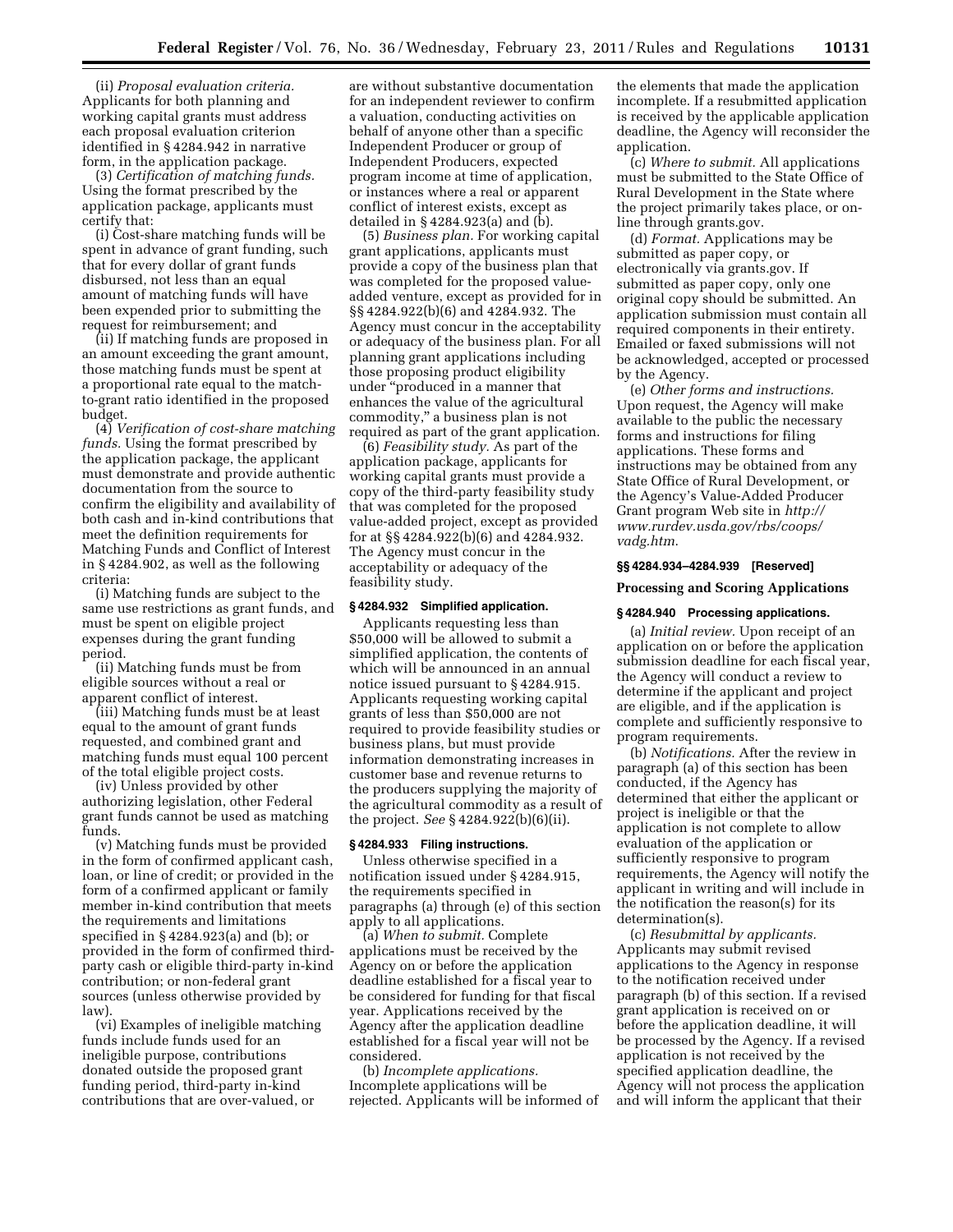(ii) *Proposal evaluation criteria.* Applicants for both planning and working capital grants must address each proposal evaluation criterion identified in § 4284.942 in narrative form, in the application package.

(3) *Certification of matching funds.* Using the format prescribed by the application package, applicants must certify that:

(i) Cost-share matching funds will be spent in advance of grant funding, such that for every dollar of grant funds disbursed, not less than an equal amount of matching funds will have been expended prior to submitting the request for reimbursement; and

(ii) If matching funds are proposed in an amount exceeding the grant amount, those matching funds must be spent at a proportional rate equal to the match-to-grant ratio identified in the proposed budget.

(4) *Verification of cost-share matching funds.* Using the format prescribed by the application package, the applicant must demonstrate and provide authentic documentation from the source to confirm the eligibility and availability of both cash and in-kind contributions that meet the definition requirements for Matching Funds and Conflict of Interest in § 4284.902, as well as the following criteria:

(i) Matching funds are subject to the same use restrictions as grant funds, and must be spent on eligible project expenses during the grant funding period.

(ii) Matching funds must be from eligible sources without a real or apparent conflict of interest.

(iii) Matching funds must be at least equal to the amount of grant funds requested, and combined grant and matching funds must equal 100 percent of the total eligible project costs.

(iv) Unless provided by other authorizing legislation, other Federal grant funds cannot be used as matching funds.

(v) Matching funds must be provided in the form of confirmed applicant cash, loan, or line of credit; or provided in the form of a confirmed applicant or family member in-kind contribution that meets the requirements and limitations specified in § 4284.923(a) and (b); or provided in the form of confirmed third-party cash or eligible third-party in-kind contribution; or non-federal grant sources (unless otherwise provided by law).

(vi) Examples of ineligible matching funds include funds used for an ineligible purpose, contributions donated outside the proposed grant funding period, third-party in-kind contributions that are over-valued, or are without substantive documentation for an independent reviewer to confirm a valuation, conducting activities on behalf of anyone other than a specific Independent Producer or group of Independent Producers, expected program income at time of application, or instances where a real or apparent conflict of interest exists, except as detailed in § 4284.923(a) and (b).

(5) *Business plan.* For working capital grant applications, applicants must provide a copy of the business plan that was completed for the proposed value-added venture, except as provided for in §§ 4284.922(b)(6) and 4284.932. The Agency must concur in the acceptability or adequacy of the business plan. For all planning grant applications including those proposing product eligibility under "produced in a manner that enhances the value of the agricultural commodity," a business plan is not required as part of the grant application.

(6) *Feasibility study.* As part of the application package, applicants for working capital grants must provide a copy of the third-party feasibility study that was completed for the proposed value-added project, except as provided for at §§ 4284.922(b)(6) and 4284.932. The Agency must concur in the acceptability or adequacy of the feasibility study.

#### § 4284.932 Simplified application.

Applicants requesting less than $50,000 will be allowed to submit a simplified application, the contents of which will be announced in an annual notice issued pursuant to § 4284.915. Applicants requesting working capital grants of less than $50,000 are not required to provide feasibility studies or business plans, but must provide information demonstrating increases in customer base and revenue returns to the producers supplying the majority of the agricultural commodity as a result of the project. *See* § 4284.922(b)(6)(ii).

#### § 4284.933 Filing instructions.

Unless otherwise specified in a notification issued under § 4284.915, the requirements specified in paragraphs (a) through (e) of this section apply to all applications.

(a) *When to submit.* Complete applications must be received by the Agency on or before the application deadline established for a fiscal year to be considered for funding for that fiscal year. Applications received by the Agency after the application deadline established for a fiscal year will not be considered.

(b) *Incomplete applications.* Incomplete applications will be rejected. Applicants will be informed of the elements that made the application incomplete. If a resubmitted application is received by the applicable application deadline, the Agency will reconsider the application.

(c) *Where to submit.* All applications must be submitted to the State Office of Rural Development in the State where the project primarily takes place, or on-line through grants.gov.

(d) *Format.* Applications may be submitted as paper copy, or electronically via grants.gov. If submitted as paper copy, only one original copy should be submitted. An application submission must contain all required components in their entirety. Emailed or faxed submissions will not be acknowledged, accepted or processed by the Agency.

(e) *Other forms and instructions.* Upon request, the Agency will make available to the public the necessary forms and instructions for filing applications. These forms and instructions may be obtained from any State Office of Rural Development, or the Agency's Value-Added Producer Grant program Web site in *http://www.rurdev.usda.gov/rbs/coops/vadg.htm.*

#### §§ 4284.934–4284.939 [Reserved]

### Processing and Scoring Applications

#### § 4284.940 Processing applications.

(a) *Initial review.* Upon receipt of an application on or before the application submission deadline for each fiscal year, the Agency will conduct a review to determine if the applicant and project are eligible, and if the application is complete and sufficiently responsive to program requirements.

(b) *Notifications.* After the review in paragraph (a) of this section has been conducted, if the Agency has determined that either the applicant or project is ineligible or that the application is not complete to allow evaluation of the application or sufficiently responsive to program requirements, the Agency will notify the applicant in writing and will include in the notification the reason(s) for its determination(s).

(c) *Resubmittal by applicants.* Applicants may submit revised applications to the Agency in response to the notification received under paragraph (b) of this section. If a revised grant application is received on or before the application deadline, it will be processed by the Agency. If a revised application is not received by the specified application deadline, the Agency will not process the application and will inform the applicant that their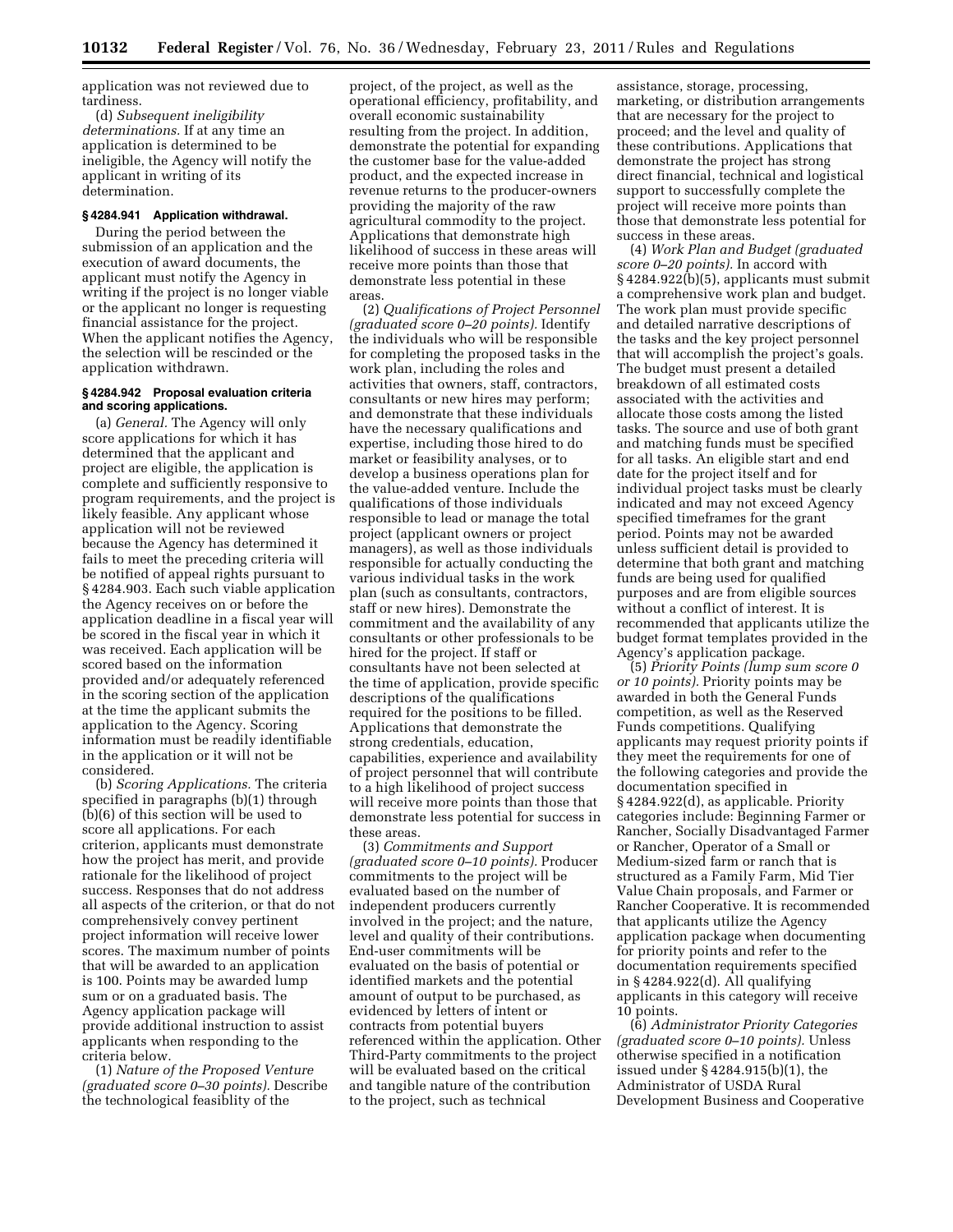application was not reviewed due to tardiness.

(d) *Subsequent ineligibility determinations.* If at any time an application is determined to be ineligible, the Agency will notify the applicant in writing of its determination.

### § 4284.941 Application withdrawal.

During the period between the submission of an application and the execution of award documents, the applicant must notify the Agency in writing if the project is no longer viable or the applicant no longer is requesting financial assistance for the project. When the applicant notifies the Agency, the selection will be rescinded or the application withdrawn.

### § 4284.942 Proposal evaluation criteria and scoring applications.

(a) *General.* The Agency will only score applications for which it has determined that the applicant and project are eligible, the application is complete and sufficiently responsive to program requirements, and the project is likely feasible. Any applicant whose application will not be reviewed because the Agency has determined it fails to meet the preceding criteria will be notified of appeal rights pursuant to § 4284.903. Each such viable application the Agency receives on or before the application deadline in a fiscal year will be scored in the fiscal year in which it was received. Each application will be scored based on the information provided and/or adequately referenced in the scoring section of the application at the time the applicant submits the application to the Agency. Scoring information must be readily identifiable in the application or it will not be considered.

(b) *Scoring Applications.* The criteria specified in paragraphs (b)(1) through (b)(6) of this section will be used to score all applications. For each criterion, applicants must demonstrate how the project has merit, and provide rationale for the likelihood of project success. Responses that do not address all aspects of the criterion, or that do not comprehensively convey pertinent project information will receive lower scores. The maximum number of points that will be awarded to an application is 100. Points may be awarded lump sum or on a graduated basis. The Agency application package will provide additional instruction to assist applicants when responding to the criteria below.

(1) *Nature of the Proposed Venture (graduated score 0–30 points).* Describe the technological feasiblity of the project, of the project, as well as the operational efficiency, profitability, and overall economic sustainability resulting from the project. In addition, demonstrate the potential for expanding the customer base for the value-added product, and the expected increase in revenue returns to the producer-owners providing the majority of the raw agricultural commodity to the project. Applications that demonstrate high likelihood of success in these areas will receive more points than those that demonstrate less potential in these areas.

(2) *Qualifications of Project Personnel (graduated score 0–20 points).* Identify the individuals who will be responsible for completing the proposed tasks in the work plan, including the roles and activities that owners, staff, contractors, consultants or new hires may perform; and demonstrate that these individuals have the necessary qualifications and expertise, including those hired to do market or feasibility analyses, or to develop a business operations plan for the value-added venture. Include the qualifications of those individuals responsible to lead or manage the total project (applicant owners or project managers), as well as those individuals responsible for actually conducting the various individual tasks in the work plan (such as consultants, contractors, staff or new hires). Demonstrate the commitment and the availability of any consultants or other professionals to be hired for the project. If staff or consultants have not been selected at the time of application, provide specific descriptions of the qualifications required for the positions to be filled. Applications that demonstrate the strong credentials, education, capabilities, experience and availability of project personnel that will contribute to a high likelihood of project success will receive more points than those that demonstrate less potential for success in these areas.

(3) *Commitments and Support (graduated score 0–10 points).* Producer commitments to the project will be evaluated based on the number of independent producers currently involved in the project; and the nature, level and quality of their contributions. End-user commitments will be evaluated on the basis of potential or identified markets and the potential amount of output to be purchased, as evidenced by letters of intent or contracts from potential buyers referenced within the application. Other Third-Party commitments to the project will be evaluated based on the critical and tangible nature of the contribution to the project, such as technical assistance, storage, processing, marketing, or distribution arrangements that are necessary for the project to proceed; and the level and quality of these contributions. Applications that demonstrate the project has strong direct financial, technical and logistical support to successfully complete the project will receive more points than those that demonstrate less potential for success in these areas.

(4) *Work Plan and Budget (graduated score 0–20 points).* In accord with § 4284.922(b)(5), applicants must submit a comprehensive work plan and budget. The work plan must provide specific and detailed narrative descriptions of the tasks and the key project personnel that will accomplish the project's goals. The budget must present a detailed breakdown of all estimated costs associated with the activities and allocate those costs among the listed tasks. The source and use of both grant and matching funds must be specified for all tasks. An eligible start and end date for the project itself and for individual project tasks must be clearly indicated and may not exceed Agency specified timeframes for the grant period. Points may not be awarded unless sufficient detail is provided to determine that both grant and matching funds are being used for qualified purposes and are from eligible sources without a conflict of interest. It is recommended that applicants utilize the budget format templates provided in the Agency's application package.

(5) *Priority Points (lump sum score 0 or 10 points).* Priority points may be awarded in both the General Funds competition, as well as the Reserved Funds competitions. Qualifying applicants may request priority points if they meet the requirements for one of the following categories and provide the documentation specified in § 4284.922(d), as applicable. Priority categories include: Beginning Farmer or Rancher, Socially Disadvantaged Farmer or Rancher, Operator of a Small or Medium-sized farm or ranch that is structured as a Family Farm, Mid Tier Value Chain proposals, and Farmer or Rancher Cooperative. It is recommended that applicants utilize the Agency application package when documenting for priority points and refer to the documentation requirements specified in § 4284.922(d). All qualifying applicants in this category will receive 10 points.

(6) *Administrator Priority Categories (graduated score 0–10 points).* Unless otherwise specified in a notification issued under § 4284.915(b)(1), the Administrator of USDA Rural Development Business and Cooperative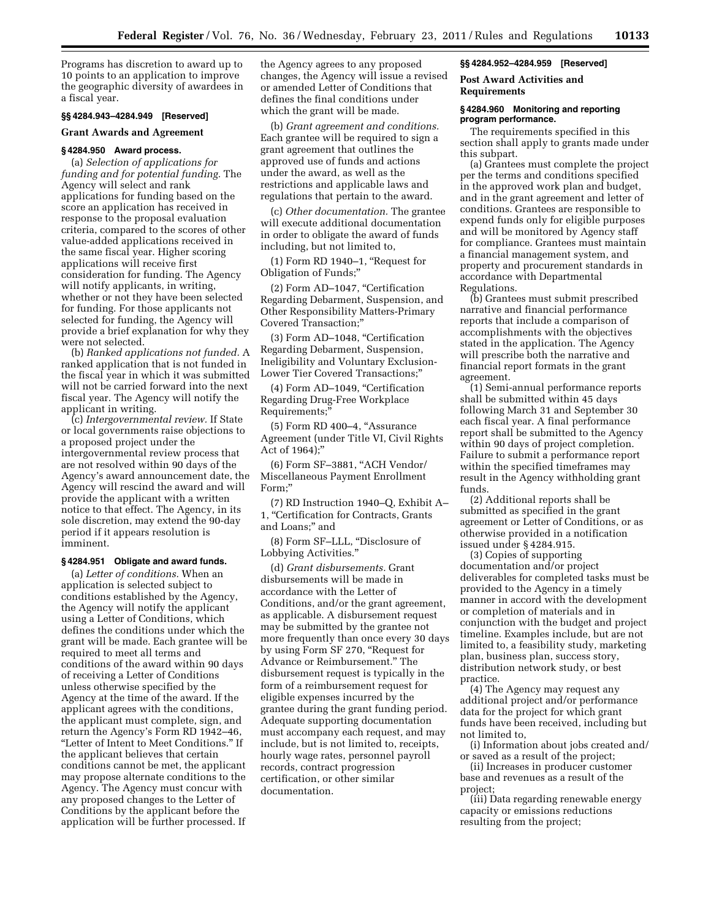Programs has discretion to award up to 10 points to an application to improve the geographic diversity of awardees in a fiscal year.

### §§ 4284.943–4284.949 [Reserved]

### Grant Awards and Agreement

### § 4284.950 Award process.

(a) *Selection of applications for funding and for potential funding.* The Agency will select and rank applications for funding based on the score an application has received in response to the proposal evaluation criteria, compared to the scores of other value-added applications received in the same fiscal year. Higher scoring applications will receive first consideration for funding. The Agency will notify applicants, in writing, whether or not they have been selected for funding. For those applicants not selected for funding, the Agency will provide a brief explanation for why they were not selected.

(b) *Ranked applications not funded.* A ranked application that is not funded in the fiscal year in which it was submitted will not be carried forward into the next fiscal year. The Agency will notify the applicant in writing.

(c) *Intergovernmental review.* If State or local governments raise objections to a proposed project under the intergovernmental review process that are not resolved within 90 days of the Agency's award announcement date, the Agency will rescind the award and will provide the applicant with a written notice to that effect. The Agency, in its sole discretion, may extend the 90-day period if it appears resolution is imminent.

### § 4284.951 Obligate and award funds.

(a) *Letter of conditions.* When an application is selected subject to conditions established by the Agency, the Agency will notify the applicant using a Letter of Conditions, which defines the conditions under which the grant will be made. Each grantee will be required to meet all terms and conditions of the award within 90 days of receiving a Letter of Conditions unless otherwise specified by the Agency at the time of the award. If the applicant agrees with the conditions, the applicant must complete, sign, and return the Agency's Form RD 1942–46, "Letter of Intent to Meet Conditions." If the applicant believes that certain conditions cannot be met, the applicant may propose alternate conditions to the Agency. The Agency must concur with any proposed changes to the Letter of Conditions by the applicant before the application will be further processed. If the Agency agrees to any proposed changes, the Agency will issue a revised or amended Letter of Conditions that defines the final conditions under which the grant will be made.

(b) *Grant agreement and conditions.* Each grantee will be required to sign a grant agreement that outlines the approved use of funds and actions under the award, as well as the restrictions and applicable laws and regulations that pertain to the award.

(c) *Other documentation.* The grantee will execute additional documentation in order to obligate the award of funds including, but not limited to,

(1) Form RD 1940–1, "Request for Obligation of Funds;"

(2) Form AD–1047, "Certification Regarding Debarment, Suspension, and Other Responsibility Matters-Primary Covered Transaction;"

(3) Form AD–1048, "Certification Regarding Debarment, Suspension, Ineligibility and Voluntary Exclusion-Lower Tier Covered Transactions;"

(4) Form AD–1049, "Certification Regarding Drug-Free Workplace Requirements;"

(5) Form RD 400–4, "Assurance Agreement (under Title VI, Civil Rights Act of 1964);"

(6) Form SF–3881, "ACH Vendor/Miscellaneous Payment Enrollment Form;"

(7) RD Instruction 1940–Q, Exhibit A–1, "Certification for Contracts, Grants and Loans;" and

(8) Form SF–LLL, "Disclosure of Lobbying Activities."

(d) *Grant disbursements.* Grant disbursements will be made in accordance with the Letter of Conditions, and/or the grant agreement, as applicable. A disbursement request may be submitted by the grantee not more frequently than once every 30 days by using Form SF 270, "Request for Advance or Reimbursement." The disbursement request is typically in the form of a reimbursement request for eligible expenses incurred by the grantee during the grant funding period. Adequate supporting documentation must accompany each request, and may include, but is not limited to, receipts, hourly wage rates, personnel payroll records, contract progression certification, or other similar documentation.

### §§ 4284.952–4284.959 [Reserved]

### Post Award Activities and Requirements

### § 4284.960 Monitoring and reporting program performance.

The requirements specified in this section shall apply to grants made under this subpart.

(a) Grantees must complete the project per the terms and conditions specified in the approved work plan and budget, and in the grant agreement and letter of conditions. Grantees are responsible to expend funds only for eligible purposes and will be monitored by Agency staff for compliance. Grantees must maintain a financial management system, and property and procurement standards in accordance with Departmental Regulations.

(b) Grantees must submit prescribed narrative and financial performance reports that include a comparison of accomplishments with the objectives stated in the application. The Agency will prescribe both the narrative and financial report formats in the grant agreement.

(1) Semi-annual performance reports shall be submitted within 45 days following March 31 and September 30 each fiscal year. A final performance report shall be submitted to the Agency within 90 days of project completion. Failure to submit a performance report within the specified timeframes may result in the Agency withholding grant funds.

(2) Additional reports shall be submitted as specified in the grant agreement or Letter of Conditions, or as otherwise provided in a notification issued under § 4284.915.

(3) Copies of supporting documentation and/or project deliverables for completed tasks must be provided to the Agency in a timely manner in accord with the development or completion of materials and in conjunction with the budget and project timeline. Examples include, but are not limited to, a feasibility study, marketing plan, business plan, success story, distribution network study, or best practice.

(4) The Agency may request any additional project and/or performance data for the project for which grant funds have been received, including but not limited to,

(i) Information about jobs created and/or saved as a result of the project;

(ii) Increases in producer customer base and revenues as a result of the project;

(iii) Data regarding renewable energy capacity or emissions reductions resulting from the project;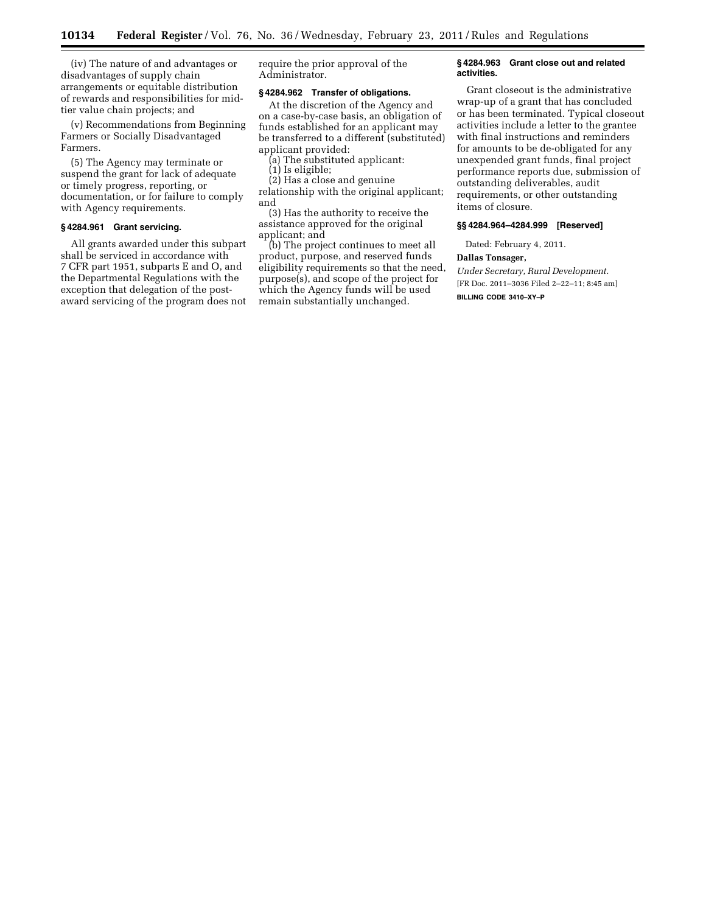(iv) The nature of and advantages or disadvantages of supply chain arrangements or equitable distribution of rewards and responsibilities for mid-tier value chain projects; and

(v) Recommendations from Beginning Farmers or Socially Disadvantaged Farmers.

(5) The Agency may terminate or suspend the grant for lack of adequate or timely progress, reporting, or documentation, or for failure to comply with Agency requirements.

**§ 4284.961 Grant servicing.**

All grants awarded under this subpart shall be serviced in accordance with 7 CFR part 1951, subparts E and O, and the Departmental Regulations with the exception that delegation of the post-award servicing of the program does not require the prior approval of the Administrator.

**§ 4284.962 Transfer of obligations.**

At the discretion of the Agency and on a case-by-case basis, an obligation of funds established for an applicant may be transferred to a different (substituted) applicant provided:

(a) The substituted applicant:

(1) Is eligible;

(2) Has a close and genuine relationship with the original applicant; and

(3) Has the authority to receive the assistance approved for the original applicant; and

(b) The project continues to meet all product, purpose, and reserved funds eligibility requirements so that the need, purpose(s), and scope of the project for which the Agency funds will be used remain substantially unchanged.

**§ 4284.963 Grant close out and related activities.**

Grant closeout is the administrative wrap-up of a grant that has concluded or has been terminated. Typical closeout activities include a letter to the grantee with final instructions and reminders for amounts to be de-obligated for any unexpended grant funds, final project performance reports due, submission of outstanding deliverables, audit requirements, or other outstanding items of closure.

**§§ 4284.964–4284.999 [Reserved]**

Dated: February 4, 2011.

**Dallas Tonsager,**

*Under Secretary, Rural Development.*

[FR Doc. 2011–3036 Filed 2–22–11; 8:45 am]

**BILLING CODE 3410–XY–P**